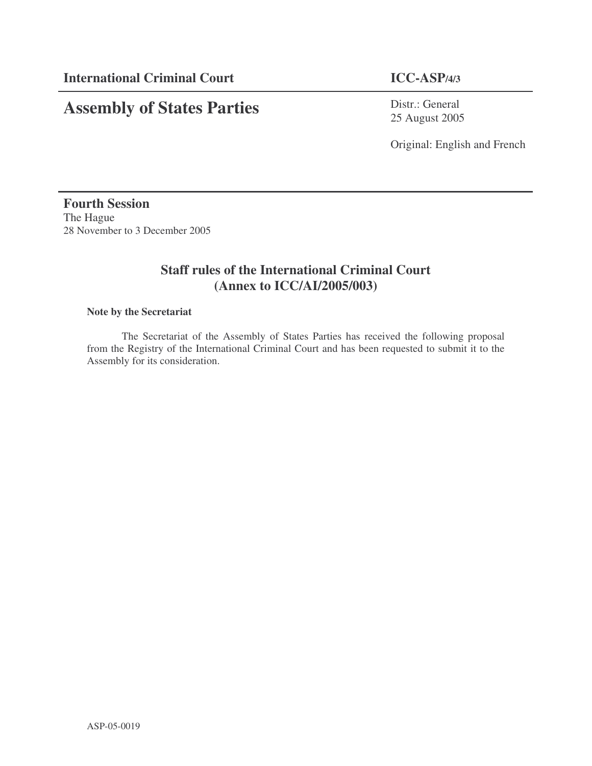**International Criminal Court** **ICC-ASP/4/3**

# Assembly of States Parties

Distr.: General
25 August 2005

Original: English and French

**Fourth Session**
The Hague
28 November to 3 December 2005

## Staff rules of the International Criminal Court (Annex to ICC/AI/2005/003)

**Note by the Secretariat**

The Secretariat of the Assembly of States Parties has received the following proposal from the Registry of the International Criminal Court and has been requested to submit it to the Assembly for its consideration.

ASP-05-0019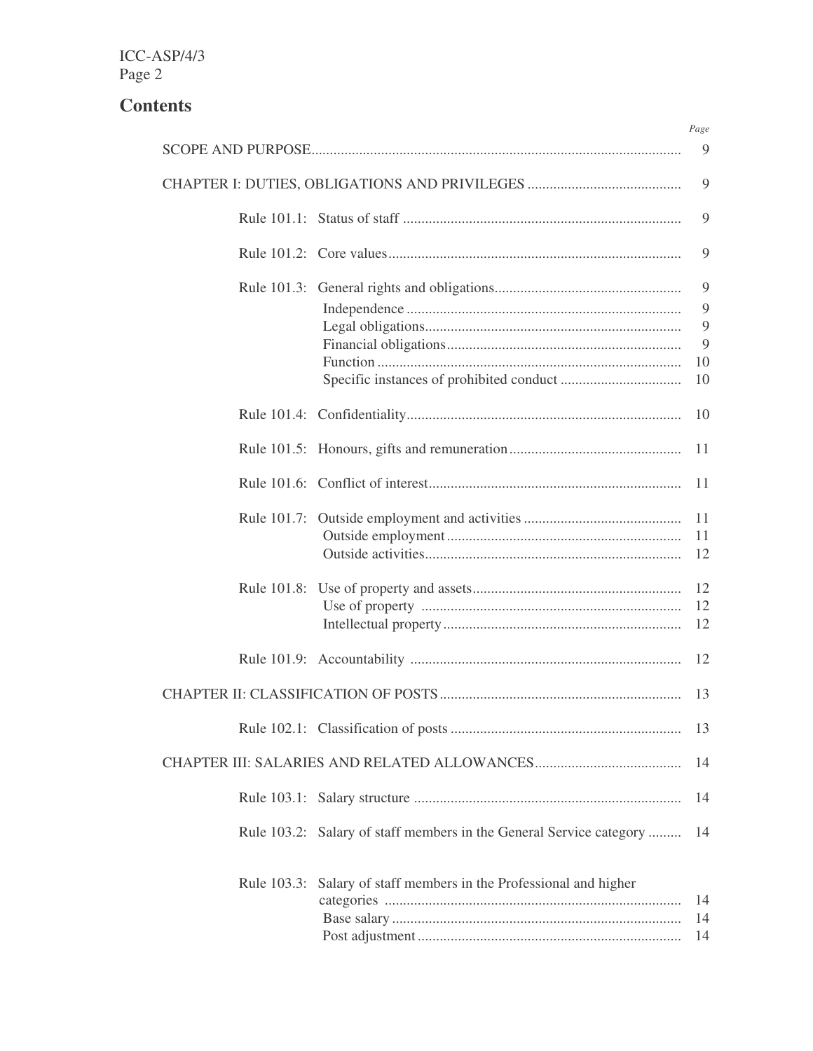## Contents

| | | Page |
|---|---|---|
| SCOPE AND PURPOSE | | 9 |
| CHAPTER I: DUTIES, OBLIGATIONS AND PRIVILEGES | | 9 |
| Rule 101.1: | Status of staff | 9 |
| Rule 101.2: | Core values | 9 |
| Rule 101.3: | General rights and obligations | 9 |
| | Independence | 9 |
| | Legal obligations | 9 |
| | Financial obligations | 9 |
| | Function | 10 |
| | Specific instances of prohibited conduct | 10 |
| Rule 101.4: | Confidentiality | 10 |
| Rule 101.5: | Honours, gifts and remuneration | 11 |
| Rule 101.6: | Conflict of interest | 11 |
| Rule 101.7: | Outside employment and activities | 11 |
| | Outside employment | 11 |
| | Outside activities | 12 |
| Rule 101.8: | Use of property and assets | 12 |
| | Use of property | 12 |
| | Intellectual property | 12 |
| Rule 101.9: | Accountability | 12 |
| CHAPTER II: CLASSIFICATION OF POSTS | | 13 |
| Rule 102.1: | Classification of posts | 13 |
| CHAPTER III: SALARIES AND RELATED ALLOWANCES | | 14 |
| Rule 103.1: | Salary structure | 14 |
| Rule 103.2: | Salary of staff members in the General Service category | 14 |
| Rule 103.3: | Salary of staff members in the Professional and higher categories | 14 |
| | Base salary | 14 |
| | Post adjustment | 14 |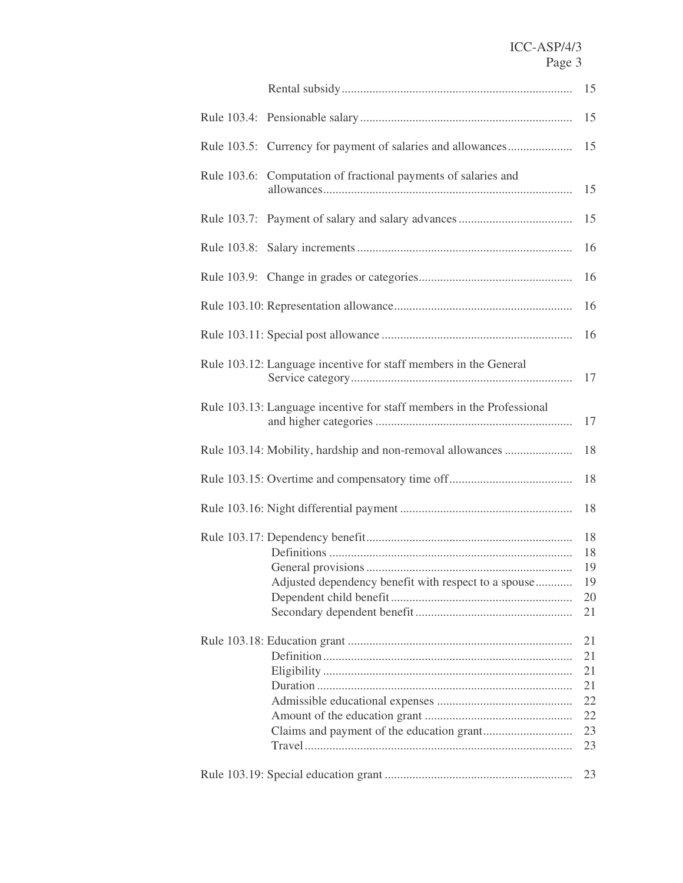| | | |
|---|---|---|
| | Rental subsidy | 15 |
| Rule 103.4: | Pensionable salary | 15 |
| Rule 103.5: | Currency for payment of salaries and allowances | 15 |
| Rule 103.6: | Computation of fractional payments of salaries and allowances | 15 |
| Rule 103.7: | Payment of salary and salary advances | 15 |
| Rule 103.8: | Salary increments | 16 |
| Rule 103.9: | Change in grades or categories | 16 |
| Rule 103.10: | Representation allowance | 16 |
| Rule 103.11: | Special post allowance | 16 |
| Rule 103.12: | Language incentive for staff members in the General Service category | 17 |
| Rule 103.13: | Language incentive for staff members in the Professional and higher categories | 17 |
| Rule 103.14: | Mobility, hardship and non-removal allowances | 18 |
| Rule 103.15: | Overtime and compensatory time off | 18 |
| Rule 103.16: | Night differential payment | 18 |
| Rule 103.17: | Dependency benefit | 18 |
| | Definitions | 18 |
| | General provisions | 19 |
| | Adjusted dependency benefit with respect to a spouse | 19 |
| | Dependent child benefit | 20 |
| | Secondary dependent benefit | 21 |
| Rule 103.18: | Education grant | 21 |
| | Definition | 21 |
| | Eligibility | 21 |
| | Duration | 21 |
| | Admissible educational expenses | 22 |
| | Amount of the education grant | 22 |
| | Claims and payment of the education grant | 23 |
| | Travel | 23 |
| Rule 103.19: | Special education grant | 23 |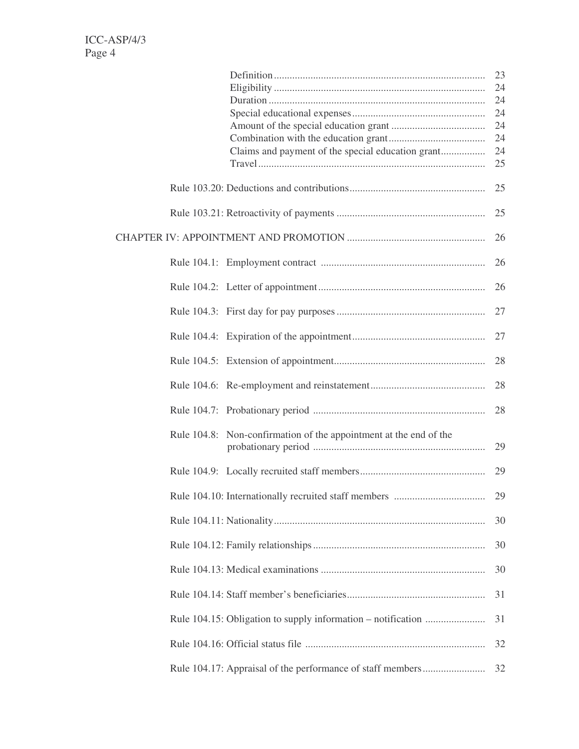| | |
|---|---|
| Definition | 23 |
| Eligibility | 24 |
| Duration | 24 |
| Special educational expenses | 24 |
| Amount of the special education grant | 24 |
| Combination with the education grant | 24 |
| Claims and payment of the special education grant | 24 |
| Travel | 25 |
| Rule 103.20: Deductions and contributions | 25 |
| Rule 103.21: Retroactivity of payments | 25 |
| CHAPTER IV: APPOINTMENT AND PROMOTION | 26 |
| Rule 104.1: Employment contract | 26 |
| Rule 104.2: Letter of appointment | 26 |
| Rule 104.3: First day for pay purposes | 27 |
| Rule 104.4: Expiration of the appointment | 27 |
| Rule 104.5: Extension of appointment | 28 |
| Rule 104.6: Re-employment and reinstatement | 28 |
| Rule 104.7: Probationary period | 28 |
| Rule 104.8: Non-confirmation of the appointment at the end of the probationary period | 29 |
| Rule 104.9: Locally recruited staff members | 29 |
| Rule 104.10: Internationally recruited staff members | 29 |
| Rule 104.11: Nationality | 30 |
| Rule 104.12: Family relationships | 30 |
| Rule 104.13: Medical examinations | 30 |
| Rule 104.14: Staff member's beneficiaries | 31 |
| Rule 104.15: Obligation to supply information – notification | 31 |
| Rule 104.16: Official status file | 32 |
| Rule 104.17: Appraisal of the performance of staff members | 32 |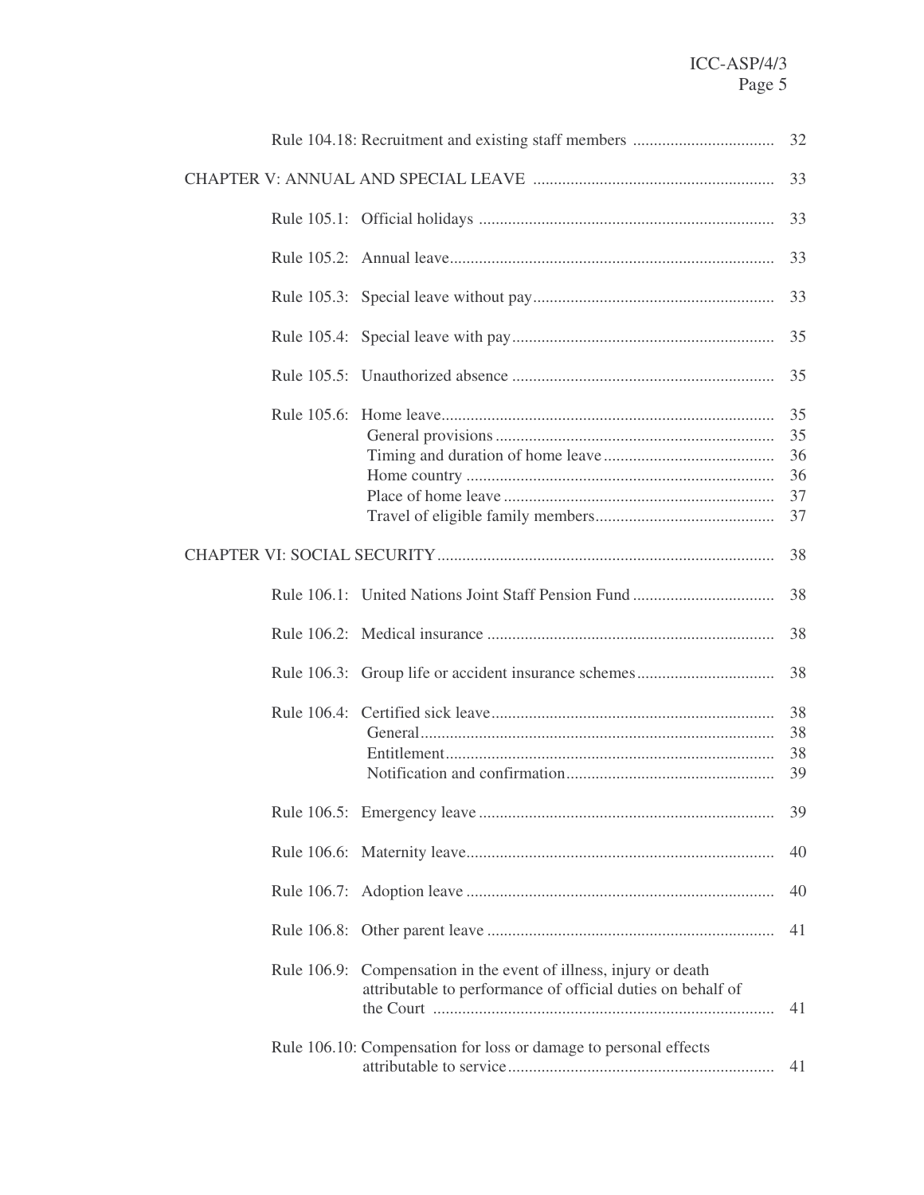| | | |
|---|---|---|
| | Rule 104.18: Recruitment and existing staff members | 32 |
| CHAPTER V: ANNUAL AND SPECIAL LEAVE | | 33 |
| | Rule 105.1: Official holidays | 33 |
| | Rule 105.2: Annual leave | 33 |
| | Rule 105.3: Special leave without pay | 33 |
| | Rule 105.4: Special leave with pay | 35 |
| | Rule 105.5: Unauthorized absence | 35 |
| | Rule 105.6: Home leave | 35 |
| | General provisions | 35 |
| | Timing and duration of home leave | 36 |
| | Home country | 36 |
| | Place of home leave | 37 |
| | Travel of eligible family members | 37 |
| CHAPTER VI: SOCIAL SECURITY | | 38 |
| | Rule 106.1: United Nations Joint Staff Pension Fund | 38 |
| | Rule 106.2: Medical insurance | 38 |
| | Rule 106.3: Group life or accident insurance schemes | 38 |
| | Rule 106.4: Certified sick leave | 38 |
| | General | 38 |
| | Entitlement | 38 |
| | Notification and confirmation | 39 |
| | Rule 106.5: Emergency leave | 39 |
| | Rule 106.6: Maternity leave | 40 |
| | Rule 106.7: Adoption leave | 40 |
| | Rule 106.8: Other parent leave | 41 |
| | Rule 106.9: Compensation in the event of illness, injury or death attributable to performance of official duties on behalf of the Court | 41 |
| | Rule 106.10: Compensation for loss or damage to personal effects attributable to service | 41 |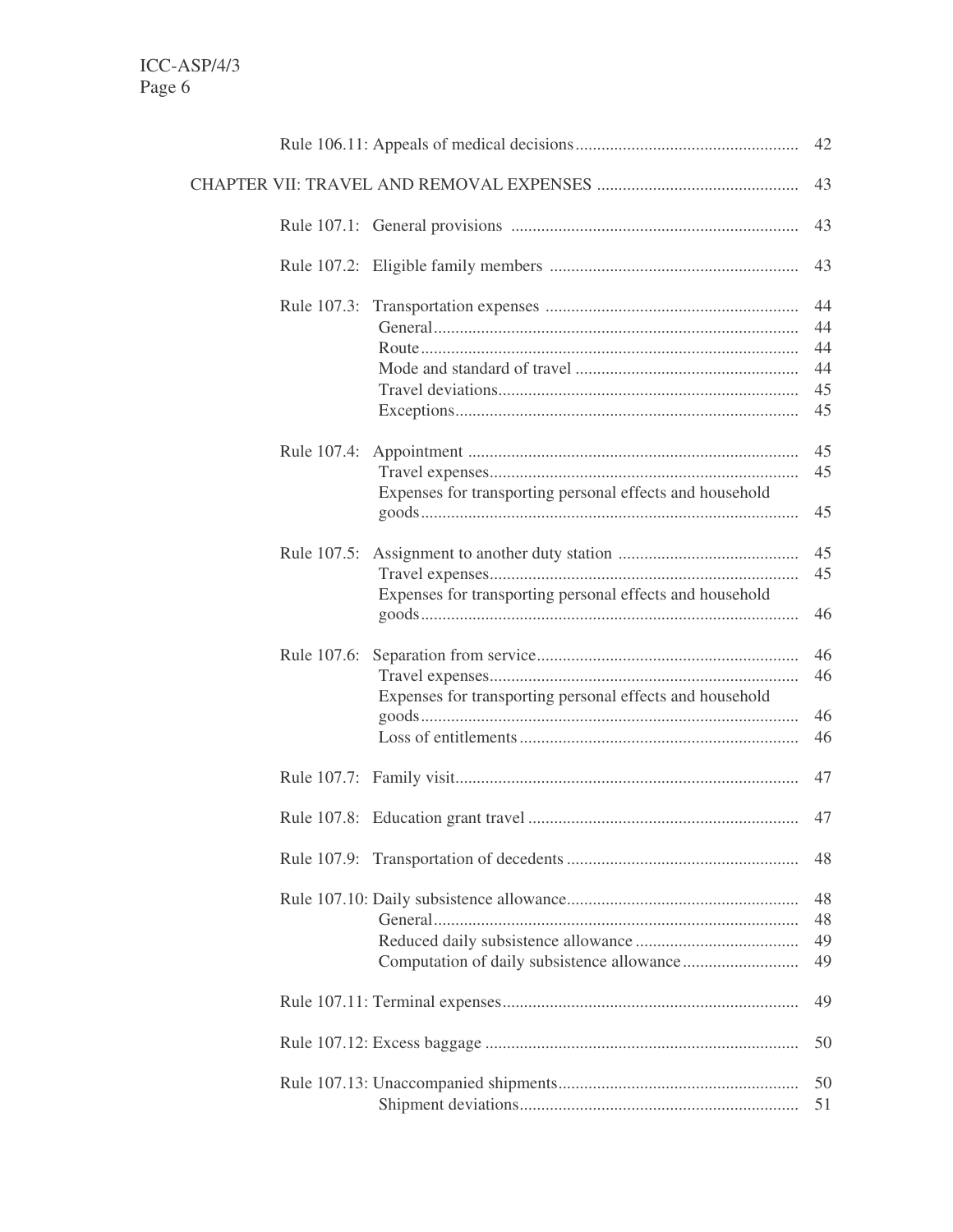| | |
|---|---|
| Rule 106.11: Appeals of medical decisions | 42 |
| CHAPTER VII: TRAVEL AND REMOVAL EXPENSES | 43 |
| Rule 107.1: General provisions | 43 |
| Rule 107.2: Eligible family members | 43 |
| Rule 107.3: Transportation expenses | 44 |
| General | 44 |
| Route | 44 |
| Mode and standard of travel | 44 |
| Travel deviations | 45 |
| Exceptions | 45 |
| Rule 107.4: Appointment | 45 |
| Travel expenses | 45 |
| Expenses for transporting personal effects and household goods | 45 |
| Rule 107.5: Assignment to another duty station | 45 |
| Travel expenses | 45 |
| Expenses for transporting personal effects and household goods | 46 |
| Rule 107.6: Separation from service | 46 |
| Travel expenses | 46 |
| Expenses for transporting personal effects and household goods | 46 |
| Loss of entitlements | 46 |
| Rule 107.7: Family visit | 47 |
| Rule 107.8: Education grant travel | 47 |
| Rule 107.9: Transportation of decedents | 48 |
| Rule 107.10: Daily subsistence allowance | 48 |
| General | 48 |
| Reduced daily subsistence allowance | 49 |
| Computation of daily subsistence allowance | 49 |
| Rule 107.11: Terminal expenses | 49 |
| Rule 107.12: Excess baggage | 50 |
| Rule 107.13: Unaccompanied shipments | 50 |
| Shipment deviations | 51 |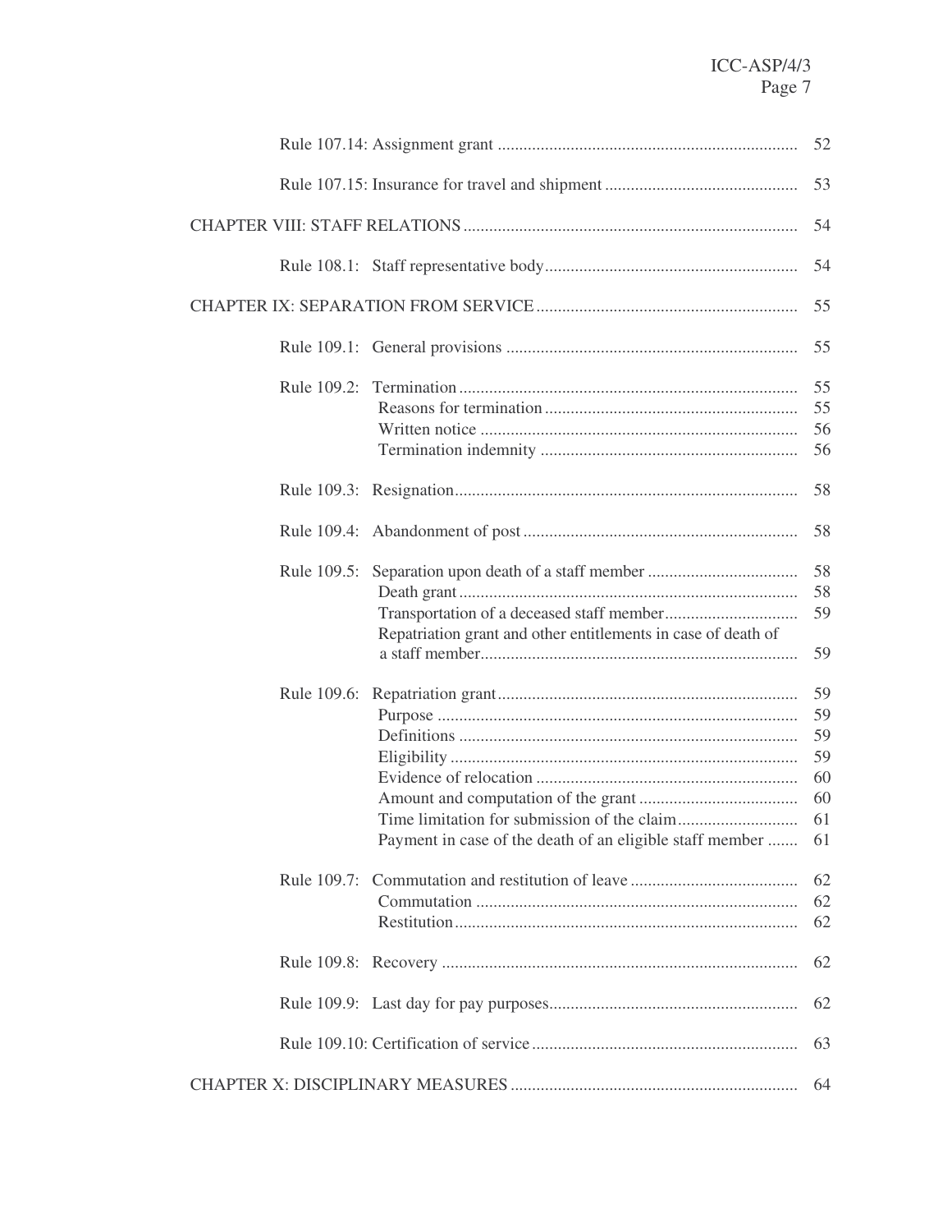| | |
|---|---|
| Rule 107.14: Assignment grant | 52 |
| Rule 107.15: Insurance for travel and shipment | 53 |
| CHAPTER VIII: STAFF RELATIONS | 54 |
| Rule 108.1: Staff representative body | 54 |
| CHAPTER IX: SEPARATION FROM SERVICE | 55 |
| Rule 109.1: General provisions | 55 |
| Rule 109.2: Termination | 55 |
| Reasons for termination | 55 |
| Written notice | 56 |
| Termination indemnity | 56 |
| Rule 109.3: Resignation | 58 |
| Rule 109.4: Abandonment of post | 58 |
| Rule 109.5: Separation upon death of a staff member | 58 |
| Death grant | 58 |
| Transportation of a deceased staff member | 59 |
| Repatriation grant and other entitlements in case of death of a staff member | 59 |
| Rule 109.6: Repatriation grant | 59 |
| Purpose | 59 |
| Definitions | 59 |
| Eligibility | 59 |
| Evidence of relocation | 60 |
| Amount and computation of the grant | 60 |
| Time limitation for submission of the claim | 61 |
| Payment in case of the death of an eligible staff member | 61 |
| Rule 109.7: Commutation and restitution of leave | 62 |
| Commutation | 62 |
| Restitution | 62 |
| Rule 109.8: Recovery | 62 |
| Rule 109.9: Last day for pay purposes | 62 |
| Rule 109.10: Certification of service | 63 |
| CHAPTER X: DISCIPLINARY MEASURES | 64 |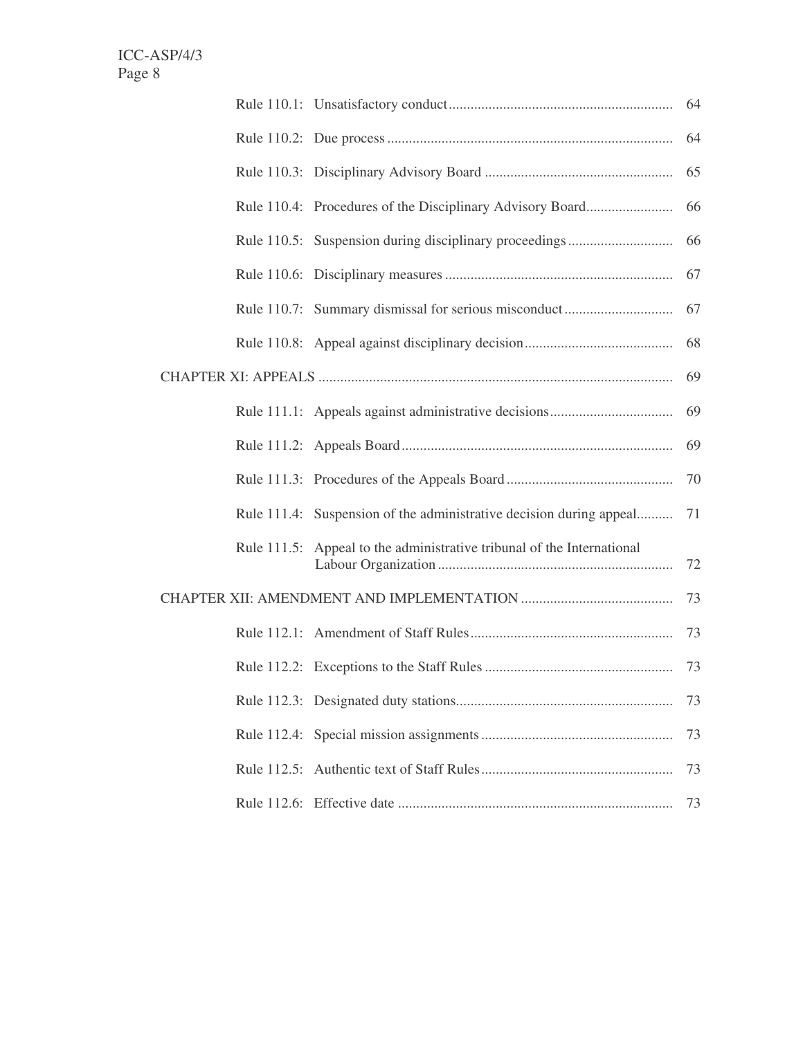| | | |
|---|---|---|
| Rule 110.1: | Unsatisfactory conduct | 64 |
| Rule 110.2: | Due process | 64 |
| Rule 110.3: | Disciplinary Advisory Board | 65 |
| Rule 110.4: | Procedures of the Disciplinary Advisory Board | 66 |
| Rule 110.5: | Suspension during disciplinary proceedings | 66 |
| Rule 110.6: | Disciplinary measures | 67 |
| Rule 110.7: | Summary dismissal for serious misconduct | 67 |
| Rule 110.8: | Appeal against disciplinary decision | 68 |
| CHAPTER XI: APPEALS | | 69 |
| Rule 111.1: | Appeals against administrative decisions | 69 |
| Rule 111.2: | Appeals Board | 69 |
| Rule 111.3: | Procedures of the Appeals Board | 70 |
| Rule 111.4: | Suspension of the administrative decision during appeal | 71 |
| Rule 111.5: | Appeal to the administrative tribunal of the International Labour Organization | 72 |
| CHAPTER XII: AMENDMENT AND IMPLEMENTATION | | 73 |
| Rule 112.1: | Amendment of Staff Rules | 73 |
| Rule 112.2: | Exceptions to the Staff Rules | 73 |
| Rule 112.3: | Designated duty stations | 73 |
| Rule 112.4: | Special mission assignments | 73 |
| Rule 112.5: | Authentic text of Staff Rules | 73 |
| Rule 112.6: | Effective date | 73 |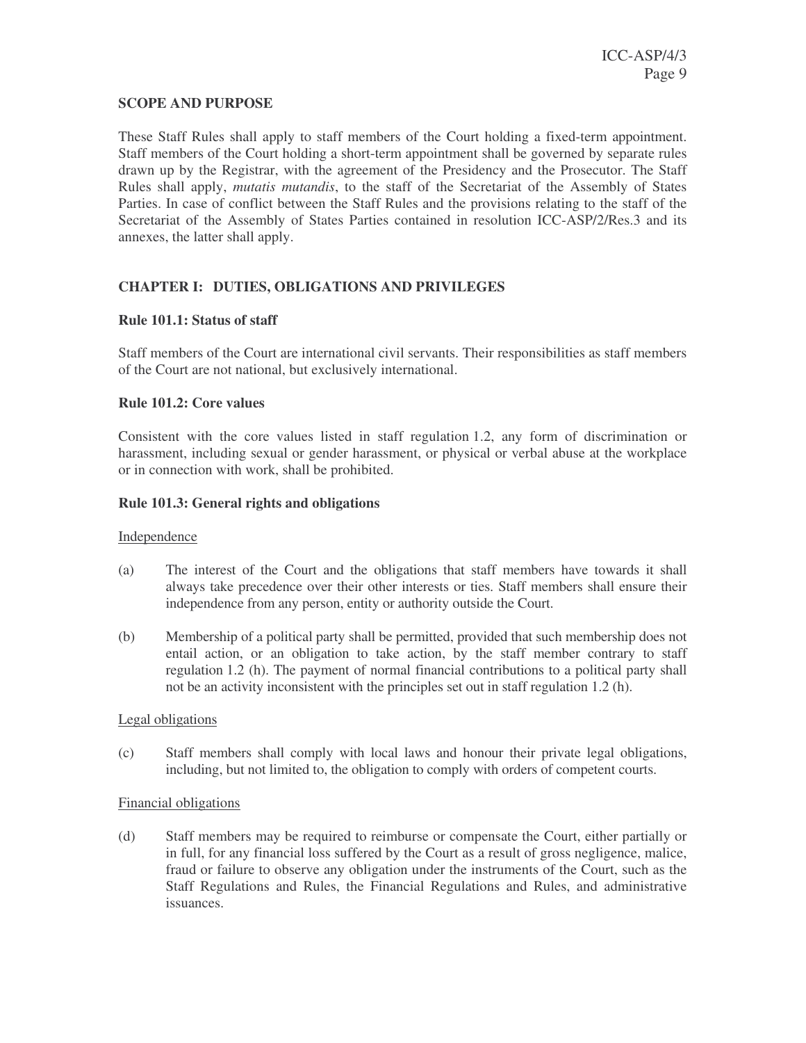## SCOPE AND PURPOSE

These Staff Rules shall apply to staff members of the Court holding a fixed-term appointment. Staff members of the Court holding a short-term appointment shall be governed by separate rules drawn up by the Registrar, with the agreement of the Presidency and the Prosecutor. The Staff Rules shall apply, *mutatis mutandis*, to the staff of the Secretariat of the Assembly of States Parties. In case of conflict between the Staff Rules and the provisions relating to the staff of the Secretariat of the Assembly of States Parties contained in resolution ICC-ASP/2/Res.3 and its annexes, the latter shall apply.

## CHAPTER I: DUTIES, OBLIGATIONS AND PRIVILEGES

### Rule 101.1: Status of staff

Staff members of the Court are international civil servants. Their responsibilities as staff members of the Court are not national, but exclusively international.

### Rule 101.2: Core values

Consistent with the core values listed in staff regulation 1.2, any form of discrimination or harassment, including sexual or gender harassment, or physical or verbal abuse at the workplace or in connection with work, shall be prohibited.

### Rule 101.3: General rights and obligations

Independence

(a) The interest of the Court and the obligations that staff members have towards it shall always take precedence over their other interests or ties. Staff members shall ensure their independence from any person, entity or authority outside the Court.

(b) Membership of a political party shall be permitted, provided that such membership does not entail action, or an obligation to take action, by the staff member contrary to staff regulation 1.2 (h). The payment of normal financial contributions to a political party shall not be an activity inconsistent with the principles set out in staff regulation 1.2 (h).

Legal obligations

(c) Staff members shall comply with local laws and honour their private legal obligations, including, but not limited to, the obligation to comply with orders of competent courts.

Financial obligations

(d) Staff members may be required to reimburse or compensate the Court, either partially or in full, for any financial loss suffered by the Court as a result of gross negligence, malice, fraud or failure to observe any obligation under the instruments of the Court, such as the Staff Regulations and Rules, the Financial Regulations and Rules, and administrative issuances.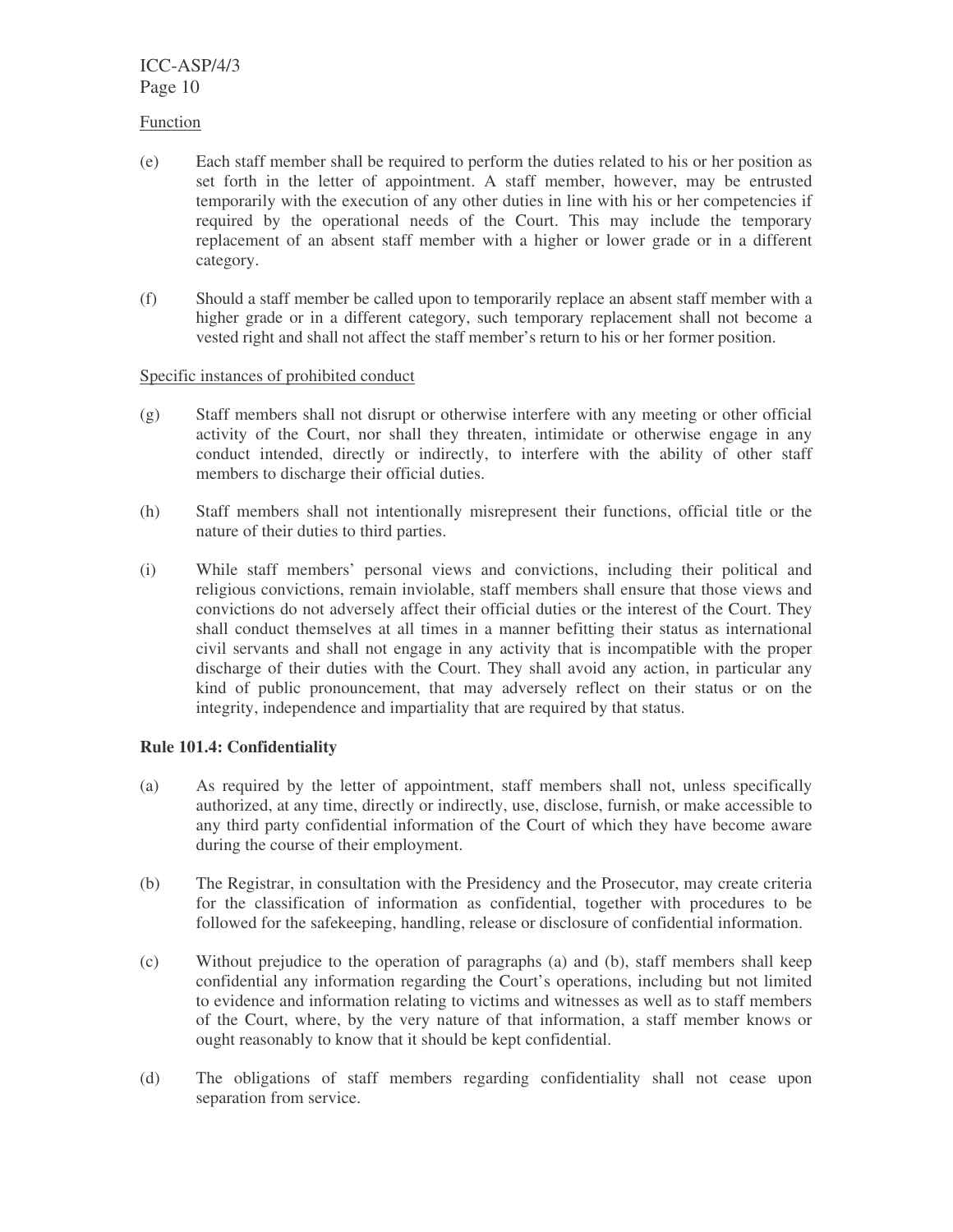Function

(e) Each staff member shall be required to perform the duties related to his or her position as set forth in the letter of appointment. A staff member, however, may be entrusted temporarily with the execution of any other duties in line with his or her competencies if required by the operational needs of the Court. This may include the temporary replacement of an absent staff member with a higher or lower grade or in a different category.

(f) Should a staff member be called upon to temporarily replace an absent staff member with a higher grade or in a different category, such temporary replacement shall not become a vested right and shall not affect the staff member's return to his or her former position.

Specific instances of prohibited conduct

(g) Staff members shall not disrupt or otherwise interfere with any meeting or other official activity of the Court, nor shall they threaten, intimidate or otherwise engage in any conduct intended, directly or indirectly, to interfere with the ability of other staff members to discharge their official duties.

(h) Staff members shall not intentionally misrepresent their functions, official title or the nature of their duties to third parties.

(i) While staff members' personal views and convictions, including their political and religious convictions, remain inviolable, staff members shall ensure that those views and convictions do not adversely affect their official duties or the interest of the Court. They shall conduct themselves at all times in a manner befitting their status as international civil servants and shall not engage in any activity that is incompatible with the proper discharge of their duties with the Court. They shall avoid any action, in particular any kind of public pronouncement, that may adversely reflect on their status or on the integrity, independence and impartiality that are required by that status.

**Rule 101.4: Confidentiality**

(a) As required by the letter of appointment, staff members shall not, unless specifically authorized, at any time, directly or indirectly, use, disclose, furnish, or make accessible to any third party confidential information of the Court of which they have become aware during the course of their employment.

(b) The Registrar, in consultation with the Presidency and the Prosecutor, may create criteria for the classification of information as confidential, together with procedures to be followed for the safekeeping, handling, release or disclosure of confidential information.

(c) Without prejudice to the operation of paragraphs (a) and (b), staff members shall keep confidential any information regarding the Court's operations, including but not limited to evidence and information relating to victims and witnesses as well as to staff members of the Court, where, by the very nature of that information, a staff member knows or ought reasonably to know that it should be kept confidential.

(d) The obligations of staff members regarding confidentiality shall not cease upon separation from service.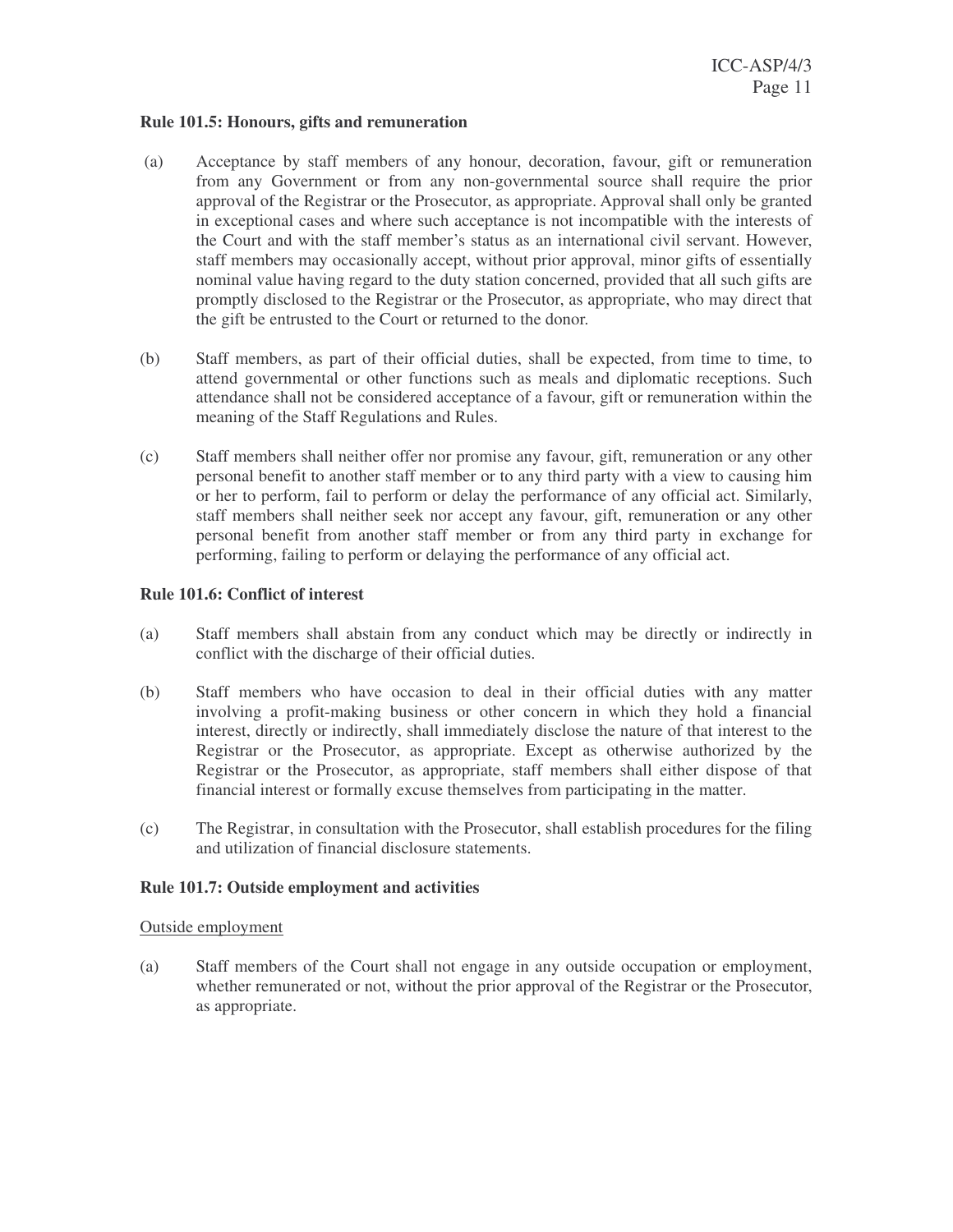**Rule 101.5: Honours, gifts and remuneration**

(a) Acceptance by staff members of any honour, decoration, favour, gift or remuneration from any Government or from any non-governmental source shall require the prior approval of the Registrar or the Prosecutor, as appropriate. Approval shall only be granted in exceptional cases and where such acceptance is not incompatible with the interests of the Court and with the staff member's status as an international civil servant. However, staff members may occasionally accept, without prior approval, minor gifts of essentially nominal value having regard to the duty station concerned, provided that all such gifts are promptly disclosed to the Registrar or the Prosecutor, as appropriate, who may direct that the gift be entrusted to the Court or returned to the donor.

(b) Staff members, as part of their official duties, shall be expected, from time to time, to attend governmental or other functions such as meals and diplomatic receptions. Such attendance shall not be considered acceptance of a favour, gift or remuneration within the meaning of the Staff Regulations and Rules.

(c) Staff members shall neither offer nor promise any favour, gift, remuneration or any other personal benefit to another staff member or to any third party with a view to causing him or her to perform, fail to perform or delay the performance of any official act. Similarly, staff members shall neither seek nor accept any favour, gift, remuneration or any other personal benefit from another staff member or from any third party in exchange for performing, failing to perform or delaying the performance of any official act.

**Rule 101.6: Conflict of interest**

(a) Staff members shall abstain from any conduct which may be directly or indirectly in conflict with the discharge of their official duties.

(b) Staff members who have occasion to deal in their official duties with any matter involving a profit-making business or other concern in which they hold a financial interest, directly or indirectly, shall immediately disclose the nature of that interest to the Registrar or the Prosecutor, as appropriate. Except as otherwise authorized by the Registrar or the Prosecutor, as appropriate, staff members shall either dispose of that financial interest or formally excuse themselves from participating in the matter.

(c) The Registrar, in consultation with the Prosecutor, shall establish procedures for the filing and utilization of financial disclosure statements.

**Rule 101.7: Outside employment and activities**

Outside employment

(a) Staff members of the Court shall not engage in any outside occupation or employment, whether remunerated or not, without the prior approval of the Registrar or the Prosecutor, as appropriate.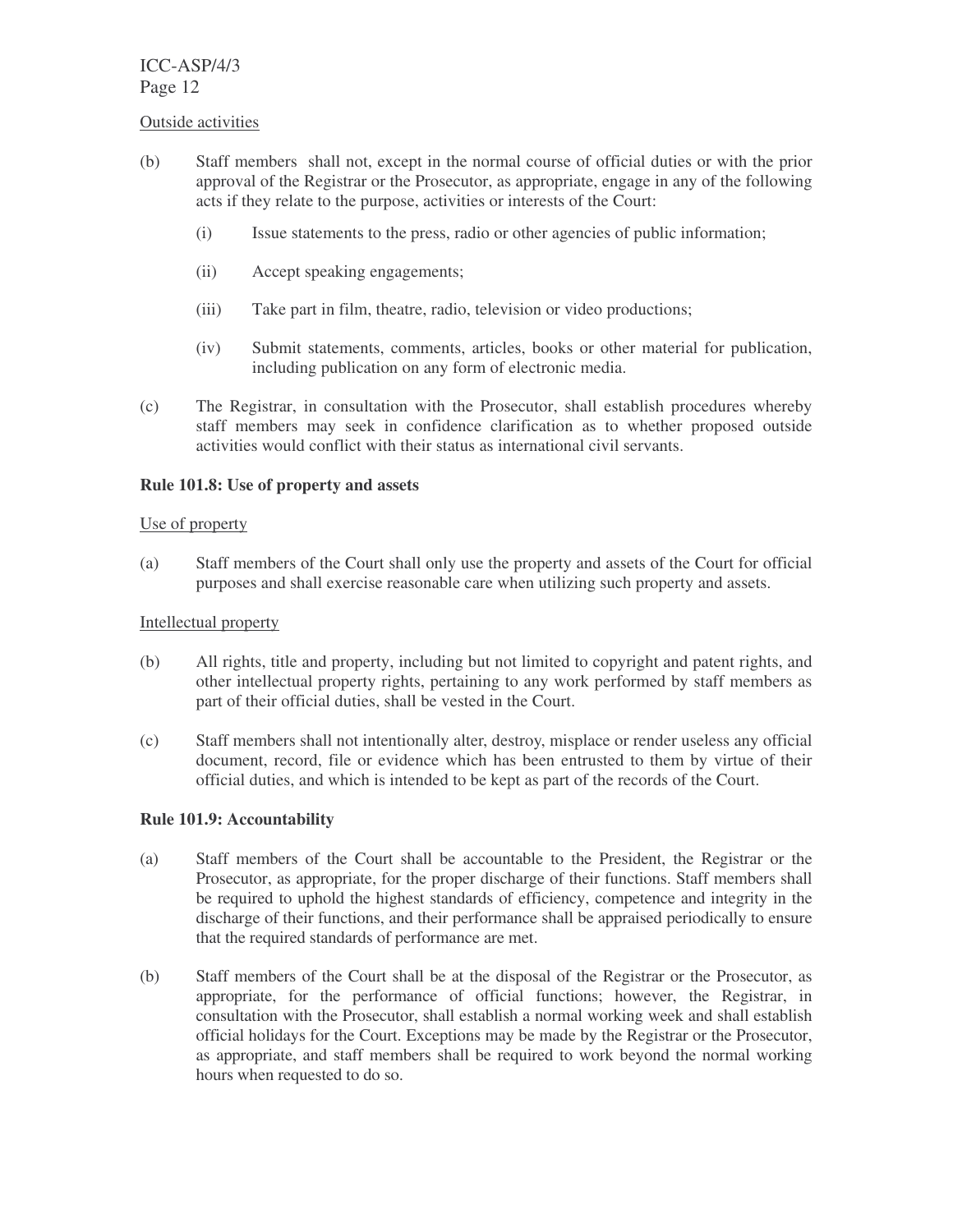Outside activities

(b) Staff members shall not, except in the normal course of official duties or with the prior approval of the Registrar or the Prosecutor, as appropriate, engage in any of the following acts if they relate to the purpose, activities or interests of the Court:

   (i) Issue statements to the press, radio or other agencies of public information;

   (ii) Accept speaking engagements;

   (iii) Take part in film, theatre, radio, television or video productions;

   (iv) Submit statements, comments, articles, books or other material for publication, including publication on any form of electronic media.

(c) The Registrar, in consultation with the Prosecutor, shall establish procedures whereby staff members may seek in confidence clarification as to whether proposed outside activities would conflict with their status as international civil servants.

**Rule 101.8: Use of property and assets**

Use of property

(a) Staff members of the Court shall only use the property and assets of the Court for official purposes and shall exercise reasonable care when utilizing such property and assets.

Intellectual property

(b) All rights, title and property, including but not limited to copyright and patent rights, and other intellectual property rights, pertaining to any work performed by staff members as part of their official duties, shall be vested in the Court.

(c) Staff members shall not intentionally alter, destroy, misplace or render useless any official document, record, file or evidence which has been entrusted to them by virtue of their official duties, and which is intended to be kept as part of the records of the Court.

**Rule 101.9: Accountability**

(a) Staff members of the Court shall be accountable to the President, the Registrar or the Prosecutor, as appropriate, for the proper discharge of their functions. Staff members shall be required to uphold the highest standards of efficiency, competence and integrity in the discharge of their functions, and their performance shall be appraised periodically to ensure that the required standards of performance are met.

(b) Staff members of the Court shall be at the disposal of the Registrar or the Prosecutor, as appropriate, for the performance of official functions; however, the Registrar, in consultation with the Prosecutor, shall establish a normal working week and shall establish official holidays for the Court. Exceptions may be made by the Registrar or the Prosecutor, as appropriate, and staff members shall be required to work beyond the normal working hours when requested to do so.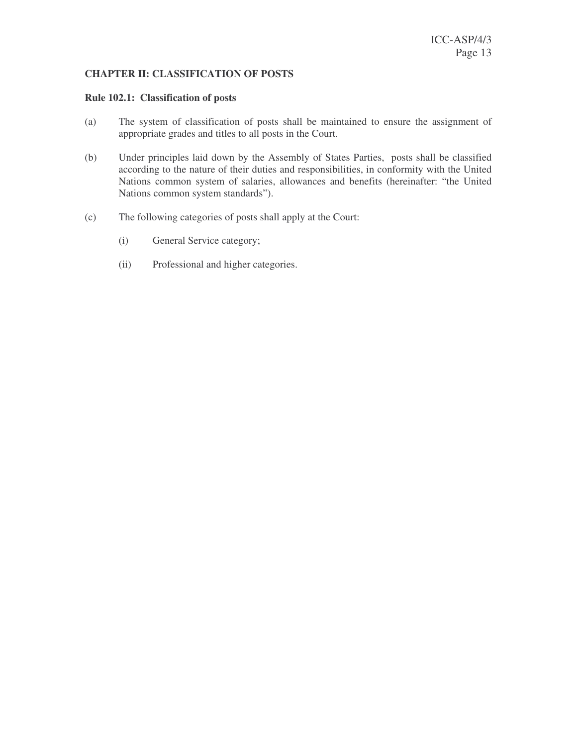## CHAPTER II: CLASSIFICATION OF POSTS

### Rule 102.1: Classification of posts

(a) The system of classification of posts shall be maintained to ensure the assignment of appropriate grades and titles to all posts in the Court.

(b) Under principles laid down by the Assembly of States Parties, posts shall be classified according to the nature of their duties and responsibilities, in conformity with the United Nations common system of salaries, allowances and benefits (hereinafter: "the United Nations common system standards").

(c) The following categories of posts shall apply at the Court:

   (i) General Service category;

   (ii) Professional and higher categories.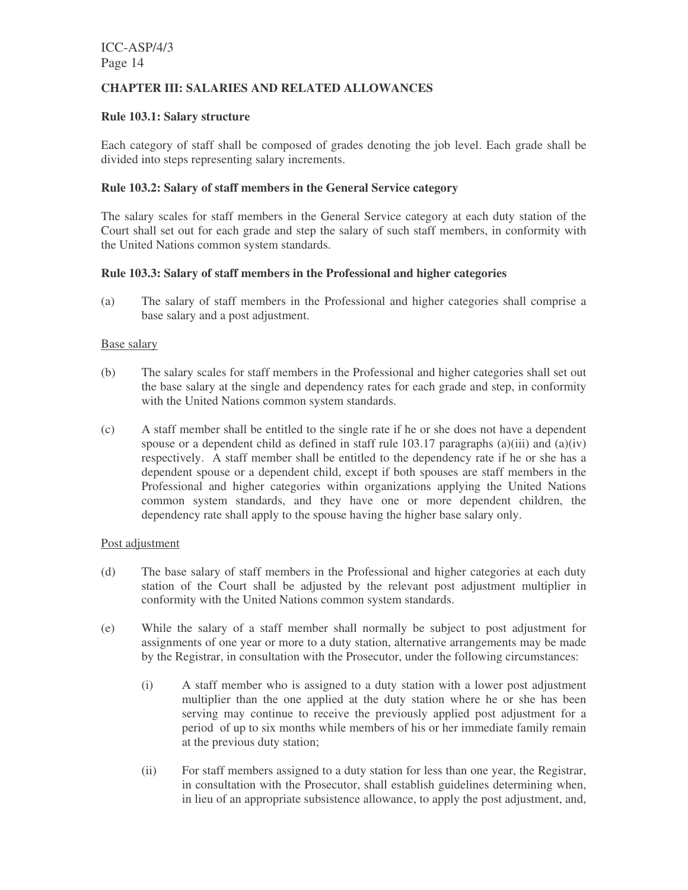## CHAPTER III: SALARIES AND RELATED ALLOWANCES

### Rule 103.1: Salary structure

Each category of staff shall be composed of grades denoting the job level. Each grade shall be divided into steps representing salary increments.

### Rule 103.2: Salary of staff members in the General Service category

The salary scales for staff members in the General Service category at each duty station of the Court shall set out for each grade and step the salary of such staff members, in conformity with the United Nations common system standards.

### Rule 103.3: Salary of staff members in the Professional and higher categories

(a) The salary of staff members in the Professional and higher categories shall comprise a base salary and a post adjustment.

Base salary

(b) The salary scales for staff members in the Professional and higher categories shall set out the base salary at the single and dependency rates for each grade and step, in conformity with the United Nations common system standards.

(c) A staff member shall be entitled to the single rate if he or she does not have a dependent spouse or a dependent child as defined in staff rule 103.17 paragraphs (a)(iii) and (a)(iv) respectively. A staff member shall be entitled to the dependency rate if he or she has a dependent spouse or a dependent child, except if both spouses are staff members in the Professional and higher categories within organizations applying the United Nations common system standards, and they have one or more dependent children, the dependency rate shall apply to the spouse having the higher base salary only.

Post adjustment

(d) The base salary of staff members in the Professional and higher categories at each duty station of the Court shall be adjusted by the relevant post adjustment multiplier in conformity with the United Nations common system standards.

(e) While the salary of a staff member shall normally be subject to post adjustment for assignments of one year or more to a duty station, alternative arrangements may be made by the Registrar, in consultation with the Prosecutor, under the following circumstances:

(i) A staff member who is assigned to a duty station with a lower post adjustment multiplier than the one applied at the duty station where he or she has been serving may continue to receive the previously applied post adjustment for a period of up to six months while members of his or her immediate family remain at the previous duty station;

(ii) For staff members assigned to a duty station for less than one year, the Registrar, in consultation with the Prosecutor, shall establish guidelines determining when, in lieu of an appropriate subsistence allowance, to apply the post adjustment, and,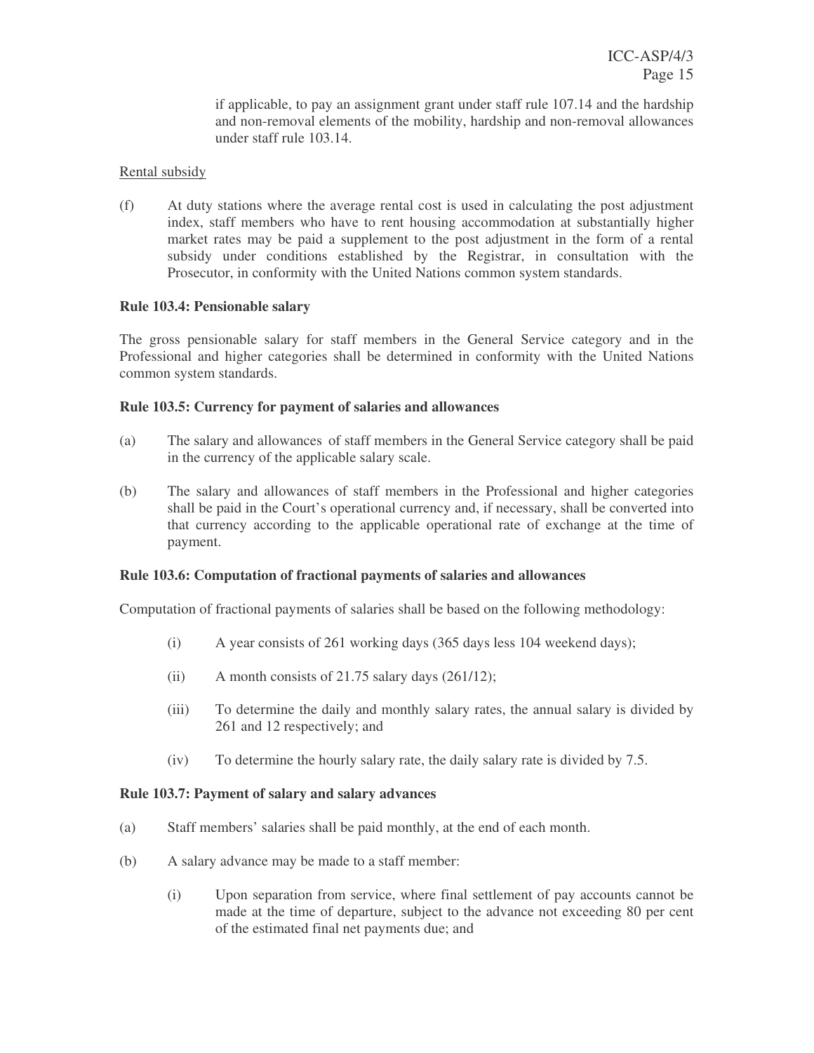if applicable, to pay an assignment grant under staff rule 107.14 and the hardship and non-removal elements of the mobility, hardship and non-removal allowances under staff rule 103.14.

Rental subsidy

(f) At duty stations where the average rental cost is used in calculating the post adjustment index, staff members who have to rent housing accommodation at substantially higher market rates may be paid a supplement to the post adjustment in the form of a rental subsidy under conditions established by the Registrar, in consultation with the Prosecutor, in conformity with the United Nations common system standards.

**Rule 103.4: Pensionable salary**

The gross pensionable salary for staff members in the General Service category and in the Professional and higher categories shall be determined in conformity with the United Nations common system standards.

**Rule 103.5: Currency for payment of salaries and allowances**

(a) The salary and allowances of staff members in the General Service category shall be paid in the currency of the applicable salary scale.

(b) The salary and allowances of staff members in the Professional and higher categories shall be paid in the Court's operational currency and, if necessary, shall be converted into that currency according to the applicable operational rate of exchange at the time of payment.

**Rule 103.6: Computation of fractional payments of salaries and allowances**

Computation of fractional payments of salaries shall be based on the following methodology:

(i) A year consists of 261 working days (365 days less 104 weekend days);

(ii) A month consists of 21.75 salary days (261/12);

(iii) To determine the daily and monthly salary rates, the annual salary is divided by 261 and 12 respectively; and

(iv) To determine the hourly salary rate, the daily salary rate is divided by 7.5.

**Rule 103.7: Payment of salary and salary advances**

(a) Staff members' salaries shall be paid monthly, at the end of each month.

(b) A salary advance may be made to a staff member:

(i) Upon separation from service, where final settlement of pay accounts cannot be made at the time of departure, subject to the advance not exceeding 80 per cent of the estimated final net payments due; and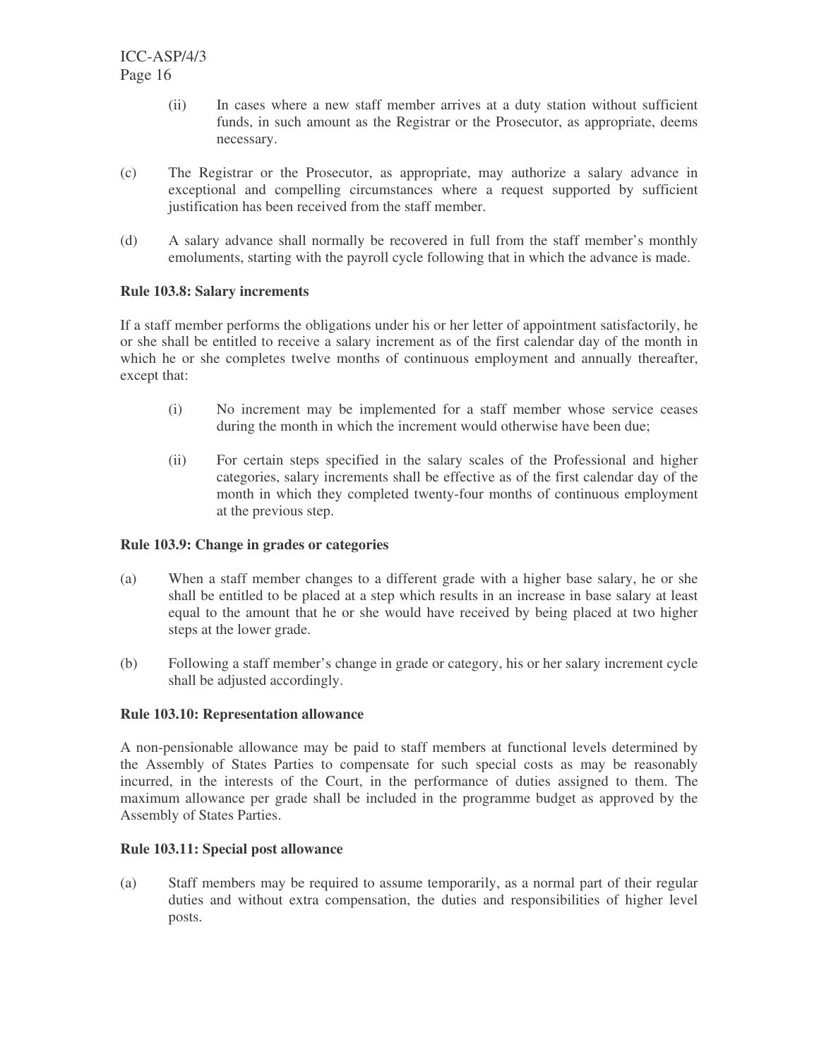(ii) In cases where a new staff member arrives at a duty station without sufficient funds, in such amount as the Registrar or the Prosecutor, as appropriate, deems necessary.

(c) The Registrar or the Prosecutor, as appropriate, may authorize a salary advance in exceptional and compelling circumstances where a request supported by sufficient justification has been received from the staff member.

(d) A salary advance shall normally be recovered in full from the staff member's monthly emoluments, starting with the payroll cycle following that in which the advance is made.

**Rule 103.8: Salary increments**

If a staff member performs the obligations under his or her letter of appointment satisfactorily, he or she shall be entitled to receive a salary increment as of the first calendar day of the month in which he or she completes twelve months of continuous employment and annually thereafter, except that:

(i) No increment may be implemented for a staff member whose service ceases during the month in which the increment would otherwise have been due;

(ii) For certain steps specified in the salary scales of the Professional and higher categories, salary increments shall be effective as of the first calendar day of the month in which they completed twenty-four months of continuous employment at the previous step.

**Rule 103.9: Change in grades or categories**

(a) When a staff member changes to a different grade with a higher base salary, he or she shall be entitled to be placed at a step which results in an increase in base salary at least equal to the amount that he or she would have received by being placed at two higher steps at the lower grade.

(b) Following a staff member's change in grade or category, his or her salary increment cycle shall be adjusted accordingly.

**Rule 103.10: Representation allowance**

A non-pensionable allowance may be paid to staff members at functional levels determined by the Assembly of States Parties to compensate for such special costs as may be reasonably incurred, in the interests of the Court, in the performance of duties assigned to them. The maximum allowance per grade shall be included in the programme budget as approved by the Assembly of States Parties.

**Rule 103.11: Special post allowance**

(a) Staff members may be required to assume temporarily, as a normal part of their regular duties and without extra compensation, the duties and responsibilities of higher level posts.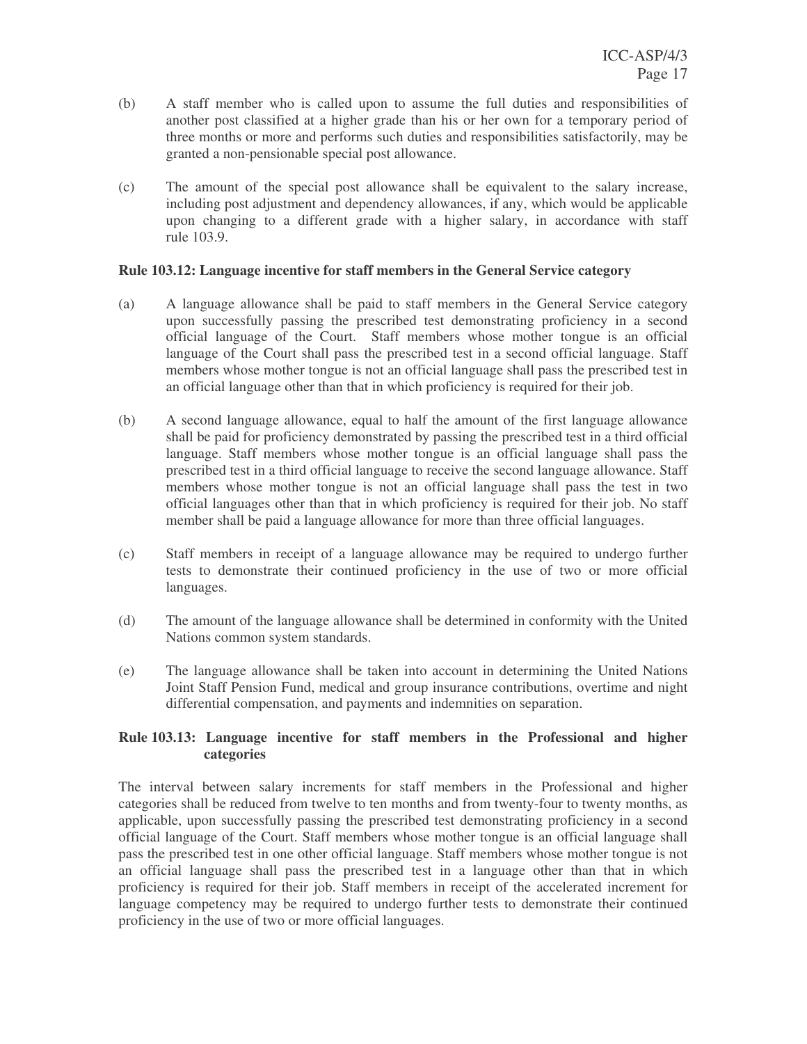(b) A staff member who is called upon to assume the full duties and responsibilities of another post classified at a higher grade than his or her own for a temporary period of three months or more and performs such duties and responsibilities satisfactorily, may be granted a non-pensionable special post allowance.

(c) The amount of the special post allowance shall be equivalent to the salary increase, including post adjustment and dependency allowances, if any, which would be applicable upon changing to a different grade with a higher salary, in accordance with staff rule 103.9.

**Rule 103.12: Language incentive for staff members in the General Service category**

(a) A language allowance shall be paid to staff members in the General Service category upon successfully passing the prescribed test demonstrating proficiency in a second official language of the Court. Staff members whose mother tongue is an official language of the Court shall pass the prescribed test in a second official language. Staff members whose mother tongue is not an official language shall pass the prescribed test in an official language other than that in which proficiency is required for their job.

(b) A second language allowance, equal to half the amount of the first language allowance shall be paid for proficiency demonstrated by passing the prescribed test in a third official language. Staff members whose mother tongue is an official language shall pass the prescribed test in a third official language to receive the second language allowance. Staff members whose mother tongue is not an official language shall pass the test in two official languages other than that in which proficiency is required for their job. No staff member shall be paid a language allowance for more than three official languages.

(c) Staff members in receipt of a language allowance may be required to undergo further tests to demonstrate their continued proficiency in the use of two or more official languages.

(d) The amount of the language allowance shall be determined in conformity with the United Nations common system standards.

(e) The language allowance shall be taken into account in determining the United Nations Joint Staff Pension Fund, medical and group insurance contributions, overtime and night differential compensation, and payments and indemnities on separation.

**Rule 103.13: Language incentive for staff members in the Professional and higher categories**

The interval between salary increments for staff members in the Professional and higher categories shall be reduced from twelve to ten months and from twenty-four to twenty months, as applicable, upon successfully passing the prescribed test demonstrating proficiency in a second official language of the Court. Staff members whose mother tongue is an official language shall pass the prescribed test in one other official language. Staff members whose mother tongue is not an official language shall pass the prescribed test in a language other than that in which proficiency is required for their job. Staff members in receipt of the accelerated increment for language competency may be required to undergo further tests to demonstrate their continued proficiency in the use of two or more official languages.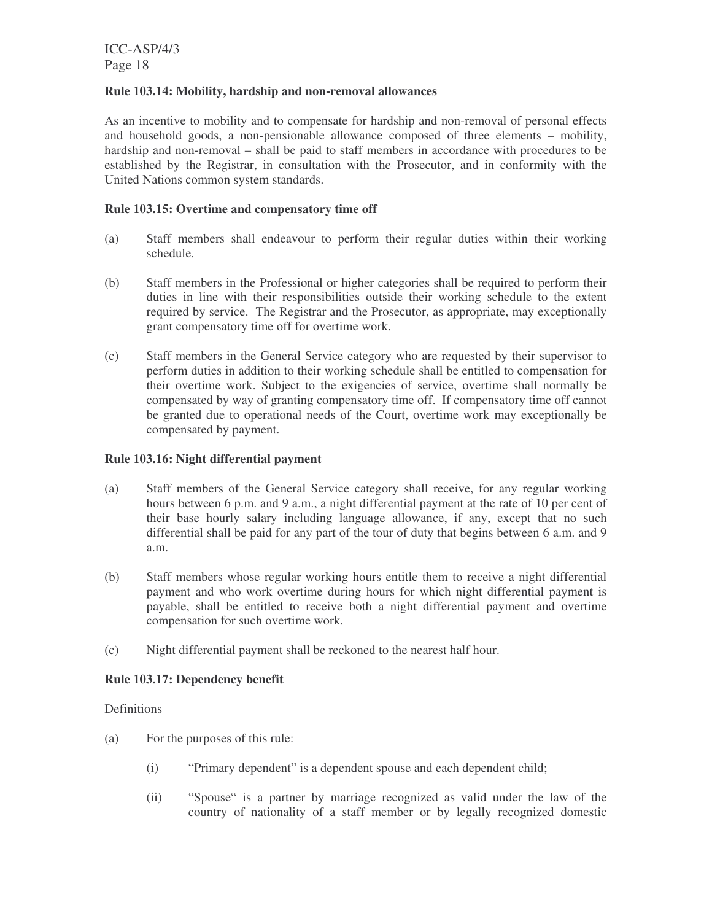**Rule 103.14: Mobility, hardship and non-removal allowances**

As an incentive to mobility and to compensate for hardship and non-removal of personal effects and household goods, a non-pensionable allowance composed of three elements – mobility, hardship and non-removal – shall be paid to staff members in accordance with procedures to be established by the Registrar, in consultation with the Prosecutor, and in conformity with the United Nations common system standards.

**Rule 103.15: Overtime and compensatory time off**

(a) Staff members shall endeavour to perform their regular duties within their working schedule.

(b) Staff members in the Professional or higher categories shall be required to perform their duties in line with their responsibilities outside their working schedule to the extent required by service. The Registrar and the Prosecutor, as appropriate, may exceptionally grant compensatory time off for overtime work.

(c) Staff members in the General Service category who are requested by their supervisor to perform duties in addition to their working schedule shall be entitled to compensation for their overtime work. Subject to the exigencies of service, overtime shall normally be compensated by way of granting compensatory time off. If compensatory time off cannot be granted due to operational needs of the Court, overtime work may exceptionally be compensated by payment.

**Rule 103.16: Night differential payment**

(a) Staff members of the General Service category shall receive, for any regular working hours between 6 p.m. and 9 a.m., a night differential payment at the rate of 10 per cent of their base hourly salary including language allowance, if any, except that no such differential shall be paid for any part of the tour of duty that begins between 6 a.m. and 9 a.m.

(b) Staff members whose regular working hours entitle them to receive a night differential payment and who work overtime during hours for which night differential payment is payable, shall be entitled to receive both a night differential payment and overtime compensation for such overtime work.

(c) Night differential payment shall be reckoned to the nearest half hour.

**Rule 103.17: Dependency benefit**

Definitions

(a) For the purposes of this rule:

 (i) "Primary dependent" is a dependent spouse and each dependent child;

 (ii) "Spouse" is a partner by marriage recognized as valid under the law of the country of nationality of a staff member or by legally recognized domestic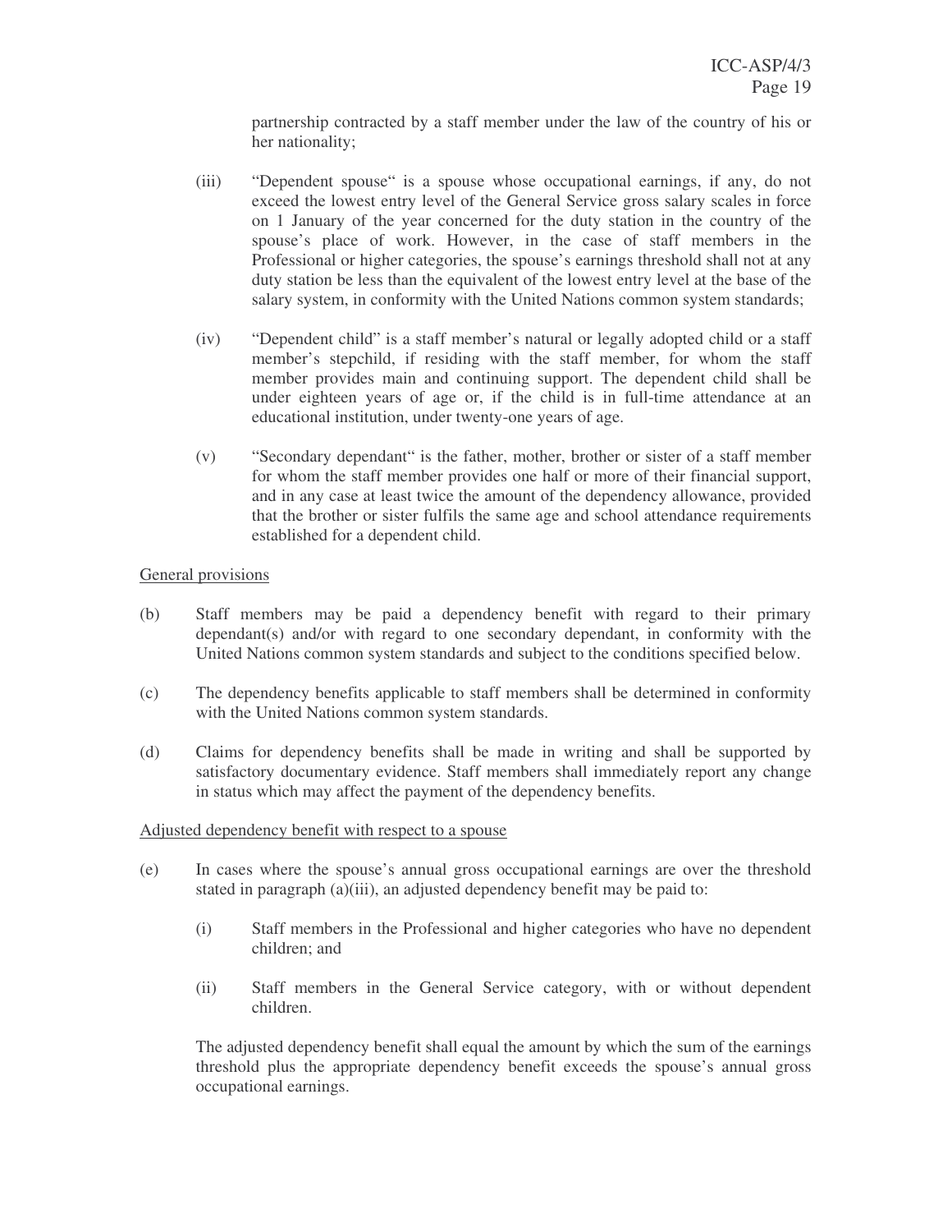partnership contracted by a staff member under the law of the country of his or her nationality;

(iii) "Dependent spouse" is a spouse whose occupational earnings, if any, do not exceed the lowest entry level of the General Service gross salary scales in force on 1 January of the year concerned for the duty station in the country of the spouse's place of work. However, in the case of staff members in the Professional or higher categories, the spouse's earnings threshold shall not at any duty station be less than the equivalent of the lowest entry level at the base of the salary system, in conformity with the United Nations common system standards;

(iv) "Dependent child" is a staff member's natural or legally adopted child or a staff member's stepchild, if residing with the staff member, for whom the staff member provides main and continuing support. The dependent child shall be under eighteen years of age or, if the child is in full-time attendance at an educational institution, under twenty-one years of age.

(v) "Secondary dependant" is the father, mother, brother or sister of a staff member for whom the staff member provides one half or more of their financial support, and in any case at least twice the amount of the dependency allowance, provided that the brother or sister fulfils the same age and school attendance requirements established for a dependent child.

General provisions

(b) Staff members may be paid a dependency benefit with regard to their primary dependant(s) and/or with regard to one secondary dependant, in conformity with the United Nations common system standards and subject to the conditions specified below.

(c) The dependency benefits applicable to staff members shall be determined in conformity with the United Nations common system standards.

(d) Claims for dependency benefits shall be made in writing and shall be supported by satisfactory documentary evidence. Staff members shall immediately report any change in status which may affect the payment of the dependency benefits.

Adjusted dependency benefit with respect to a spouse

(e) In cases where the spouse's annual gross occupational earnings are over the threshold stated in paragraph (a)(iii), an adjusted dependency benefit may be paid to:

(i) Staff members in the Professional and higher categories who have no dependent children; and

(ii) Staff members in the General Service category, with or without dependent children.

The adjusted dependency benefit shall equal the amount by which the sum of the earnings threshold plus the appropriate dependency benefit exceeds the spouse's annual gross occupational earnings.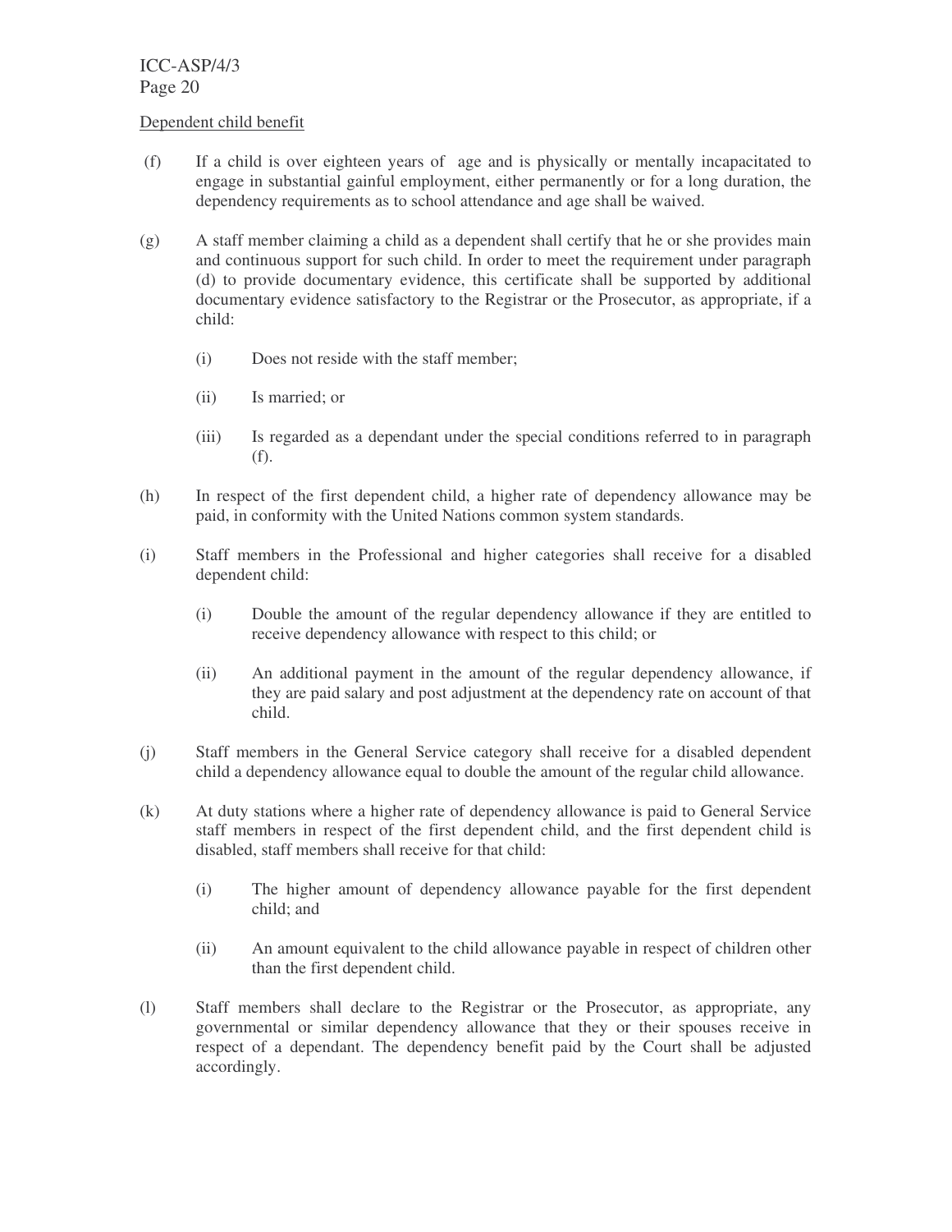Dependent child benefit

(f) If a child is over eighteen years of age and is physically or mentally incapacitated to engage in substantial gainful employment, either permanently or for a long duration, the dependency requirements as to school attendance and age shall be waived.

(g) A staff member claiming a child as a dependent shall certify that he or she provides main and continuous support for such child. In order to meet the requirement under paragraph (d) to provide documentary evidence, this certificate shall be supported by additional documentary evidence satisfactory to the Registrar or the Prosecutor, as appropriate, if a child:

(i) Does not reside with the staff member;

(ii) Is married; or

(iii) Is regarded as a dependant under the special conditions referred to in paragraph (f).

(h) In respect of the first dependent child, a higher rate of dependency allowance may be paid, in conformity with the United Nations common system standards.

(i) Staff members in the Professional and higher categories shall receive for a disabled dependent child:

(i) Double the amount of the regular dependency allowance if they are entitled to receive dependency allowance with respect to this child; or

(ii) An additional payment in the amount of the regular dependency allowance, if they are paid salary and post adjustment at the dependency rate on account of that child.

(j) Staff members in the General Service category shall receive for a disabled dependent child a dependency allowance equal to double the amount of the regular child allowance.

(k) At duty stations where a higher rate of dependency allowance is paid to General Service staff members in respect of the first dependent child, and the first dependent child is disabled, staff members shall receive for that child:

(i) The higher amount of dependency allowance payable for the first dependent child; and

(ii) An amount equivalent to the child allowance payable in respect of children other than the first dependent child.

(l) Staff members shall declare to the Registrar or the Prosecutor, as appropriate, any governmental or similar dependency allowance that they or their spouses receive in respect of a dependant. The dependency benefit paid by the Court shall be adjusted accordingly.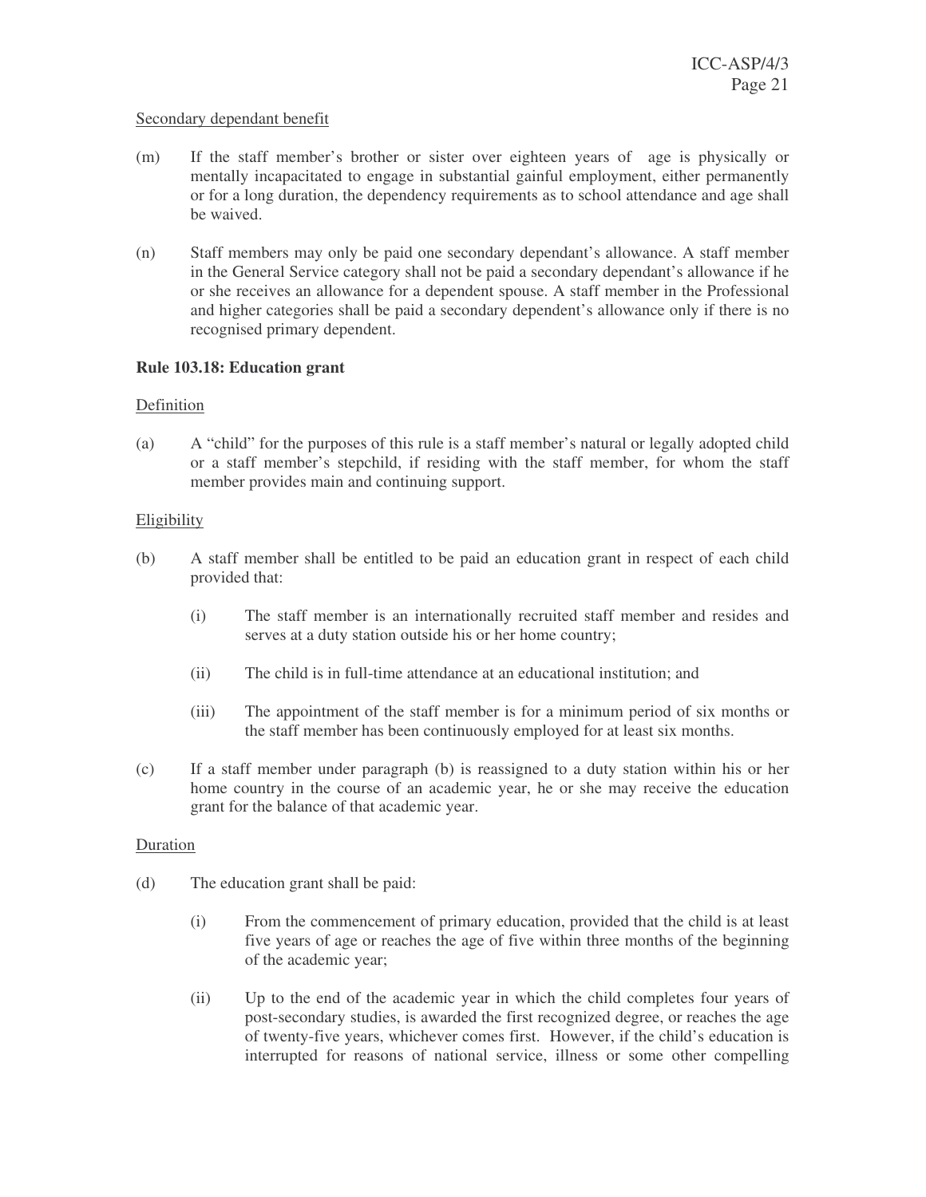Secondary dependant benefit

(m) If the staff member's brother or sister over eighteen years of age is physically or mentally incapacitated to engage in substantial gainful employment, either permanently or for a long duration, the dependency requirements as to school attendance and age shall be waived.

(n) Staff members may only be paid one secondary dependant's allowance. A staff member in the General Service category shall not be paid a secondary dependant's allowance if he or she receives an allowance for a dependent spouse. A staff member in the Professional and higher categories shall be paid a secondary dependent's allowance only if there is no recognised primary dependent.

**Rule 103.18: Education grant**

Definition

(a) A "child" for the purposes of this rule is a staff member's natural or legally adopted child or a staff member's stepchild, if residing with the staff member, for whom the staff member provides main and continuing support.

Eligibility

(b) A staff member shall be entitled to be paid an education grant in respect of each child provided that:

(i) The staff member is an internationally recruited staff member and resides and serves at a duty station outside his or her home country;

(ii) The child is in full-time attendance at an educational institution; and

(iii) The appointment of the staff member is for a minimum period of six months or the staff member has been continuously employed for at least six months.

(c) If a staff member under paragraph (b) is reassigned to a duty station within his or her home country in the course of an academic year, he or she may receive the education grant for the balance of that academic year.

Duration

(d) The education grant shall be paid:

(i) From the commencement of primary education, provided that the child is at least five years of age or reaches the age of five within three months of the beginning of the academic year;

(ii) Up to the end of the academic year in which the child completes four years of post-secondary studies, is awarded the first recognized degree, or reaches the age of twenty-five years, whichever comes first. However, if the child's education is interrupted for reasons of national service, illness or some other compelling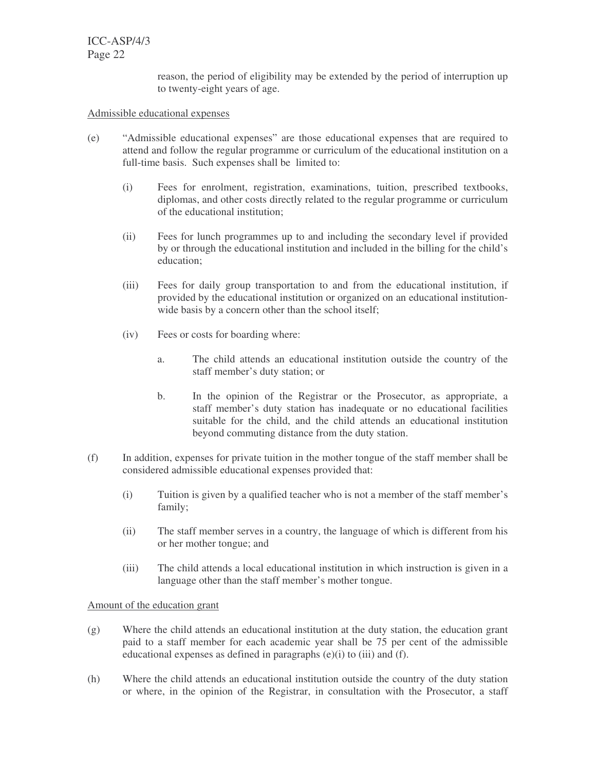reason, the period of eligibility may be extended by the period of interruption up to twenty-eight years of age.

Admissible educational expenses

(e) "Admissible educational expenses" are those educational expenses that are required to attend and follow the regular programme or curriculum of the educational institution on a full-time basis. Such expenses shall be limited to:

   (i) Fees for enrolment, registration, examinations, tuition, prescribed textbooks, diplomas, and other costs directly related to the regular programme or curriculum of the educational institution;

   (ii) Fees for lunch programmes up to and including the secondary level if provided by or through the educational institution and included in the billing for the child's education;

   (iii) Fees for daily group transportation to and from the educational institution, if provided by the educational institution or organized on an educational institution-wide basis by a concern other than the school itself;

   (iv) Fees or costs for boarding where:

      a. The child attends an educational institution outside the country of the staff member's duty station; or

      b. In the opinion of the Registrar or the Prosecutor, as appropriate, a staff member's duty station has inadequate or no educational facilities suitable for the child, and the child attends an educational institution beyond commuting distance from the duty station.

(f) In addition, expenses for private tuition in the mother tongue of the staff member shall be considered admissible educational expenses provided that:

   (i) Tuition is given by a qualified teacher who is not a member of the staff member's family;

   (ii) The staff member serves in a country, the language of which is different from his or her mother tongue; and

   (iii) The child attends a local educational institution in which instruction is given in a language other than the staff member's mother tongue.

Amount of the education grant

(g) Where the child attends an educational institution at the duty station, the education grant paid to a staff member for each academic year shall be 75 per cent of the admissible educational expenses as defined in paragraphs (e)(i) to (iii) and (f).

(h) Where the child attends an educational institution outside the country of the duty station or where, in the opinion of the Registrar, in consultation with the Prosecutor, a staff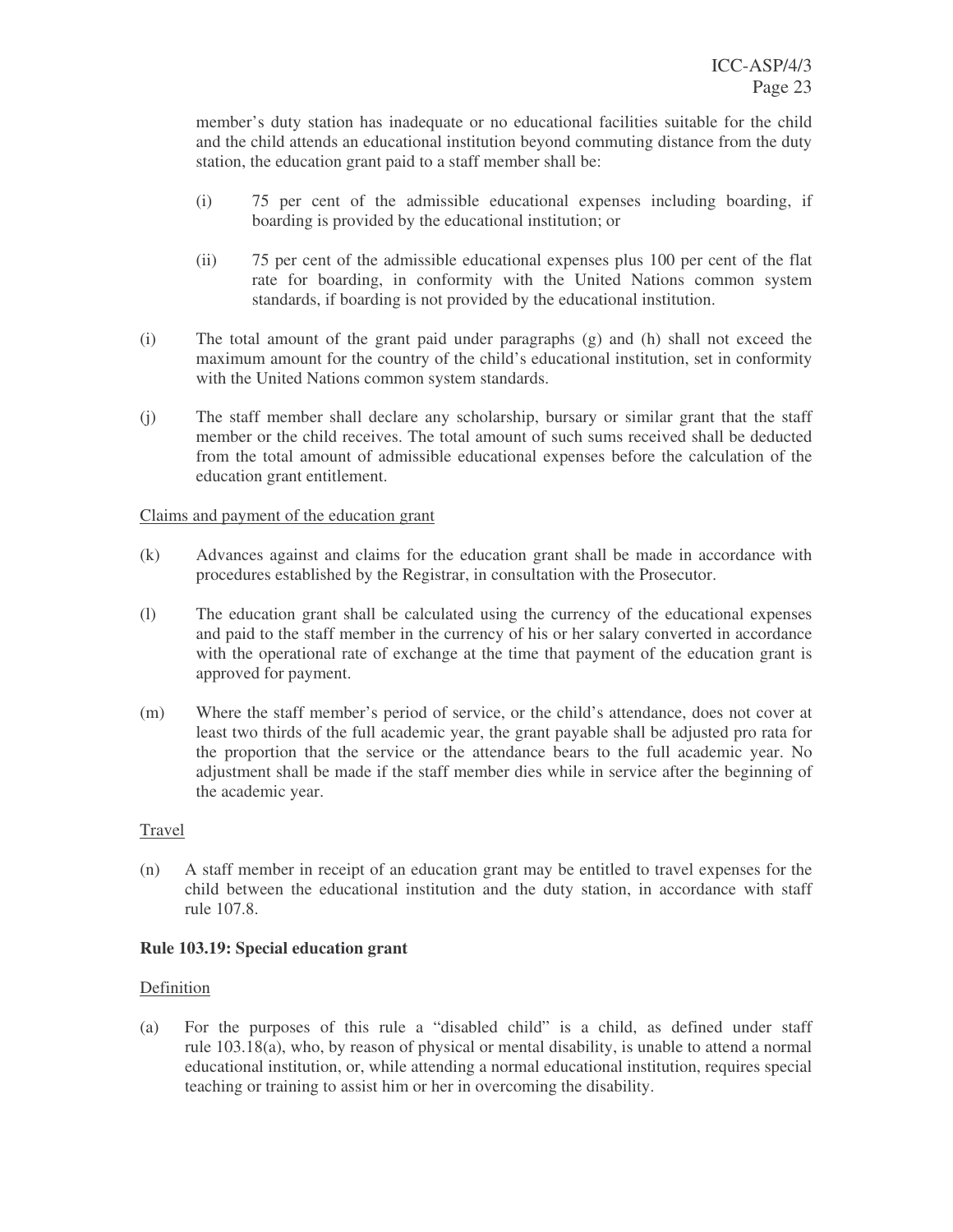member's duty station has inadequate or no educational facilities suitable for the child and the child attends an educational institution beyond commuting distance from the duty station, the education grant paid to a staff member shall be:

(i) 75 per cent of the admissible educational expenses including boarding, if boarding is provided by the educational institution; or

(ii) 75 per cent of the admissible educational expenses plus 100 per cent of the flat rate for boarding, in conformity with the United Nations common system standards, if boarding is not provided by the educational institution.

(i) The total amount of the grant paid under paragraphs (g) and (h) shall not exceed the maximum amount for the country of the child's educational institution, set in conformity with the United Nations common system standards.

(j) The staff member shall declare any scholarship, bursary or similar grant that the staff member or the child receives. The total amount of such sums received shall be deducted from the total amount of admissible educational expenses before the calculation of the education grant entitlement.

Claims and payment of the education grant

(k) Advances against and claims for the education grant shall be made in accordance with procedures established by the Registrar, in consultation with the Prosecutor.

(l) The education grant shall be calculated using the currency of the educational expenses and paid to the staff member in the currency of his or her salary converted in accordance with the operational rate of exchange at the time that payment of the education grant is approved for payment.

(m) Where the staff member's period of service, or the child's attendance, does not cover at least two thirds of the full academic year, the grant payable shall be adjusted pro rata for the proportion that the service or the attendance bears to the full academic year. No adjustment shall be made if the staff member dies while in service after the beginning of the academic year.

Travel

(n) A staff member in receipt of an education grant may be entitled to travel expenses for the child between the educational institution and the duty station, in accordance with staff rule 107.8.

**Rule 103.19: Special education grant**

Definition

(a) For the purposes of this rule a "disabled child" is a child, as defined under staff rule 103.18(a), who, by reason of physical or mental disability, is unable to attend a normal educational institution, or, while attending a normal educational institution, requires special teaching or training to assist him or her in overcoming the disability.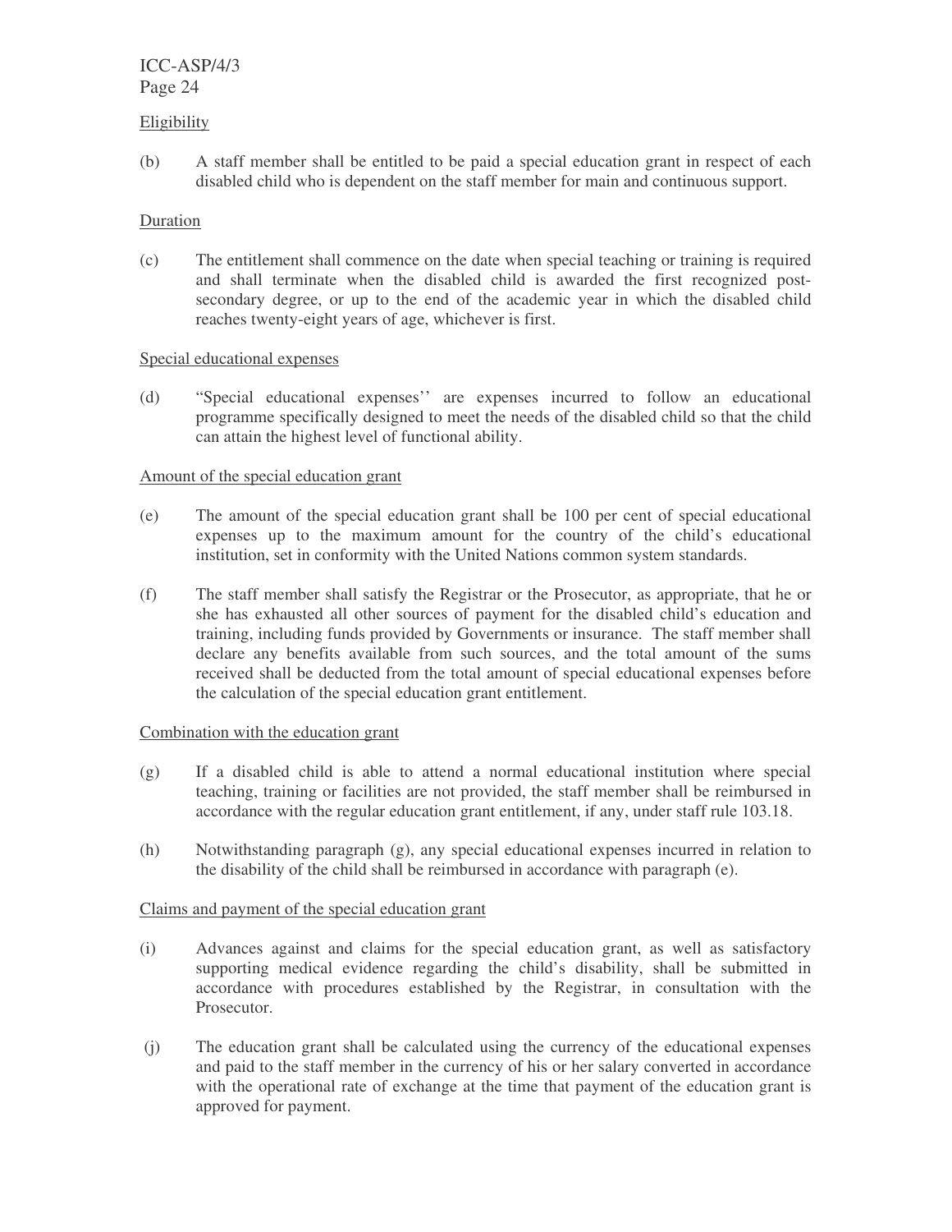Eligibility

(b) A staff member shall be entitled to be paid a special education grant in respect of each disabled child who is dependent on the staff member for main and continuous support.

Duration

(c) The entitlement shall commence on the date when special teaching or training is required and shall terminate when the disabled child is awarded the first recognized post-secondary degree, or up to the end of the academic year in which the disabled child reaches twenty-eight years of age, whichever is first.

Special educational expenses

(d) "Special educational expenses'' are expenses incurred to follow an educational programme specifically designed to meet the needs of the disabled child so that the child can attain the highest level of functional ability.

Amount of the special education grant

(e) The amount of the special education grant shall be 100 per cent of special educational expenses up to the maximum amount for the country of the child's educational institution, set in conformity with the United Nations common system standards.

(f) The staff member shall satisfy the Registrar or the Prosecutor, as appropriate, that he or she has exhausted all other sources of payment for the disabled child's education and training, including funds provided by Governments or insurance. The staff member shall declare any benefits available from such sources, and the total amount of the sums received shall be deducted from the total amount of special educational expenses before the calculation of the special education grant entitlement.

Combination with the education grant

(g) If a disabled child is able to attend a normal educational institution where special teaching, training or facilities are not provided, the staff member shall be reimbursed in accordance with the regular education grant entitlement, if any, under staff rule 103.18.

(h) Notwithstanding paragraph (g), any special educational expenses incurred in relation to the disability of the child shall be reimbursed in accordance with paragraph (e).

Claims and payment of the special education grant

(i) Advances against and claims for the special education grant, as well as satisfactory supporting medical evidence regarding the child's disability, shall be submitted in accordance with procedures established by the Registrar, in consultation with the Prosecutor.

(j) The education grant shall be calculated using the currency of the educational expenses and paid to the staff member in the currency of his or her salary converted in accordance with the operational rate of exchange at the time that payment of the education grant is approved for payment.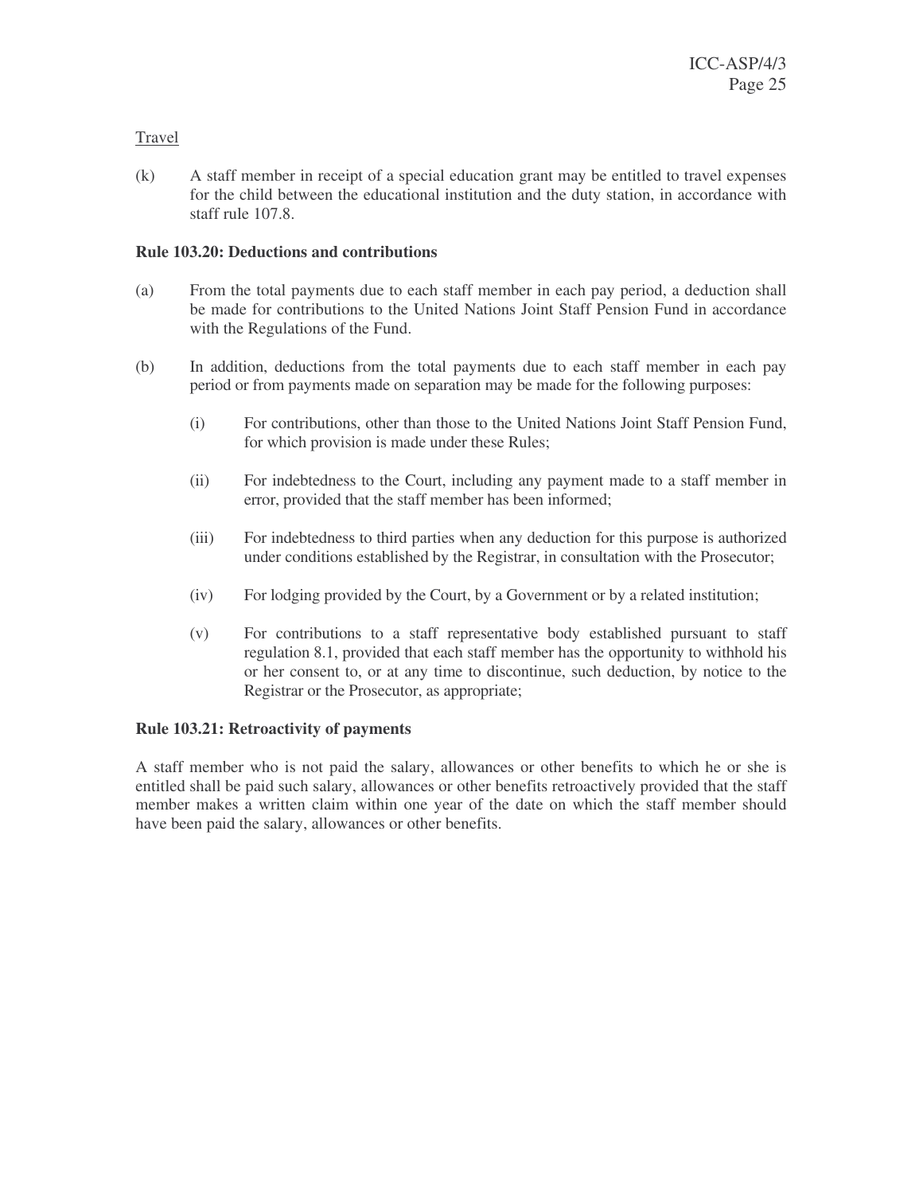Travel

(k) A staff member in receipt of a special education grant may be entitled to travel expenses for the child between the educational institution and the duty station, in accordance with staff rule 107.8.

**Rule 103.20: Deductions and contributions**

(a) From the total payments due to each staff member in each pay period, a deduction shall be made for contributions to the United Nations Joint Staff Pension Fund in accordance with the Regulations of the Fund.

(b) In addition, deductions from the total payments due to each staff member in each pay period or from payments made on separation may be made for the following purposes:

(i) For contributions, other than those to the United Nations Joint Staff Pension Fund, for which provision is made under these Rules;

(ii) For indebtedness to the Court, including any payment made to a staff member in error, provided that the staff member has been informed;

(iii) For indebtedness to third parties when any deduction for this purpose is authorized under conditions established by the Registrar, in consultation with the Prosecutor;

(iv) For lodging provided by the Court, by a Government or by a related institution;

(v) For contributions to a staff representative body established pursuant to staff regulation 8.1, provided that each staff member has the opportunity to withhold his or her consent to, or at any time to discontinue, such deduction, by notice to the Registrar or the Prosecutor, as appropriate;

**Rule 103.21: Retroactivity of payments**

A staff member who is not paid the salary, allowances or other benefits to which he or she is entitled shall be paid such salary, allowances or other benefits retroactively provided that the staff member makes a written claim within one year of the date on which the staff member should have been paid the salary, allowances or other benefits.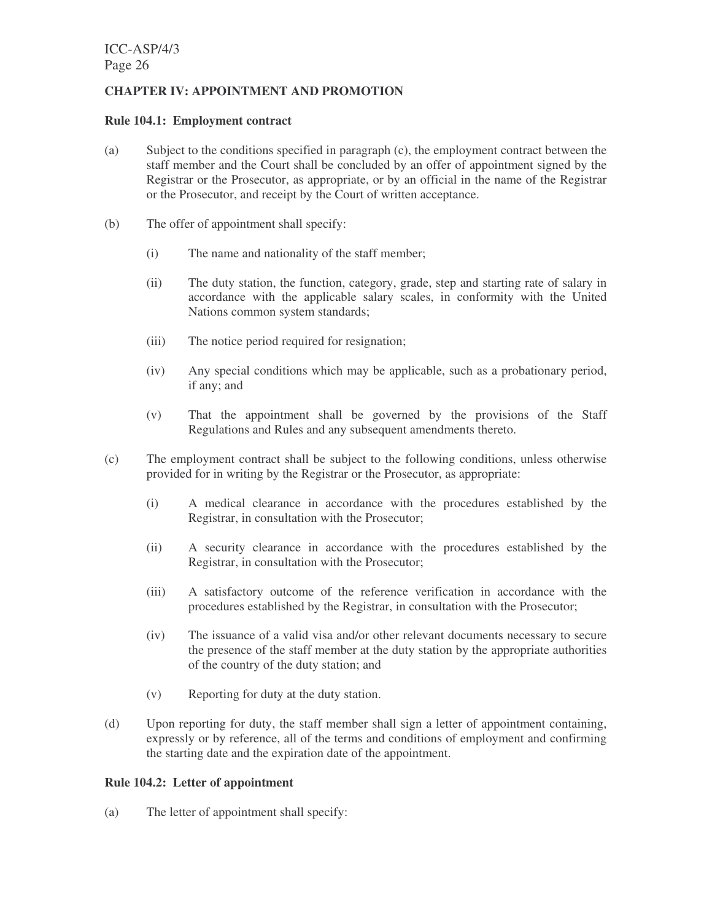## CHAPTER IV: APPOINTMENT AND PROMOTION

### Rule 104.1: Employment contract

(a) Subject to the conditions specified in paragraph (c), the employment contract between the staff member and the Court shall be concluded by an offer of appointment signed by the Registrar or the Prosecutor, as appropriate, or by an official in the name of the Registrar or the Prosecutor, and receipt by the Court of written acceptance.

(b) The offer of appointment shall specify:

(i) The name and nationality of the staff member;

(ii) The duty station, the function, category, grade, step and starting rate of salary in accordance with the applicable salary scales, in conformity with the United Nations common system standards;

(iii) The notice period required for resignation;

(iv) Any special conditions which may be applicable, such as a probationary period, if any; and

(v) That the appointment shall be governed by the provisions of the Staff Regulations and Rules and any subsequent amendments thereto.

(c) The employment contract shall be subject to the following conditions, unless otherwise provided for in writing by the Registrar or the Prosecutor, as appropriate:

(i) A medical clearance in accordance with the procedures established by the Registrar, in consultation with the Prosecutor;

(ii) A security clearance in accordance with the procedures established by the Registrar, in consultation with the Prosecutor;

(iii) A satisfactory outcome of the reference verification in accordance with the procedures established by the Registrar, in consultation with the Prosecutor;

(iv) The issuance of a valid visa and/or other relevant documents necessary to secure the presence of the staff member at the duty station by the appropriate authorities of the country of the duty station; and

(v) Reporting for duty at the duty station.

(d) Upon reporting for duty, the staff member shall sign a letter of appointment containing, expressly or by reference, all of the terms and conditions of employment and confirming the starting date and the expiration date of the appointment.

### Rule 104.2: Letter of appointment

(a) The letter of appointment shall specify: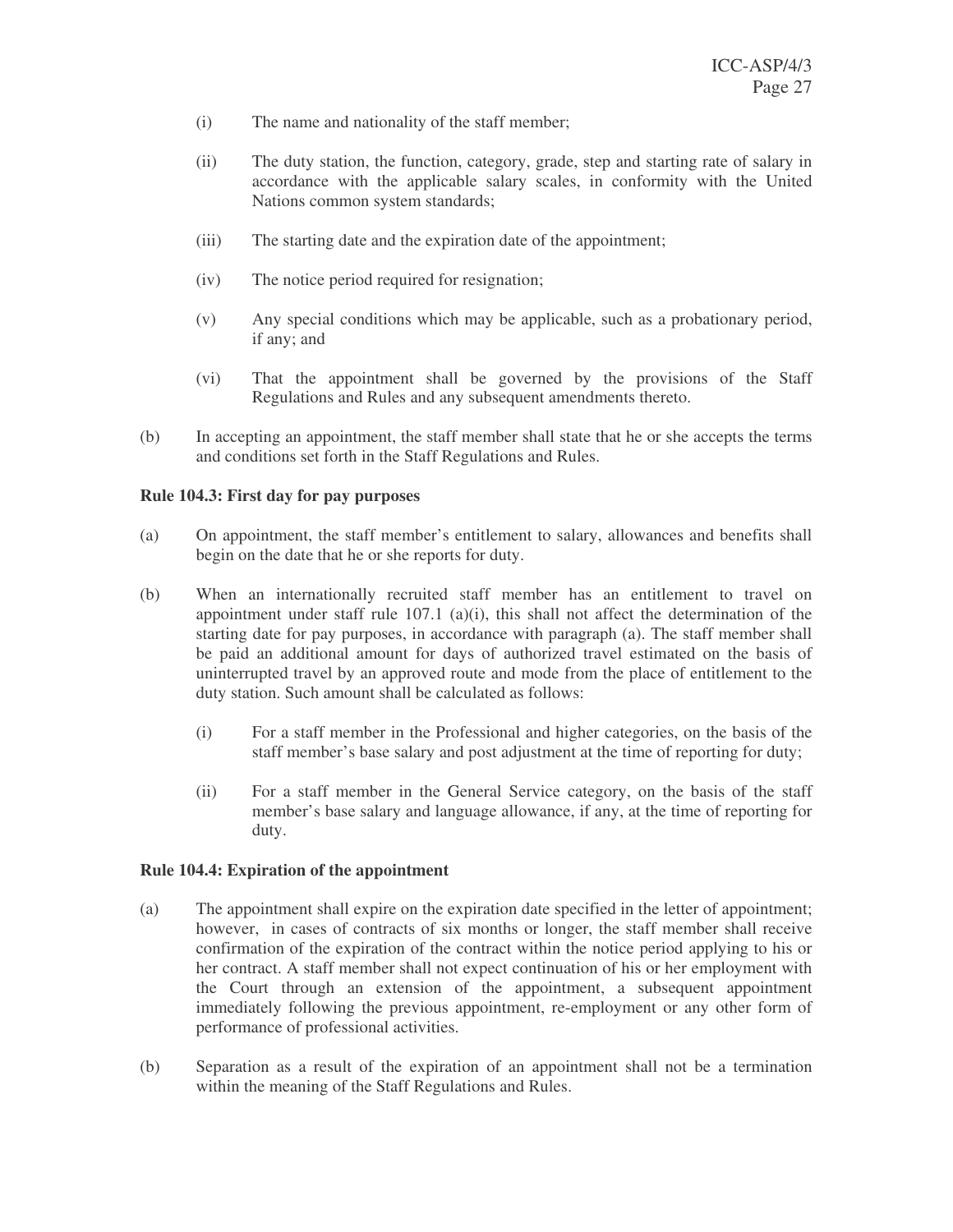(i) The name and nationality of the staff member;

(ii) The duty station, the function, category, grade, step and starting rate of salary in accordance with the applicable salary scales, in conformity with the United Nations common system standards;

(iii) The starting date and the expiration date of the appointment;

(iv) The notice period required for resignation;

(v) Any special conditions which may be applicable, such as a probationary period, if any; and

(vi) That the appointment shall be governed by the provisions of the Staff Regulations and Rules and any subsequent amendments thereto.

(b) In accepting an appointment, the staff member shall state that he or she accepts the terms and conditions set forth in the Staff Regulations and Rules.

**Rule 104.3: First day for pay purposes**

(a) On appointment, the staff member's entitlement to salary, allowances and benefits shall begin on the date that he or she reports for duty.

(b) When an internationally recruited staff member has an entitlement to travel on appointment under staff rule 107.1 (a)(i), this shall not affect the determination of the starting date for pay purposes, in accordance with paragraph (a). The staff member shall be paid an additional amount for days of authorized travel estimated on the basis of uninterrupted travel by an approved route and mode from the place of entitlement to the duty station. Such amount shall be calculated as follows:

(i) For a staff member in the Professional and higher categories, on the basis of the staff member's base salary and post adjustment at the time of reporting for duty;

(ii) For a staff member in the General Service category, on the basis of the staff member's base salary and language allowance, if any, at the time of reporting for duty.

**Rule 104.4: Expiration of the appointment**

(a) The appointment shall expire on the expiration date specified in the letter of appointment; however, in cases of contracts of six months or longer, the staff member shall receive confirmation of the expiration of the contract within the notice period applying to his or her contract. A staff member shall not expect continuation of his or her employment with the Court through an extension of the appointment, a subsequent appointment immediately following the previous appointment, re-employment or any other form of performance of professional activities.

(b) Separation as a result of the expiration of an appointment shall not be a termination within the meaning of the Staff Regulations and Rules.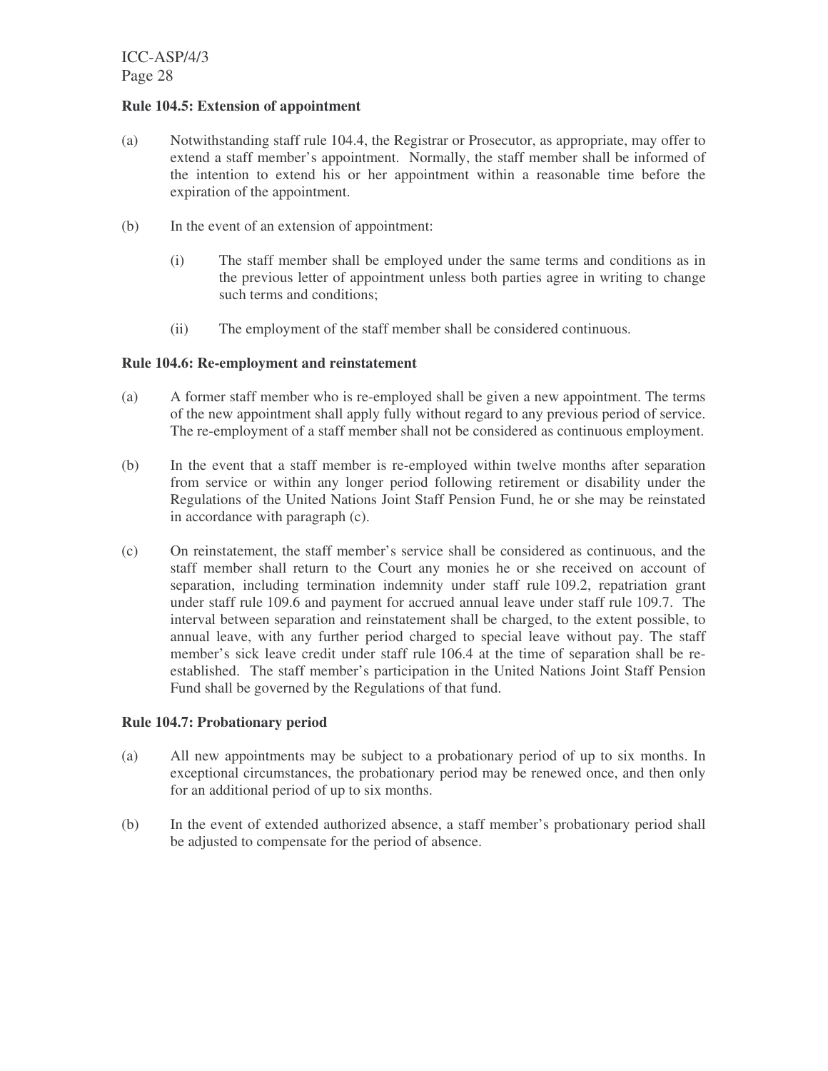**Rule 104.5: Extension of appointment**

(a) Notwithstanding staff rule 104.4, the Registrar or Prosecutor, as appropriate, may offer to extend a staff member's appointment. Normally, the staff member shall be informed of the intention to extend his or her appointment within a reasonable time before the expiration of the appointment.

(b) In the event of an extension of appointment:

  (i) The staff member shall be employed under the same terms and conditions as in the previous letter of appointment unless both parties agree in writing to change such terms and conditions;

  (ii) The employment of the staff member shall be considered continuous.

**Rule 104.6: Re-employment and reinstatement**

(a) A former staff member who is re-employed shall be given a new appointment. The terms of the new appointment shall apply fully without regard to any previous period of service. The re-employment of a staff member shall not be considered as continuous employment.

(b) In the event that a staff member is re-employed within twelve months after separation from service or within any longer period following retirement or disability under the Regulations of the United Nations Joint Staff Pension Fund, he or she may be reinstated in accordance with paragraph (c).

(c) On reinstatement, the staff member's service shall be considered as continuous, and the staff member shall return to the Court any monies he or she received on account of separation, including termination indemnity under staff rule 109.2, repatriation grant under staff rule 109.6 and payment for accrued annual leave under staff rule 109.7. The interval between separation and reinstatement shall be charged, to the extent possible, to annual leave, with any further period charged to special leave without pay. The staff member's sick leave credit under staff rule 106.4 at the time of separation shall be re-established. The staff member's participation in the United Nations Joint Staff Pension Fund shall be governed by the Regulations of that fund.

**Rule 104.7: Probationary period**

(a) All new appointments may be subject to a probationary period of up to six months. In exceptional circumstances, the probationary period may be renewed once, and then only for an additional period of up to six months.

(b) In the event of extended authorized absence, a staff member's probationary period shall be adjusted to compensate for the period of absence.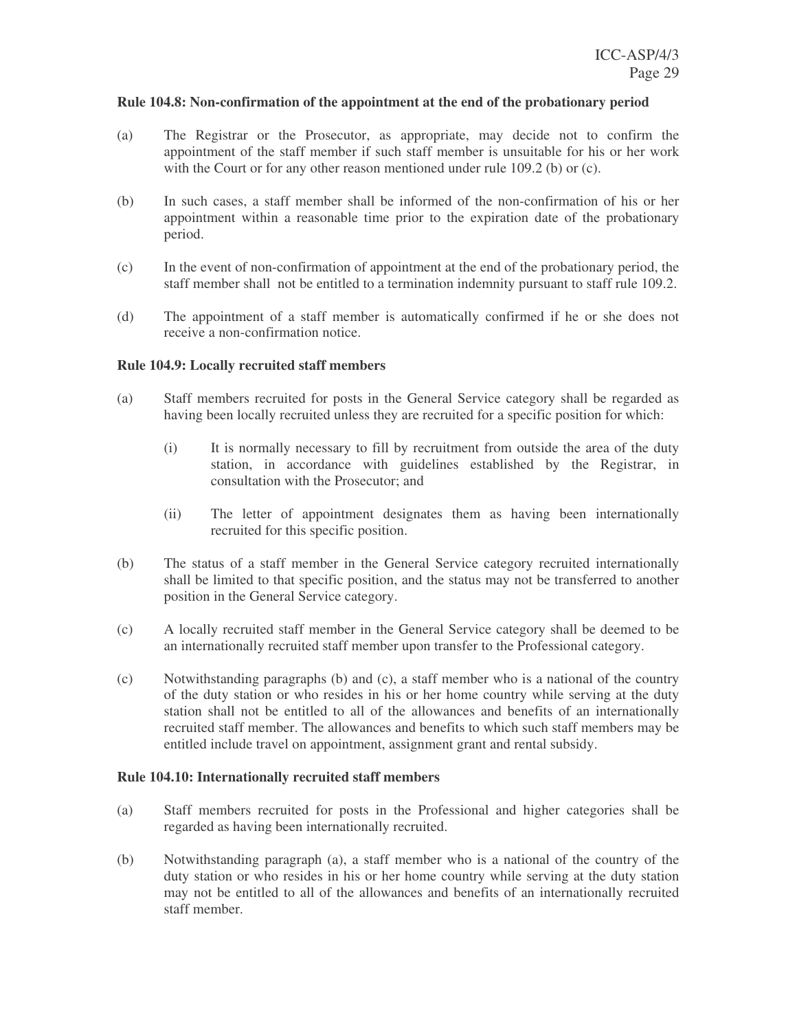**Rule 104.8: Non-confirmation of the appointment at the end of the probationary period**

(a) The Registrar or the Prosecutor, as appropriate, may decide not to confirm the appointment of the staff member if such staff member is unsuitable for his or her work with the Court or for any other reason mentioned under rule 109.2 (b) or (c).

(b) In such cases, a staff member shall be informed of the non-confirmation of his or her appointment within a reasonable time prior to the expiration date of the probationary period.

(c) In the event of non-confirmation of appointment at the end of the probationary period, the staff member shall not be entitled to a termination indemnity pursuant to staff rule 109.2.

(d) The appointment of a staff member is automatically confirmed if he or she does not receive a non-confirmation notice.

**Rule 104.9: Locally recruited staff members**

(a) Staff members recruited for posts in the General Service category shall be regarded as having been locally recruited unless they are recruited for a specific position for which:

  (i) It is normally necessary to fill by recruitment from outside the area of the duty station, in accordance with guidelines established by the Registrar, in consultation with the Prosecutor; and

  (ii) The letter of appointment designates them as having been internationally recruited for this specific position.

(b) The status of a staff member in the General Service category recruited internationally shall be limited to that specific position, and the status may not be transferred to another position in the General Service category.

(c) A locally recruited staff member in the General Service category shall be deemed to be an internationally recruited staff member upon transfer to the Professional category.

(c) Notwithstanding paragraphs (b) and (c), a staff member who is a national of the country of the duty station or who resides in his or her home country while serving at the duty station shall not be entitled to all of the allowances and benefits of an internationally recruited staff member. The allowances and benefits to which such staff members may be entitled include travel on appointment, assignment grant and rental subsidy.

**Rule 104.10: Internationally recruited staff members**

(a) Staff members recruited for posts in the Professional and higher categories shall be regarded as having been internationally recruited.

(b) Notwithstanding paragraph (a), a staff member who is a national of the country of the duty station or who resides in his or her home country while serving at the duty station may not be entitled to all of the allowances and benefits of an internationally recruited staff member.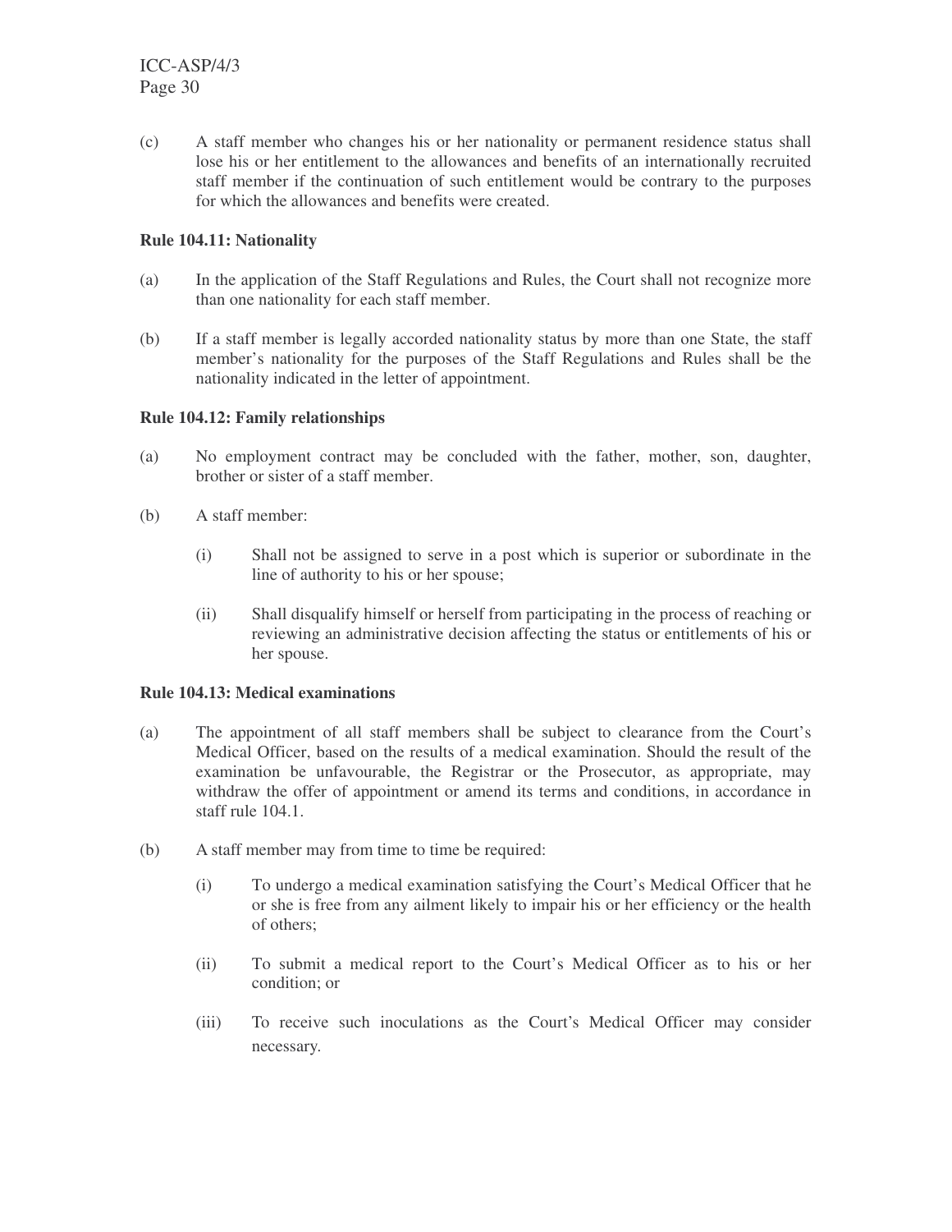(c) A staff member who changes his or her nationality or permanent residence status shall lose his or her entitlement to the allowances and benefits of an internationally recruited staff member if the continuation of such entitlement would be contrary to the purposes for which the allowances and benefits were created.

**Rule 104.11: Nationality**

(a) In the application of the Staff Regulations and Rules, the Court shall not recognize more than one nationality for each staff member.

(b) If a staff member is legally accorded nationality status by more than one State, the staff member's nationality for the purposes of the Staff Regulations and Rules shall be the nationality indicated in the letter of appointment.

**Rule 104.12: Family relationships**

(a) No employment contract may be concluded with the father, mother, son, daughter, brother or sister of a staff member.

(b) A staff member:

 (i) Shall not be assigned to serve in a post which is superior or subordinate in the line of authority to his or her spouse;

 (ii) Shall disqualify himself or herself from participating in the process of reaching or reviewing an administrative decision affecting the status or entitlements of his or her spouse.

**Rule 104.13: Medical examinations**

(a) The appointment of all staff members shall be subject to clearance from the Court's Medical Officer, based on the results of a medical examination. Should the result of the examination be unfavourable, the Registrar or the Prosecutor, as appropriate, may withdraw the offer of appointment or amend its terms and conditions, in accordance in staff rule 104.1.

(b) A staff member may from time to time be required:

 (i) To undergo a medical examination satisfying the Court's Medical Officer that he or she is free from any ailment likely to impair his or her efficiency or the health of others;

 (ii) To submit a medical report to the Court's Medical Officer as to his or her condition; or

 (iii) To receive such inoculations as the Court's Medical Officer may consider necessary.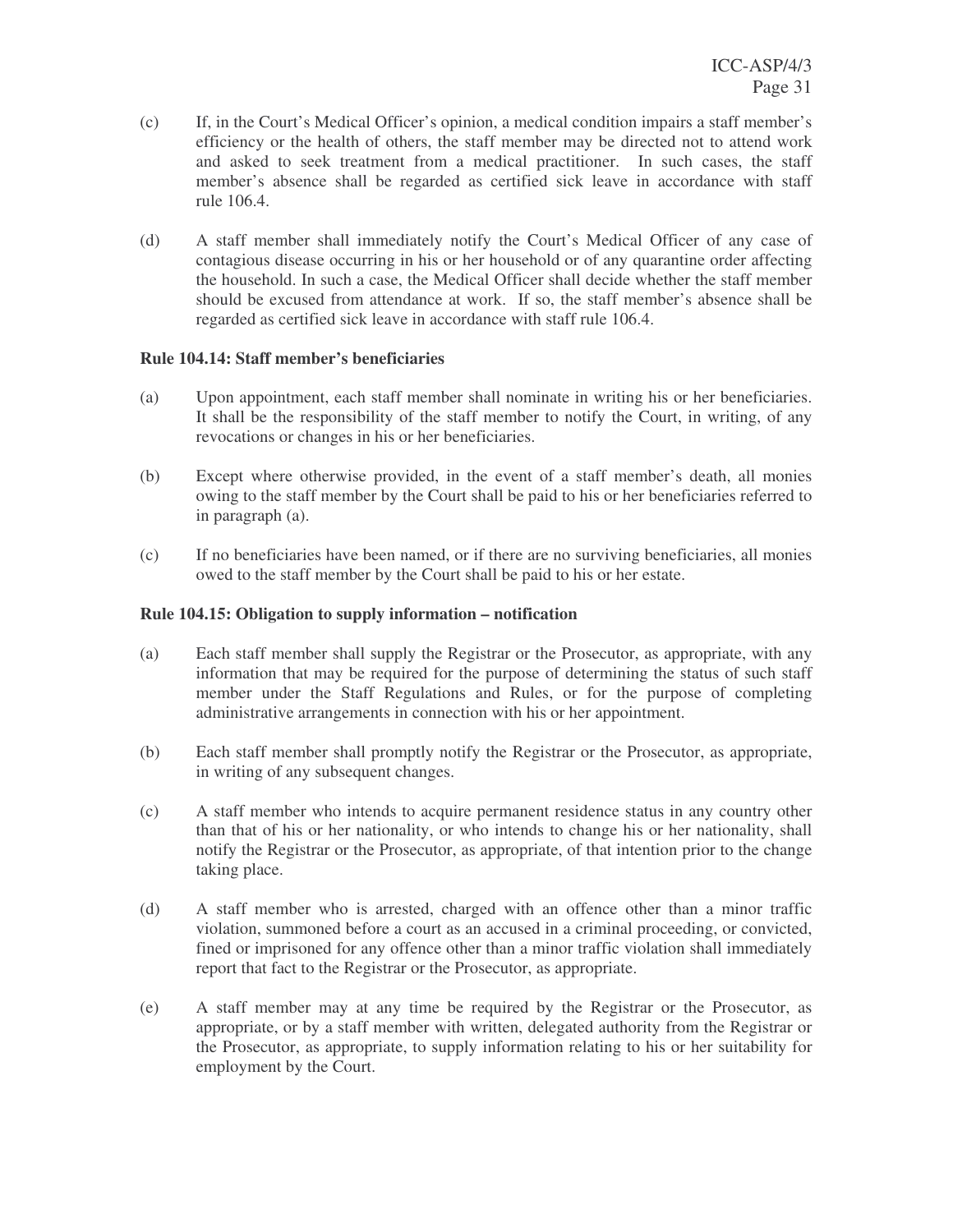(c) If, in the Court's Medical Officer's opinion, a medical condition impairs a staff member's efficiency or the health of others, the staff member may be directed not to attend work and asked to seek treatment from a medical practitioner. In such cases, the staff member's absence shall be regarded as certified sick leave in accordance with staff rule 106.4.

(d) A staff member shall immediately notify the Court's Medical Officer of any case of contagious disease occurring in his or her household or of any quarantine order affecting the household. In such a case, the Medical Officer shall decide whether the staff member should be excused from attendance at work. If so, the staff member's absence shall be regarded as certified sick leave in accordance with staff rule 106.4.

**Rule 104.14: Staff member's beneficiaries**

(a) Upon appointment, each staff member shall nominate in writing his or her beneficiaries. It shall be the responsibility of the staff member to notify the Court, in writing, of any revocations or changes in his or her beneficiaries.

(b) Except where otherwise provided, in the event of a staff member's death, all monies owing to the staff member by the Court shall be paid to his or her beneficiaries referred to in paragraph (a).

(c) If no beneficiaries have been named, or if there are no surviving beneficiaries, all monies owed to the staff member by the Court shall be paid to his or her estate.

**Rule 104.15: Obligation to supply information – notification**

(a) Each staff member shall supply the Registrar or the Prosecutor, as appropriate, with any information that may be required for the purpose of determining the status of such staff member under the Staff Regulations and Rules, or for the purpose of completing administrative arrangements in connection with his or her appointment.

(b) Each staff member shall promptly notify the Registrar or the Prosecutor, as appropriate, in writing of any subsequent changes.

(c) A staff member who intends to acquire permanent residence status in any country other than that of his or her nationality, or who intends to change his or her nationality, shall notify the Registrar or the Prosecutor, as appropriate, of that intention prior to the change taking place.

(d) A staff member who is arrested, charged with an offence other than a minor traffic violation, summoned before a court as an accused in a criminal proceeding, or convicted, fined or imprisoned for any offence other than a minor traffic violation shall immediately report that fact to the Registrar or the Prosecutor, as appropriate.

(e) A staff member may at any time be required by the Registrar or the Prosecutor, as appropriate, or by a staff member with written, delegated authority from the Registrar or the Prosecutor, as appropriate, to supply information relating to his or her suitability for employment by the Court.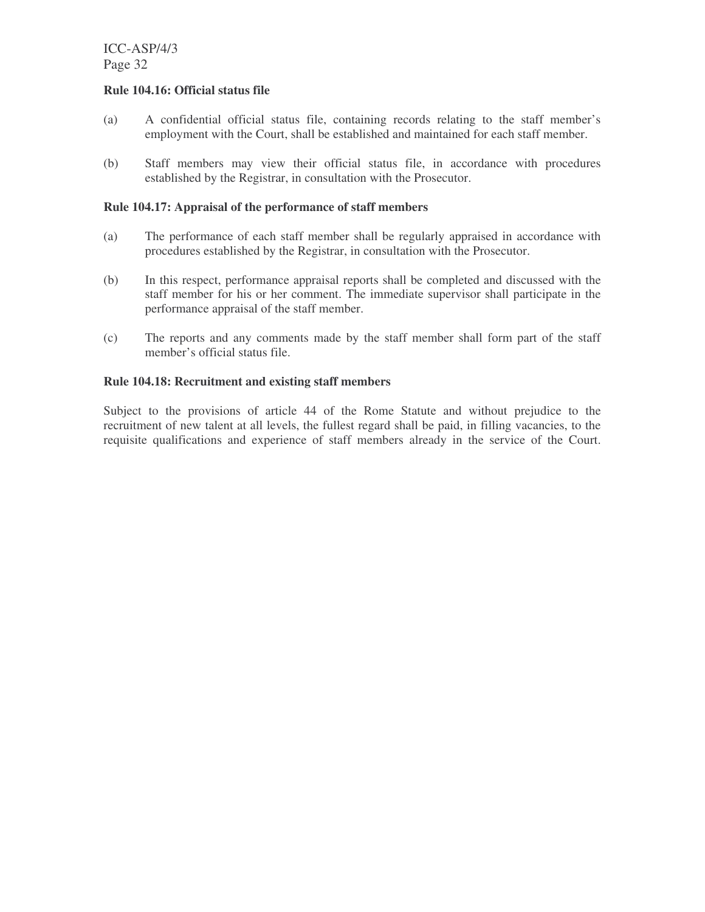**Rule 104.16: Official status file**

(a) A confidential official status file, containing records relating to the staff member's employment with the Court, shall be established and maintained for each staff member.

(b) Staff members may view their official status file, in accordance with procedures established by the Registrar, in consultation with the Prosecutor.

**Rule 104.17: Appraisal of the performance of staff members**

(a) The performance of each staff member shall be regularly appraised in accordance with procedures established by the Registrar, in consultation with the Prosecutor.

(b) In this respect, performance appraisal reports shall be completed and discussed with the staff member for his or her comment. The immediate supervisor shall participate in the performance appraisal of the staff member.

(c) The reports and any comments made by the staff member shall form part of the staff member's official status file.

**Rule 104.18: Recruitment and existing staff members**

Subject to the provisions of article 44 of the Rome Statute and without prejudice to the recruitment of new talent at all levels, the fullest regard shall be paid, in filling vacancies, to the requisite qualifications and experience of staff members already in the service of the Court.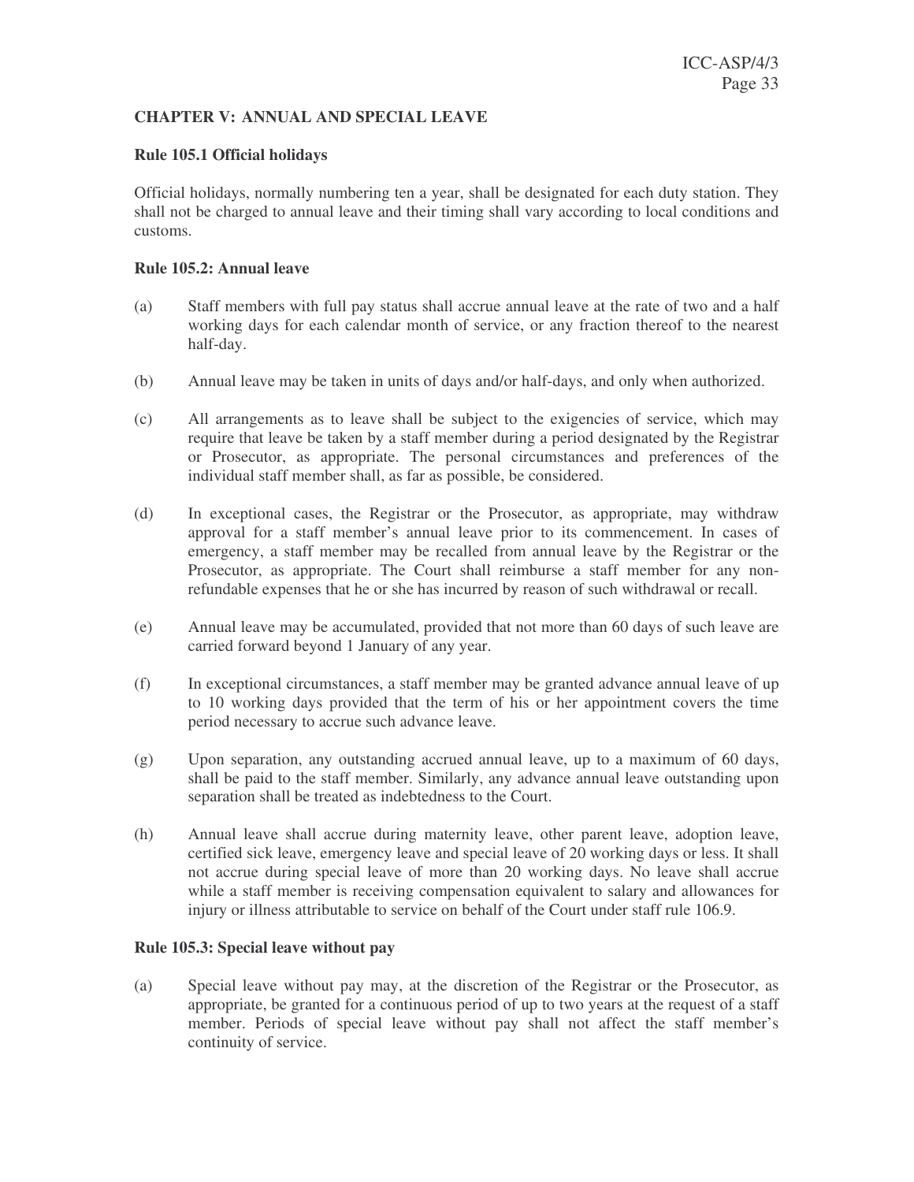## CHAPTER V: ANNUAL AND SPECIAL LEAVE

### Rule 105.1 Official holidays

Official holidays, normally numbering ten a year, shall be designated for each duty station. They shall not be charged to annual leave and their timing shall vary according to local conditions and customs.

### Rule 105.2: Annual leave

(a) Staff members with full pay status shall accrue annual leave at the rate of two and a half working days for each calendar month of service, or any fraction thereof to the nearest half-day.

(b) Annual leave may be taken in units of days and/or half-days, and only when authorized.

(c) All arrangements as to leave shall be subject to the exigencies of service, which may require that leave be taken by a staff member during a period designated by the Registrar or Prosecutor, as appropriate. The personal circumstances and preferences of the individual staff member shall, as far as possible, be considered.

(d) In exceptional cases, the Registrar or the Prosecutor, as appropriate, may withdraw approval for a staff member's annual leave prior to its commencement. In cases of emergency, a staff member may be recalled from annual leave by the Registrar or the Prosecutor, as appropriate. The Court shall reimburse a staff member for any non-refundable expenses that he or she has incurred by reason of such withdrawal or recall.

(e) Annual leave may be accumulated, provided that not more than 60 days of such leave are carried forward beyond 1 January of any year.

(f) In exceptional circumstances, a staff member may be granted advance annual leave of up to 10 working days provided that the term of his or her appointment covers the time period necessary to accrue such advance leave.

(g) Upon separation, any outstanding accrued annual leave, up to a maximum of 60 days, shall be paid to the staff member. Similarly, any advance annual leave outstanding upon separation shall be treated as indebtedness to the Court.

(h) Annual leave shall accrue during maternity leave, other parent leave, adoption leave, certified sick leave, emergency leave and special leave of 20 working days or less. It shall not accrue during special leave of more than 20 working days. No leave shall accrue while a staff member is receiving compensation equivalent to salary and allowances for injury or illness attributable to service on behalf of the Court under staff rule 106.9.

### Rule 105.3: Special leave without pay

(a) Special leave without pay may, at the discretion of the Registrar or the Prosecutor, as appropriate, be granted for a continuous period of up to two years at the request of a staff member. Periods of special leave without pay shall not affect the staff member's continuity of service.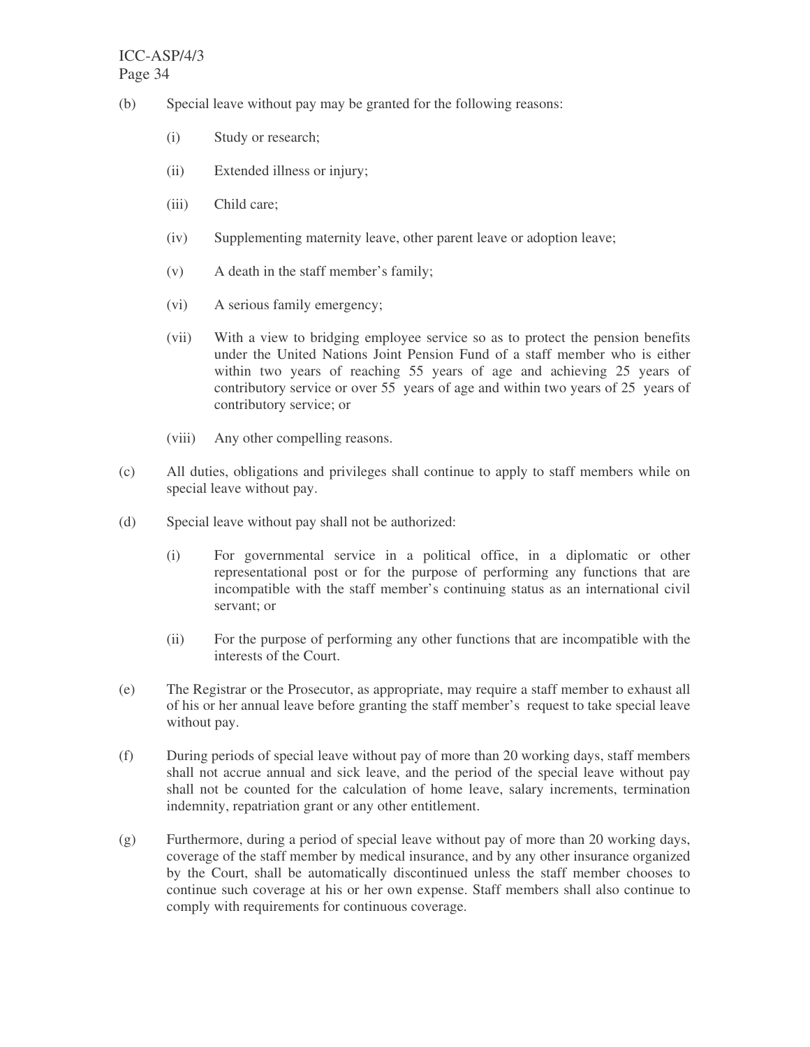(b) Special leave without pay may be granted for the following reasons:

  (i) Study or research;

  (ii) Extended illness or injury;

  (iii) Child care;

  (iv) Supplementing maternity leave, other parent leave or adoption leave;

  (v) A death in the staff member's family;

  (vi) A serious family emergency;

  (vii) With a view to bridging employee service so as to protect the pension benefits under the United Nations Joint Pension Fund of a staff member who is either within two years of reaching 55 years of age and achieving 25 years of contributory service or over 55 years of age and within two years of 25 years of contributory service; or

  (viii) Any other compelling reasons.

(c) All duties, obligations and privileges shall continue to apply to staff members while on special leave without pay.

(d) Special leave without pay shall not be authorized:

  (i) For governmental service in a political office, in a diplomatic or other representational post or for the purpose of performing any functions that are incompatible with the staff member's continuing status as an international civil servant; or

  (ii) For the purpose of performing any other functions that are incompatible with the interests of the Court.

(e) The Registrar or the Prosecutor, as appropriate, may require a staff member to exhaust all of his or her annual leave before granting the staff member's request to take special leave without pay.

(f) During periods of special leave without pay of more than 20 working days, staff members shall not accrue annual and sick leave, and the period of the special leave without pay shall not be counted for the calculation of home leave, salary increments, termination indemnity, repatriation grant or any other entitlement.

(g) Furthermore, during a period of special leave without pay of more than 20 working days, coverage of the staff member by medical insurance, and by any other insurance organized by the Court, shall be automatically discontinued unless the staff member chooses to continue such coverage at his or her own expense. Staff members shall also continue to comply with requirements for continuous coverage.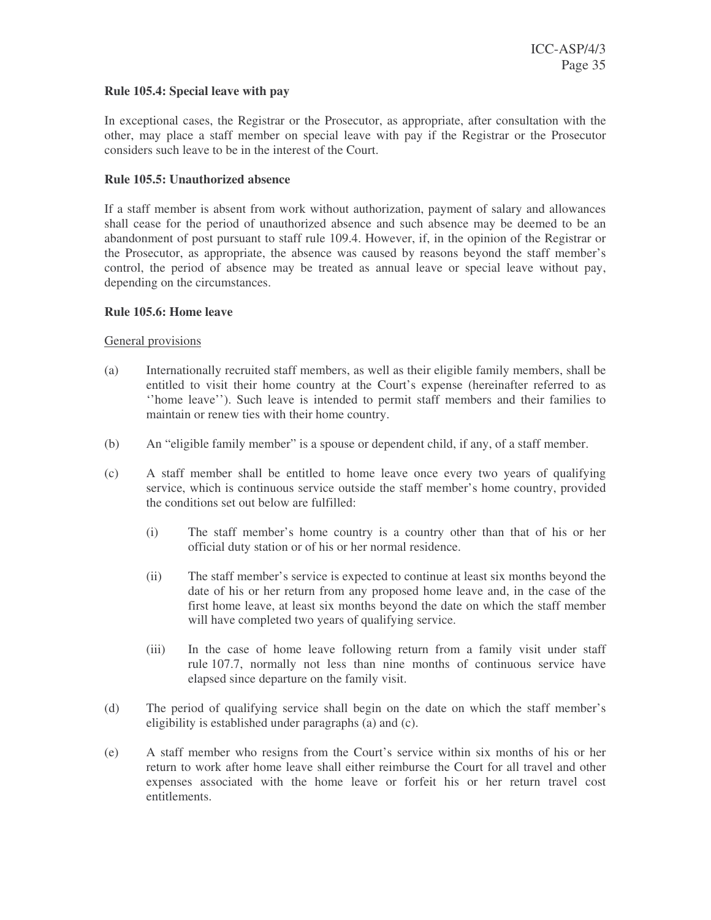**Rule 105.4: Special leave with pay**

In exceptional cases, the Registrar or the Prosecutor, as appropriate, after consultation with the other, may place a staff member on special leave with pay if the Registrar or the Prosecutor considers such leave to be in the interest of the Court.

**Rule 105.5: Unauthorized absence**

If a staff member is absent from work without authorization, payment of salary and allowances shall cease for the period of unauthorized absence and such absence may be deemed to be an abandonment of post pursuant to staff rule 109.4. However, if, in the opinion of the Registrar or the Prosecutor, as appropriate, the absence was caused by reasons beyond the staff member's control, the period of absence may be treated as annual leave or special leave without pay, depending on the circumstances.

**Rule 105.6: Home leave**

General provisions

(a) Internationally recruited staff members, as well as their eligible family members, shall be entitled to visit their home country at the Court's expense (hereinafter referred to as ''home leave''). Such leave is intended to permit staff members and their families to maintain or renew ties with their home country.

(b) An "eligible family member" is a spouse or dependent child, if any, of a staff member.

(c) A staff member shall be entitled to home leave once every two years of qualifying service, which is continuous service outside the staff member's home country, provided the conditions set out below are fulfilled:

  (i) The staff member's home country is a country other than that of his or her official duty station or of his or her normal residence.

  (ii) The staff member's service is expected to continue at least six months beyond the date of his or her return from any proposed home leave and, in the case of the first home leave, at least six months beyond the date on which the staff member will have completed two years of qualifying service.

  (iii) In the case of home leave following return from a family visit under staff rule 107.7, normally not less than nine months of continuous service have elapsed since departure on the family visit.

(d) The period of qualifying service shall begin on the date on which the staff member's eligibility is established under paragraphs (a) and (c).

(e) A staff member who resigns from the Court's service within six months of his or her return to work after home leave shall either reimburse the Court for all travel and other expenses associated with the home leave or forfeit his or her return travel cost entitlements.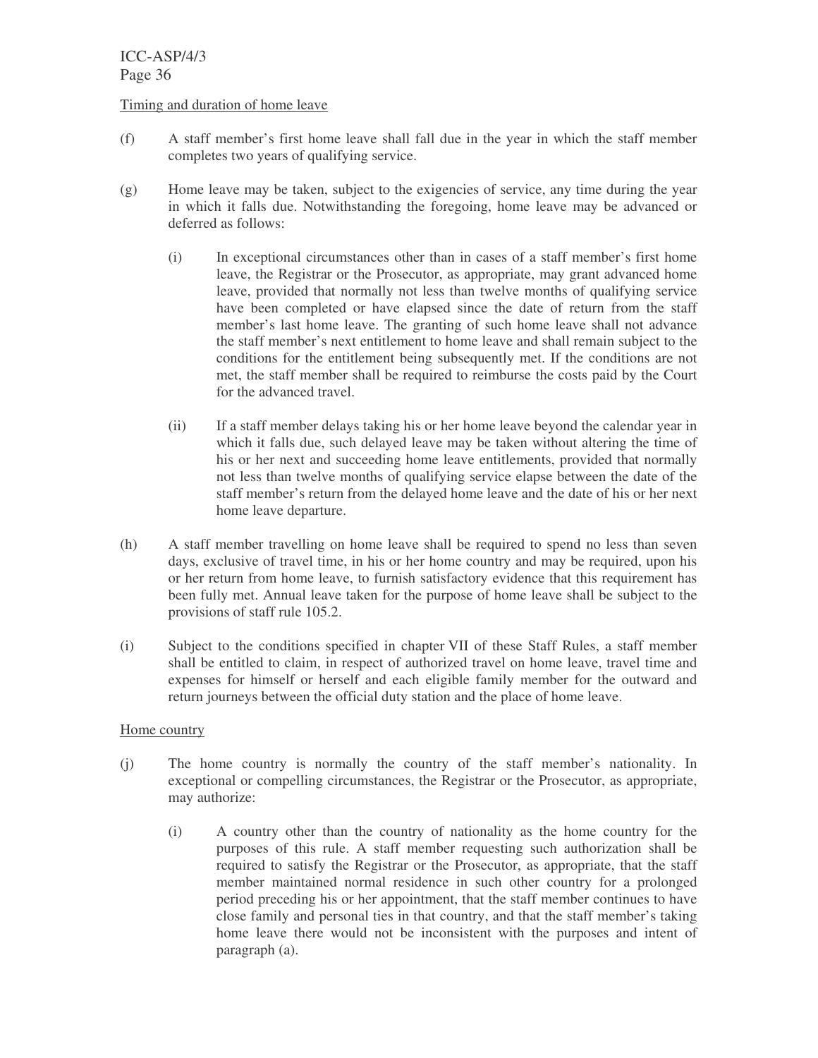Timing and duration of home leave

(f) A staff member's first home leave shall fall due in the year in which the staff member completes two years of qualifying service.

(g) Home leave may be taken, subject to the exigencies of service, any time during the year in which it falls due. Notwithstanding the foregoing, home leave may be advanced or deferred as follows:

(i) In exceptional circumstances other than in cases of a staff member's first home leave, the Registrar or the Prosecutor, as appropriate, may grant advanced home leave, provided that normally not less than twelve months of qualifying service have been completed or have elapsed since the date of return from the staff member's last home leave. The granting of such home leave shall not advance the staff member's next entitlement to home leave and shall remain subject to the conditions for the entitlement being subsequently met. If the conditions are not met, the staff member shall be required to reimburse the costs paid by the Court for the advanced travel.

(ii) If a staff member delays taking his or her home leave beyond the calendar year in which it falls due, such delayed leave may be taken without altering the time of his or her next and succeeding home leave entitlements, provided that normally not less than twelve months of qualifying service elapse between the date of the staff member's return from the delayed home leave and the date of his or her next home leave departure.

(h) A staff member travelling on home leave shall be required to spend no less than seven days, exclusive of travel time, in his or her home country and may be required, upon his or her return from home leave, to furnish satisfactory evidence that this requirement has been fully met. Annual leave taken for the purpose of home leave shall be subject to the provisions of staff rule 105.2.

(i) Subject to the conditions specified in chapter VII of these Staff Rules, a staff member shall be entitled to claim, in respect of authorized travel on home leave, travel time and expenses for himself or herself and each eligible family member for the outward and return journeys between the official duty station and the place of home leave.

Home country

(j) The home country is normally the country of the staff member's nationality. In exceptional or compelling circumstances, the Registrar or the Prosecutor, as appropriate, may authorize:

(i) A country other than the country of nationality as the home country for the purposes of this rule. A staff member requesting such authorization shall be required to satisfy the Registrar or the Prosecutor, as appropriate, that the staff member maintained normal residence in such other country for a prolonged period preceding his or her appointment, that the staff member continues to have close family and personal ties in that country, and that the staff member's taking home leave there would not be inconsistent with the purposes and intent of paragraph (a).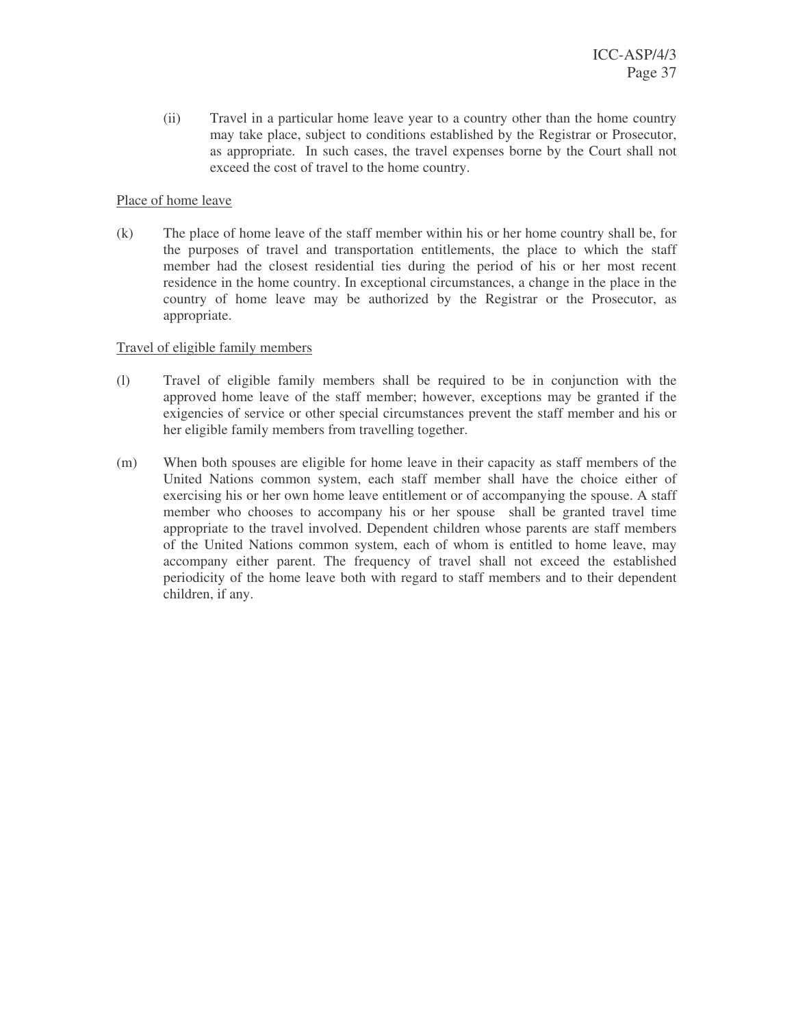(ii) Travel in a particular home leave year to a country other than the home country may take place, subject to conditions established by the Registrar or Prosecutor, as appropriate. In such cases, the travel expenses borne by the Court shall not exceed the cost of travel to the home country.

Place of home leave

(k) The place of home leave of the staff member within his or her home country shall be, for the purposes of travel and transportation entitlements, the place to which the staff member had the closest residential ties during the period of his or her most recent residence in the home country. In exceptional circumstances, a change in the place in the country of home leave may be authorized by the Registrar or the Prosecutor, as appropriate.

Travel of eligible family members

(l) Travel of eligible family members shall be required to be in conjunction with the approved home leave of the staff member; however, exceptions may be granted if the exigencies of service or other special circumstances prevent the staff member and his or her eligible family members from travelling together.

(m) When both spouses are eligible for home leave in their capacity as staff members of the United Nations common system, each staff member shall have the choice either of exercising his or her own home leave entitlement or of accompanying the spouse. A staff member who chooses to accompany his or her spouse shall be granted travel time appropriate to the travel involved. Dependent children whose parents are staff members of the United Nations common system, each of whom is entitled to home leave, may accompany either parent. The frequency of travel shall not exceed the established periodicity of the home leave both with regard to staff members and to their dependent children, if any.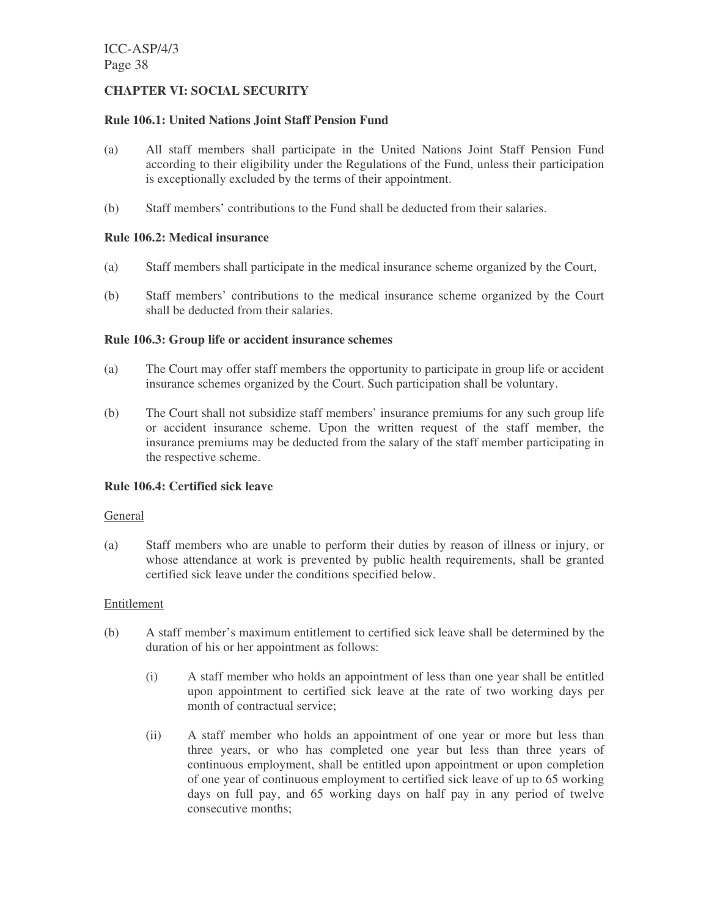## CHAPTER VI: SOCIAL SECURITY

### Rule 106.1: United Nations Joint Staff Pension Fund

(a) All staff members shall participate in the United Nations Joint Staff Pension Fund according to their eligibility under the Regulations of the Fund, unless their participation is exceptionally excluded by the terms of their appointment.

(b) Staff members' contributions to the Fund shall be deducted from their salaries.

### Rule 106.2: Medical insurance

(a) Staff members shall participate in the medical insurance scheme organized by the Court,

(b) Staff members' contributions to the medical insurance scheme organized by the Court shall be deducted from their salaries.

### Rule 106.3: Group life or accident insurance schemes

(a) The Court may offer staff members the opportunity to participate in group life or accident insurance schemes organized by the Court. Such participation shall be voluntary.

(b) The Court shall not subsidize staff members' insurance premiums for any such group life or accident insurance scheme. Upon the written request of the staff member, the insurance premiums may be deducted from the salary of the staff member participating in the respective scheme.

### Rule 106.4: Certified sick leave

General

(a) Staff members who are unable to perform their duties by reason of illness or injury, or whose attendance at work is prevented by public health requirements, shall be granted certified sick leave under the conditions specified below.

Entitlement

(b) A staff member's maximum entitlement to certified sick leave shall be determined by the duration of his or her appointment as follows:

(i) A staff member who holds an appointment of less than one year shall be entitled upon appointment to certified sick leave at the rate of two working days per month of contractual service;

(ii) A staff member who holds an appointment of one year or more but less than three years, or who has completed one year but less than three years of continuous employment, shall be entitled upon appointment or upon completion of one year of continuous employment to certified sick leave of up to 65 working days on full pay, and 65 working days on half pay in any period of twelve consecutive months;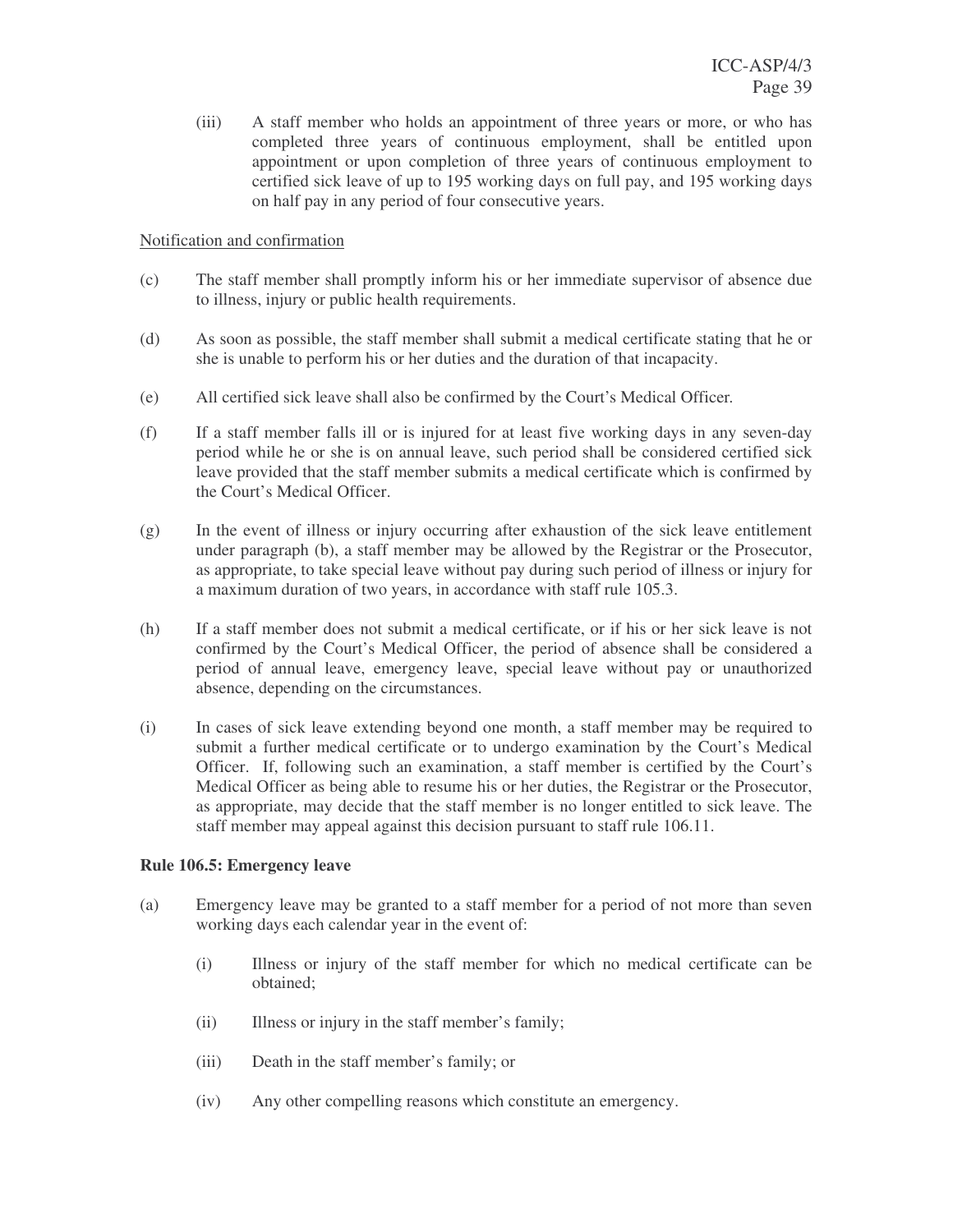(iii) A staff member who holds an appointment of three years or more, or who has completed three years of continuous employment, shall be entitled upon appointment or upon completion of three years of continuous employment to certified sick leave of up to 195 working days on full pay, and 195 working days on half pay in any period of four consecutive years.

Notification and confirmation

(c) The staff member shall promptly inform his or her immediate supervisor of absence due to illness, injury or public health requirements.

(d) As soon as possible, the staff member shall submit a medical certificate stating that he or she is unable to perform his or her duties and the duration of that incapacity.

(e) All certified sick leave shall also be confirmed by the Court's Medical Officer.

(f) If a staff member falls ill or is injured for at least five working days in any seven-day period while he or she is on annual leave, such period shall be considered certified sick leave provided that the staff member submits a medical certificate which is confirmed by the Court's Medical Officer.

(g) In the event of illness or injury occurring after exhaustion of the sick leave entitlement under paragraph (b), a staff member may be allowed by the Registrar or the Prosecutor, as appropriate, to take special leave without pay during such period of illness or injury for a maximum duration of two years, in accordance with staff rule 105.3.

(h) If a staff member does not submit a medical certificate, or if his or her sick leave is not confirmed by the Court's Medical Officer, the period of absence shall be considered a period of annual leave, emergency leave, special leave without pay or unauthorized absence, depending on the circumstances.

(i) In cases of sick leave extending beyond one month, a staff member may be required to submit a further medical certificate or to undergo examination by the Court's Medical Officer. If, following such an examination, a staff member is certified by the Court's Medical Officer as being able to resume his or her duties, the Registrar or the Prosecutor, as appropriate, may decide that the staff member is no longer entitled to sick leave. The staff member may appeal against this decision pursuant to staff rule 106.11.

**Rule 106.5: Emergency leave**

(a) Emergency leave may be granted to a staff member for a period of not more than seven working days each calendar year in the event of:

(i) Illness or injury of the staff member for which no medical certificate can be obtained;

(ii) Illness or injury in the staff member's family;

(iii) Death in the staff member's family; or

(iv) Any other compelling reasons which constitute an emergency.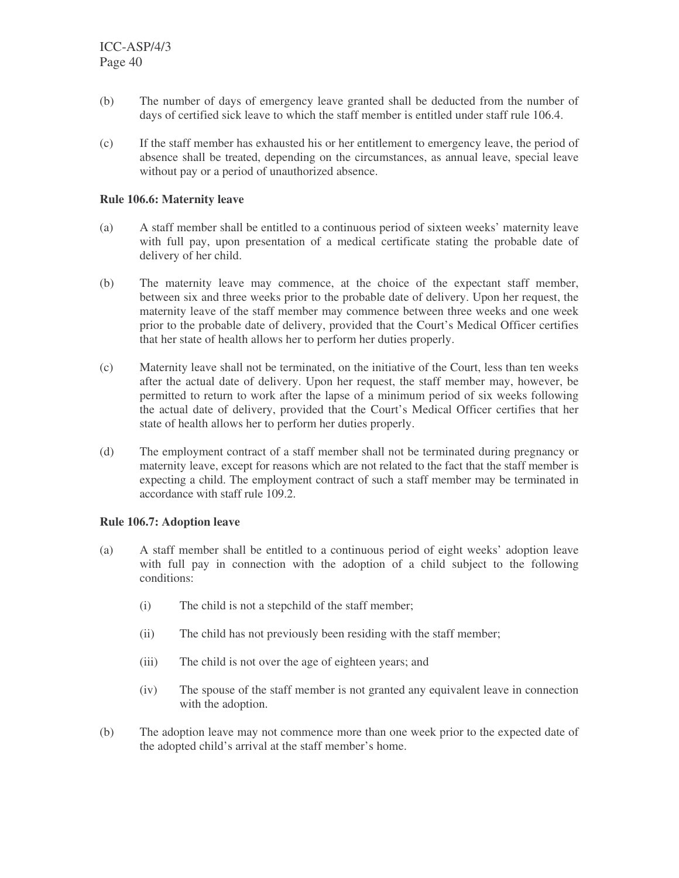(b) The number of days of emergency leave granted shall be deducted from the number of days of certified sick leave to which the staff member is entitled under staff rule 106.4.

(c) If the staff member has exhausted his or her entitlement to emergency leave, the period of absence shall be treated, depending on the circumstances, as annual leave, special leave without pay or a period of unauthorized absence.

**Rule 106.6: Maternity leave**

(a) A staff member shall be entitled to a continuous period of sixteen weeks' maternity leave with full pay, upon presentation of a medical certificate stating the probable date of delivery of her child.

(b) The maternity leave may commence, at the choice of the expectant staff member, between six and three weeks prior to the probable date of delivery. Upon her request, the maternity leave of the staff member may commence between three weeks and one week prior to the probable date of delivery, provided that the Court's Medical Officer certifies that her state of health allows her to perform her duties properly.

(c) Maternity leave shall not be terminated, on the initiative of the Court, less than ten weeks after the actual date of delivery. Upon her request, the staff member may, however, be permitted to return to work after the lapse of a minimum period of six weeks following the actual date of delivery, provided that the Court's Medical Officer certifies that her state of health allows her to perform her duties properly.

(d) The employment contract of a staff member shall not be terminated during pregnancy or maternity leave, except for reasons which are not related to the fact that the staff member is expecting a child. The employment contract of such a staff member may be terminated in accordance with staff rule 109.2.

**Rule 106.7: Adoption leave**

(a) A staff member shall be entitled to a continuous period of eight weeks' adoption leave with full pay in connection with the adoption of a child subject to the following conditions:

  (i) The child is not a stepchild of the staff member;

  (ii) The child has not previously been residing with the staff member;

  (iii) The child is not over the age of eighteen years; and

  (iv) The spouse of the staff member is not granted any equivalent leave in connection with the adoption.

(b) The adoption leave may not commence more than one week prior to the expected date of the adopted child's arrival at the staff member's home.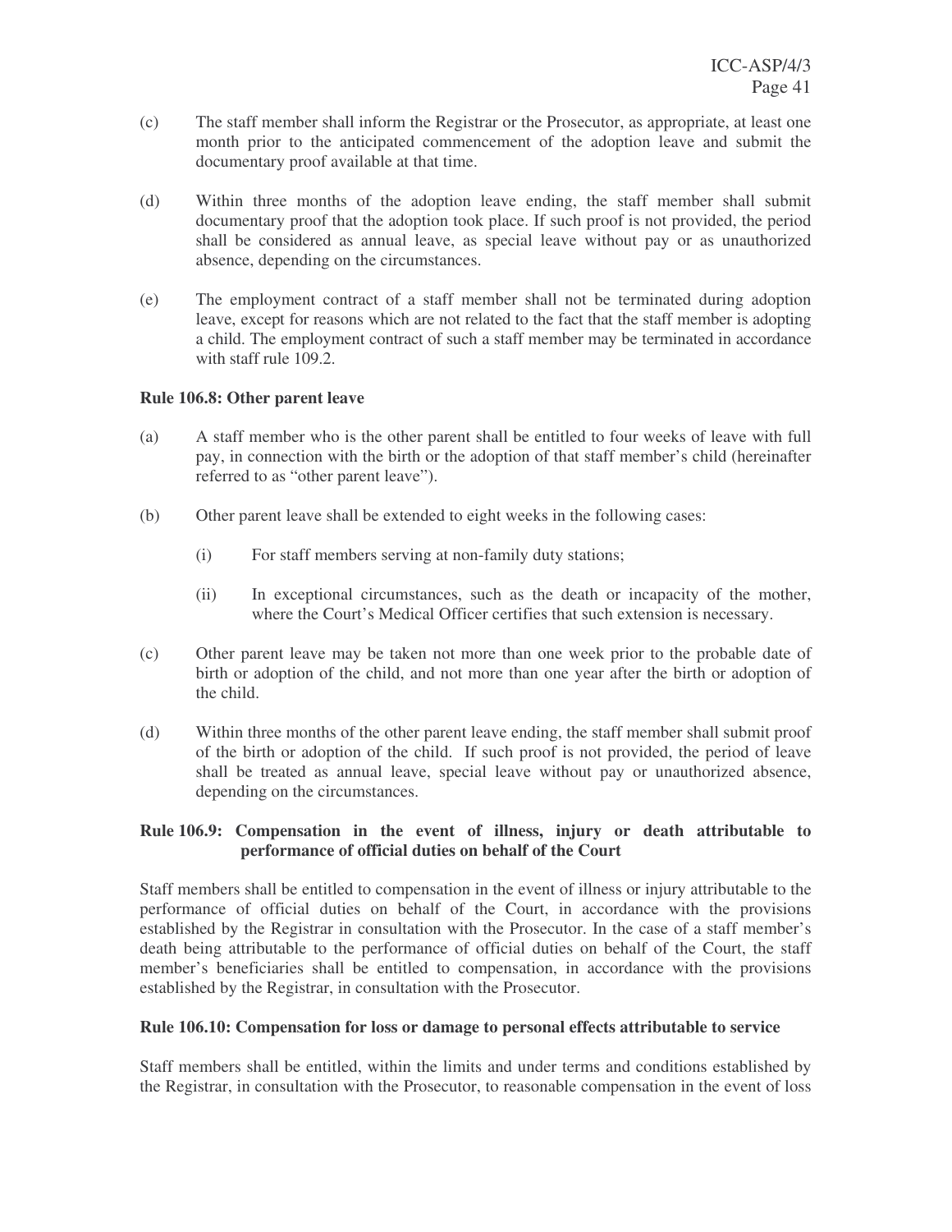(c) The staff member shall inform the Registrar or the Prosecutor, as appropriate, at least one month prior to the anticipated commencement of the adoption leave and submit the documentary proof available at that time.

(d) Within three months of the adoption leave ending, the staff member shall submit documentary proof that the adoption took place. If such proof is not provided, the period shall be considered as annual leave, as special leave without pay or as unauthorized absence, depending on the circumstances.

(e) The employment contract of a staff member shall not be terminated during adoption leave, except for reasons which are not related to the fact that the staff member is adopting a child. The employment contract of such a staff member may be terminated in accordance with staff rule 109.2.

**Rule 106.8: Other parent leave**

(a) A staff member who is the other parent shall be entitled to four weeks of leave with full pay, in connection with the birth or the adoption of that staff member's child (hereinafter referred to as "other parent leave").

(b) Other parent leave shall be extended to eight weeks in the following cases:

  (i) For staff members serving at non-family duty stations;

  (ii) In exceptional circumstances, such as the death or incapacity of the mother, where the Court's Medical Officer certifies that such extension is necessary.

(c) Other parent leave may be taken not more than one week prior to the probable date of birth or adoption of the child, and not more than one year after the birth or adoption of the child.

(d) Within three months of the other parent leave ending, the staff member shall submit proof of the birth or adoption of the child. If such proof is not provided, the period of leave shall be treated as annual leave, special leave without pay or unauthorized absence, depending on the circumstances.

**Rule 106.9: Compensation in the event of illness, injury or death attributable to performance of official duties on behalf of the Court**

Staff members shall be entitled to compensation in the event of illness or injury attributable to the performance of official duties on behalf of the Court, in accordance with the provisions established by the Registrar in consultation with the Prosecutor. In the case of a staff member's death being attributable to the performance of official duties on behalf of the Court, the staff member's beneficiaries shall be entitled to compensation, in accordance with the provisions established by the Registrar, in consultation with the Prosecutor.

**Rule 106.10: Compensation for loss or damage to personal effects attributable to service**

Staff members shall be entitled, within the limits and under terms and conditions established by the Registrar, in consultation with the Prosecutor, to reasonable compensation in the event of loss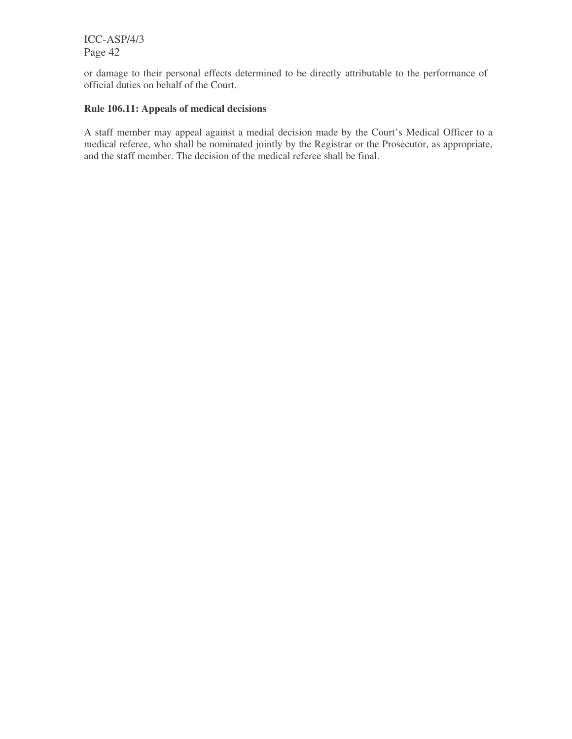or damage to their personal effects determined to be directly attributable to the performance of official duties on behalf of the Court.

**Rule 106.11: Appeals of medical decisions**

A staff member may appeal against a medial decision made by the Court's Medical Officer to a medical referee, who shall be nominated jointly by the Registrar or the Prosecutor, as appropriate, and the staff member. The decision of the medical referee shall be final.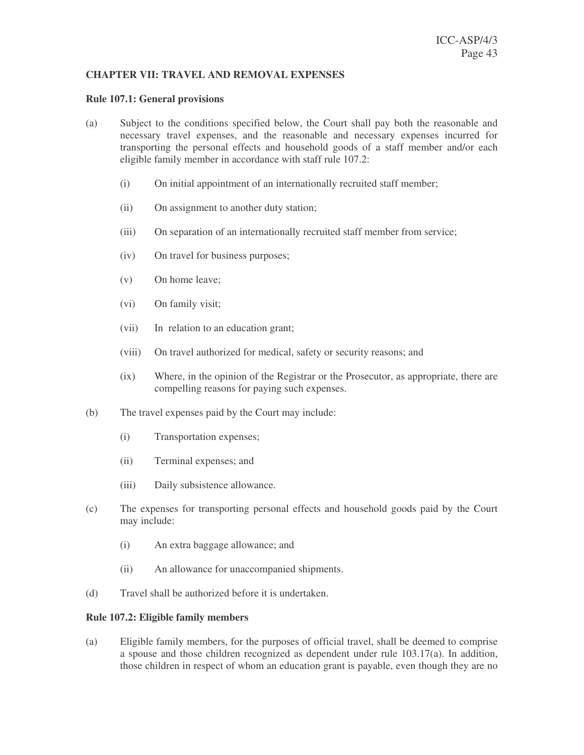## CHAPTER VII: TRAVEL AND REMOVAL EXPENSES

### Rule 107.1: General provisions

(a) Subject to the conditions specified below, the Court shall pay both the reasonable and necessary travel expenses, and the reasonable and necessary expenses incurred for transporting the personal effects and household goods of a staff member and/or each eligible family member in accordance with staff rule 107.2:

 (i) On initial appointment of an internationally recruited staff member;

 (ii) On assignment to another duty station;

 (iii) On separation of an internationally recruited staff member from service;

 (iv) On travel for business purposes;

 (v) On home leave;

 (vi) On family visit;

 (vii) In relation to an education grant;

 (viii) On travel authorized for medical, safety or security reasons; and

 (ix) Where, in the opinion of the Registrar or the Prosecutor, as appropriate, there are compelling reasons for paying such expenses.

(b) The travel expenses paid by the Court may include:

 (i) Transportation expenses;

 (ii) Terminal expenses; and

 (iii) Daily subsistence allowance.

(c) The expenses for transporting personal effects and household goods paid by the Court may include:

 (i) An extra baggage allowance; and

 (ii) An allowance for unaccompanied shipments.

(d) Travel shall be authorized before it is undertaken.

### Rule 107.2: Eligible family members

(a) Eligible family members, for the purposes of official travel, shall be deemed to comprise a spouse and those children recognized as dependent under rule 103.17(a). In addition, those children in respect of whom an education grant is payable, even though they are no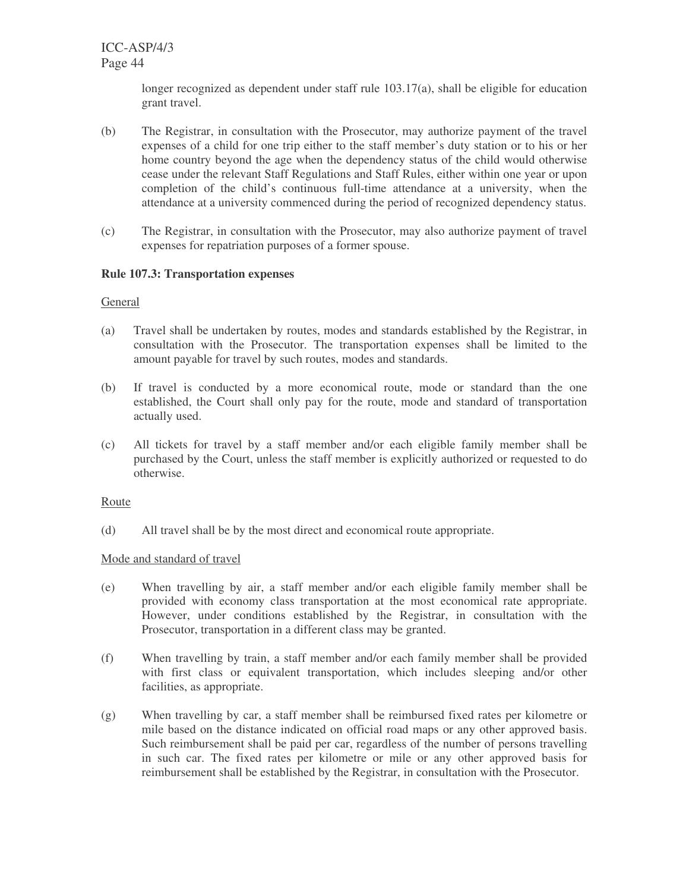longer recognized as dependent under staff rule 103.17(a), shall be eligible for education grant travel.

(b) The Registrar, in consultation with the Prosecutor, may authorize payment of the travel expenses of a child for one trip either to the staff member's duty station or to his or her home country beyond the age when the dependency status of the child would otherwise cease under the relevant Staff Regulations and Staff Rules, either within one year or upon completion of the child's continuous full-time attendance at a university, when the attendance at a university commenced during the period of recognized dependency status.

(c) The Registrar, in consultation with the Prosecutor, may also authorize payment of travel expenses for repatriation purposes of a former spouse.

**Rule 107.3: Transportation expenses**

General

(a) Travel shall be undertaken by routes, modes and standards established by the Registrar, in consultation with the Prosecutor. The transportation expenses shall be limited to the amount payable for travel by such routes, modes and standards.

(b) If travel is conducted by a more economical route, mode or standard than the one established, the Court shall only pay for the route, mode and standard of transportation actually used.

(c) All tickets for travel by a staff member and/or each eligible family member shall be purchased by the Court, unless the staff member is explicitly authorized or requested to do otherwise.

Route

(d) All travel shall be by the most direct and economical route appropriate.

Mode and standard of travel

(e) When travelling by air, a staff member and/or each eligible family member shall be provided with economy class transportation at the most economical rate appropriate. However, under conditions established by the Registrar, in consultation with the Prosecutor, transportation in a different class may be granted.

(f) When travelling by train, a staff member and/or each family member shall be provided with first class or equivalent transportation, which includes sleeping and/or other facilities, as appropriate.

(g) When travelling by car, a staff member shall be reimbursed fixed rates per kilometre or mile based on the distance indicated on official road maps or any other approved basis. Such reimbursement shall be paid per car, regardless of the number of persons travelling in such car. The fixed rates per kilometre or mile or any other approved basis for reimbursement shall be established by the Registrar, in consultation with the Prosecutor.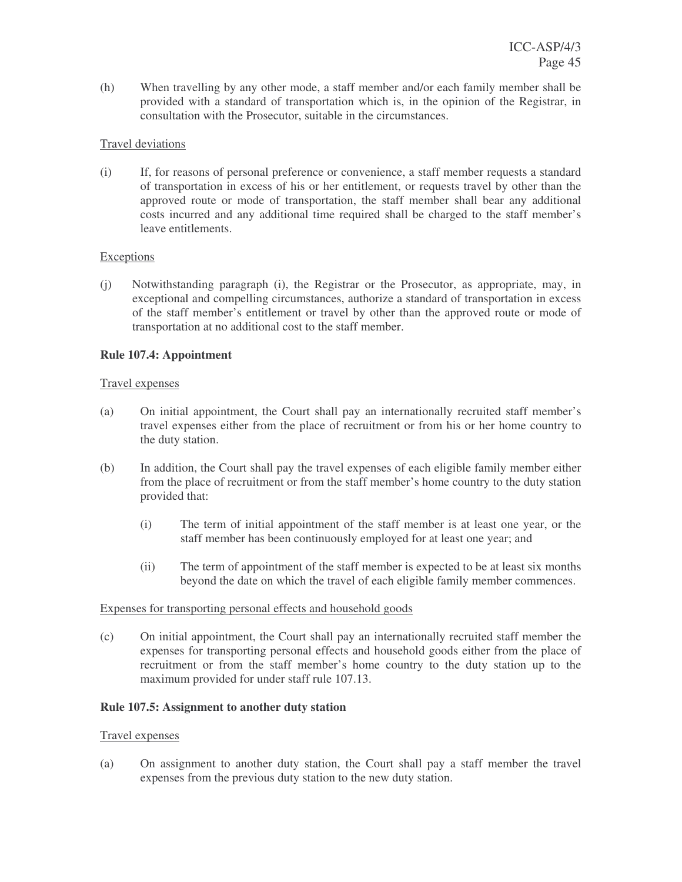(h) When travelling by any other mode, a staff member and/or each family member shall be provided with a standard of transportation which is, in the opinion of the Registrar, in consultation with the Prosecutor, suitable in the circumstances.

Travel deviations

(i) If, for reasons of personal preference or convenience, a staff member requests a standard of transportation in excess of his or her entitlement, or requests travel by other than the approved route or mode of transportation, the staff member shall bear any additional costs incurred and any additional time required shall be charged to the staff member's leave entitlements.

Exceptions

(j) Notwithstanding paragraph (i), the Registrar or the Prosecutor, as appropriate, may, in exceptional and compelling circumstances, authorize a standard of transportation in excess of the staff member's entitlement or travel by other than the approved route or mode of transportation at no additional cost to the staff member.

**Rule 107.4: Appointment**

Travel expenses

(a) On initial appointment, the Court shall pay an internationally recruited staff member's travel expenses either from the place of recruitment or from his or her home country to the duty station.

(b) In addition, the Court shall pay the travel expenses of each eligible family member either from the place of recruitment or from the staff member's home country to the duty station provided that:

  (i) The term of initial appointment of the staff member is at least one year, or the staff member has been continuously employed for at least one year; and

  (ii) The term of appointment of the staff member is expected to be at least six months beyond the date on which the travel of each eligible family member commences.

Expenses for transporting personal effects and household goods

(c) On initial appointment, the Court shall pay an internationally recruited staff member the expenses for transporting personal effects and household goods either from the place of recruitment or from the staff member's home country to the duty station up to the maximum provided for under staff rule 107.13.

**Rule 107.5: Assignment to another duty station**

Travel expenses

(a) On assignment to another duty station, the Court shall pay a staff member the travel expenses from the previous duty station to the new duty station.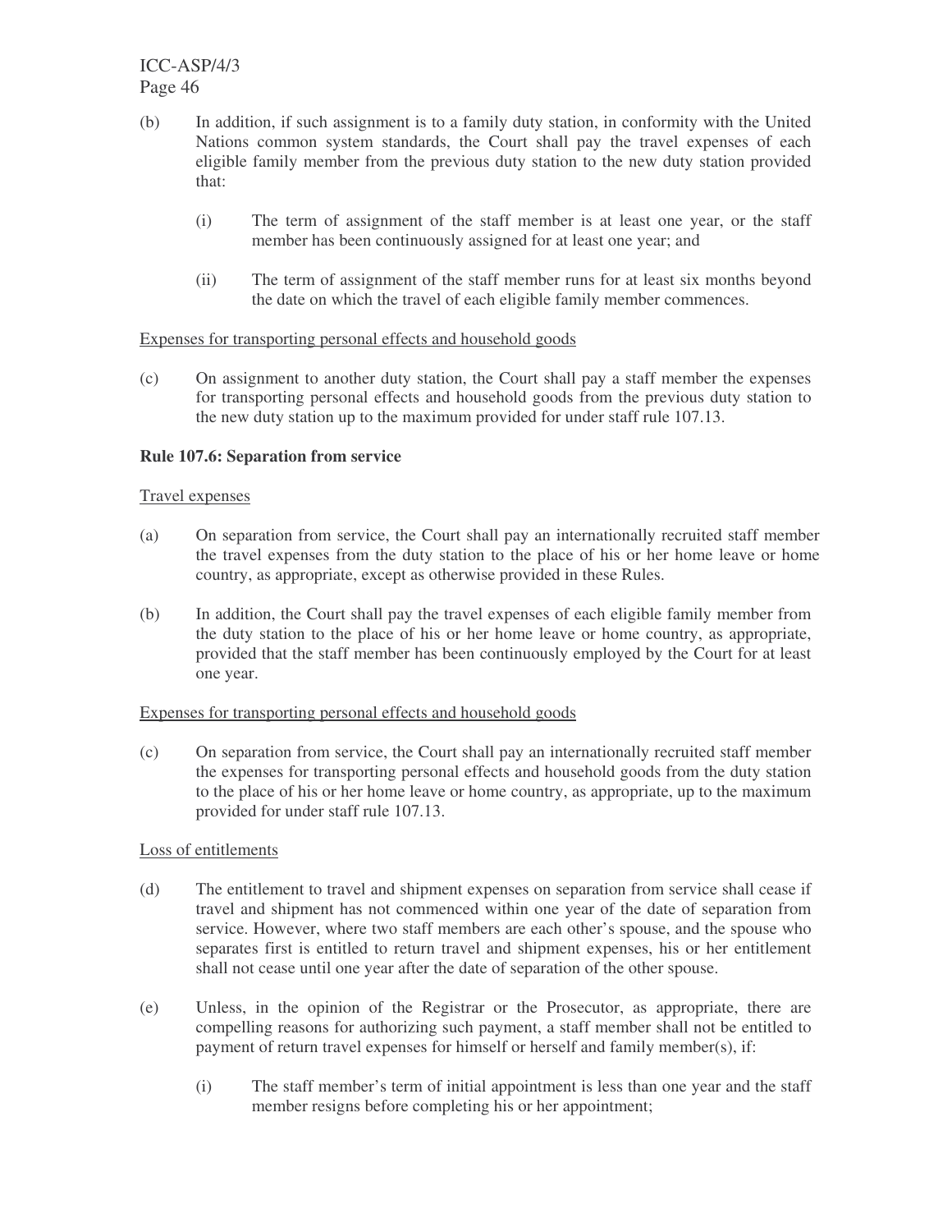(b) In addition, if such assignment is to a family duty station, in conformity with the United Nations common system standards, the Court shall pay the travel expenses of each eligible family member from the previous duty station to the new duty station provided that:

  (i) The term of assignment of the staff member is at least one year, or the staff member has been continuously assigned for at least one year; and

  (ii) The term of assignment of the staff member runs for at least six months beyond the date on which the travel of each eligible family member commences.

Expenses for transporting personal effects and household goods

(c) On assignment to another duty station, the Court shall pay a staff member the expenses for transporting personal effects and household goods from the previous duty station to the new duty station up to the maximum provided for under staff rule 107.13.

**Rule 107.6: Separation from service**

Travel expenses

(a) On separation from service, the Court shall pay an internationally recruited staff member the travel expenses from the duty station to the place of his or her home leave or home country, as appropriate, except as otherwise provided in these Rules.

(b) In addition, the Court shall pay the travel expenses of each eligible family member from the duty station to the place of his or her home leave or home country, as appropriate, provided that the staff member has been continuously employed by the Court for at least one year.

Expenses for transporting personal effects and household goods

(c) On separation from service, the Court shall pay an internationally recruited staff member the expenses for transporting personal effects and household goods from the duty station to the place of his or her home leave or home country, as appropriate, up to the maximum provided for under staff rule 107.13.

Loss of entitlements

(d) The entitlement to travel and shipment expenses on separation from service shall cease if travel and shipment has not commenced within one year of the date of separation from service. However, where two staff members are each other's spouse, and the spouse who separates first is entitled to return travel and shipment expenses, his or her entitlement shall not cease until one year after the date of separation of the other spouse.

(e) Unless, in the opinion of the Registrar or the Prosecutor, as appropriate, there are compelling reasons for authorizing such payment, a staff member shall not be entitled to payment of return travel expenses for himself or herself and family member(s), if:

  (i) The staff member's term of initial appointment is less than one year and the staff member resigns before completing his or her appointment;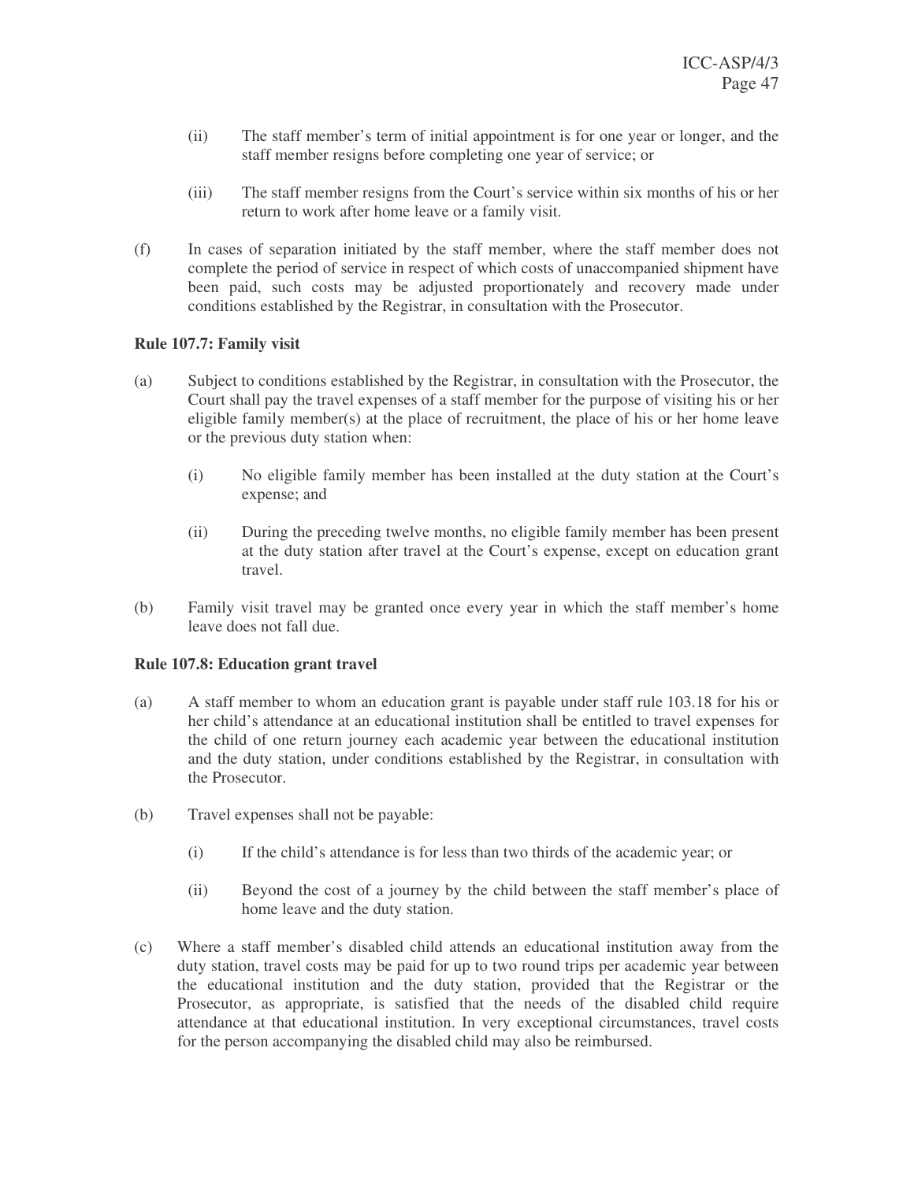(ii) The staff member's term of initial appointment is for one year or longer, and the staff member resigns before completing one year of service; or

(iii) The staff member resigns from the Court's service within six months of his or her return to work after home leave or a family visit.

(f) In cases of separation initiated by the staff member, where the staff member does not complete the period of service in respect of which costs of unaccompanied shipment have been paid, such costs may be adjusted proportionately and recovery made under conditions established by the Registrar, in consultation with the Prosecutor.

**Rule 107.7: Family visit**

(a) Subject to conditions established by the Registrar, in consultation with the Prosecutor, the Court shall pay the travel expenses of a staff member for the purpose of visiting his or her eligible family member(s) at the place of recruitment, the place of his or her home leave or the previous duty station when:

(i) No eligible family member has been installed at the duty station at the Court's expense; and

(ii) During the preceding twelve months, no eligible family member has been present at the duty station after travel at the Court's expense, except on education grant travel.

(b) Family visit travel may be granted once every year in which the staff member's home leave does not fall due.

**Rule 107.8: Education grant travel**

(a) A staff member to whom an education grant is payable under staff rule 103.18 for his or her child's attendance at an educational institution shall be entitled to travel expenses for the child of one return journey each academic year between the educational institution and the duty station, under conditions established by the Registrar, in consultation with the Prosecutor.

(b) Travel expenses shall not be payable:

(i) If the child's attendance is for less than two thirds of the academic year; or

(ii) Beyond the cost of a journey by the child between the staff member's place of home leave and the duty station.

(c) Where a staff member's disabled child attends an educational institution away from the duty station, travel costs may be paid for up to two round trips per academic year between the educational institution and the duty station, provided that the Registrar or the Prosecutor, as appropriate, is satisfied that the needs of the disabled child require attendance at that educational institution. In very exceptional circumstances, travel costs for the person accompanying the disabled child may also be reimbursed.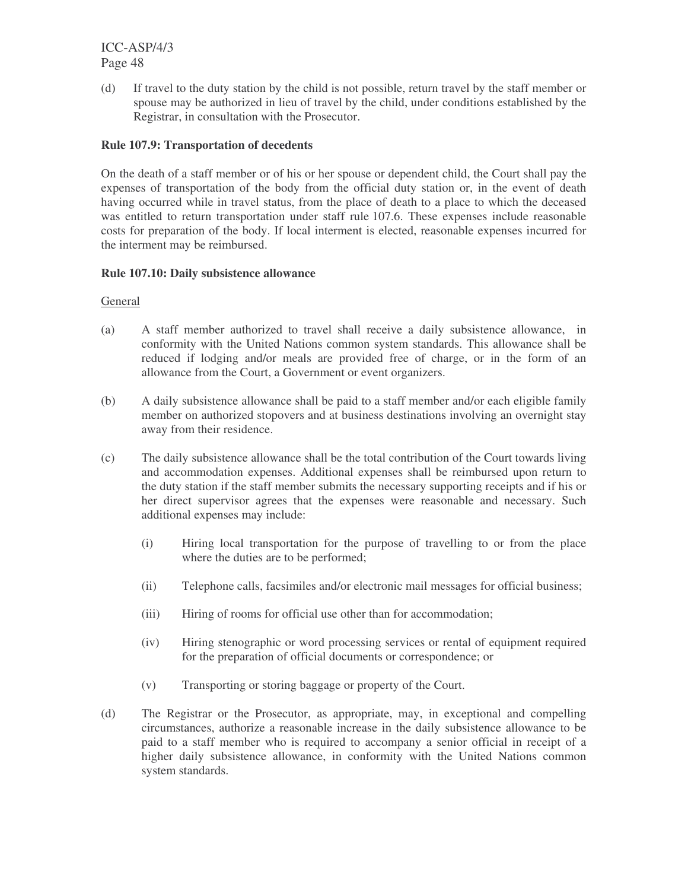(d) If travel to the duty station by the child is not possible, return travel by the staff member or spouse may be authorized in lieu of travel by the child, under conditions established by the Registrar, in consultation with the Prosecutor.

**Rule 107.9: Transportation of decedents**

On the death of a staff member or of his or her spouse or dependent child, the Court shall pay the expenses of transportation of the body from the official duty station or, in the event of death having occurred while in travel status, from the place of death to a place to which the deceased was entitled to return transportation under staff rule 107.6. These expenses include reasonable costs for preparation of the body. If local interment is elected, reasonable expenses incurred for the interment may be reimbursed.

**Rule 107.10: Daily subsistence allowance**

General

(a) A staff member authorized to travel shall receive a daily subsistence allowance, in conformity with the United Nations common system standards. This allowance shall be reduced if lodging and/or meals are provided free of charge, or in the form of an allowance from the Court, a Government or event organizers.

(b) A daily subsistence allowance shall be paid to a staff member and/or each eligible family member on authorized stopovers and at business destinations involving an overnight stay away from their residence.

(c) The daily subsistence allowance shall be the total contribution of the Court towards living and accommodation expenses. Additional expenses shall be reimbursed upon return to the duty station if the staff member submits the necessary supporting receipts and if his or her direct supervisor agrees that the expenses were reasonable and necessary. Such additional expenses may include:

   (i) Hiring local transportation for the purpose of travelling to or from the place where the duties are to be performed;

   (ii) Telephone calls, facsimiles and/or electronic mail messages for official business;

   (iii) Hiring of rooms for official use other than for accommodation;

   (iv) Hiring stenographic or word processing services or rental of equipment required for the preparation of official documents or correspondence; or

   (v) Transporting or storing baggage or property of the Court.

(d) The Registrar or the Prosecutor, as appropriate, may, in exceptional and compelling circumstances, authorize a reasonable increase in the daily subsistence allowance to be paid to a staff member who is required to accompany a senior official in receipt of a higher daily subsistence allowance, in conformity with the United Nations common system standards.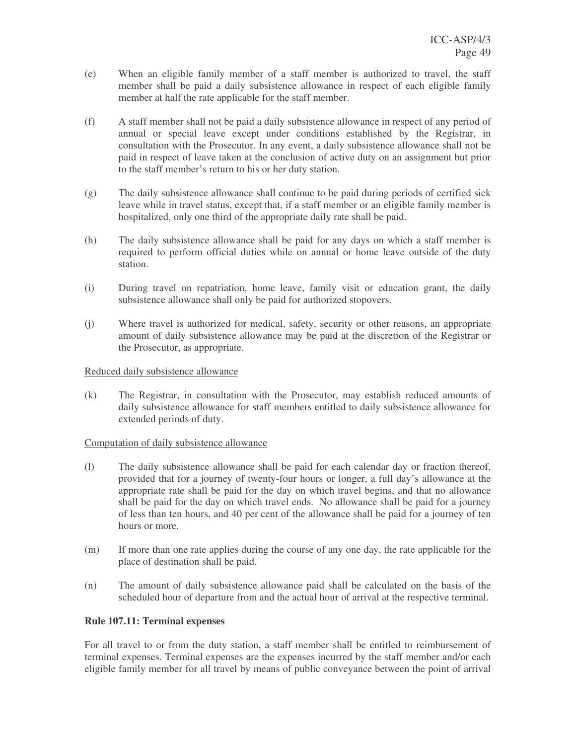(e) When an eligible family member of a staff member is authorized to travel, the staff member shall be paid a daily subsistence allowance in respect of each eligible family member at half the rate applicable for the staff member.

(f) A staff member shall not be paid a daily subsistence allowance in respect of any period of annual or special leave except under conditions established by the Registrar, in consultation with the Prosecutor. In any event, a daily subsistence allowance shall not be paid in respect of leave taken at the conclusion of active duty on an assignment but prior to the staff member's return to his or her duty station.

(g) The daily subsistence allowance shall continue to be paid during periods of certified sick leave while in travel status, except that, if a staff member or an eligible family member is hospitalized, only one third of the appropriate daily rate shall be paid.

(h) The daily subsistence allowance shall be paid for any days on which a staff member is required to perform official duties while on annual or home leave outside of the duty station.

(i) During travel on repatriation, home leave, family visit or education grant, the daily subsistence allowance shall only be paid for authorized stopovers.

(j) Where travel is authorized for medical, safety, security or other reasons, an appropriate amount of daily subsistence allowance may be paid at the discretion of the Registrar or the Prosecutor, as appropriate.

Reduced daily subsistence allowance

(k) The Registrar, in consultation with the Prosecutor, may establish reduced amounts of daily subsistence allowance for staff members entitled to daily subsistence allowance for extended periods of duty.

Computation of daily subsistence allowance

(l) The daily subsistence allowance shall be paid for each calendar day or fraction thereof, provided that for a journey of twenty-four hours or longer, a full day's allowance at the appropriate rate shall be paid for the day on which travel begins, and that no allowance shall be paid for the day on which travel ends. No allowance shall be paid for a journey of less than ten hours, and 40 per cent of the allowance shall be paid for a journey of ten hours or more.

(m) If more than one rate applies during the course of any one day, the rate applicable for the place of destination shall be paid.

(n) The amount of daily subsistence allowance paid shall be calculated on the basis of the scheduled hour of departure from and the actual hour of arrival at the respective terminal.

**Rule 107.11: Terminal expenses**

For all travel to or from the duty station, a staff member shall be entitled to reimbursement of terminal expenses. Terminal expenses are the expenses incurred by the staff member and/or each eligible family member for all travel by means of public conveyance between the point of arrival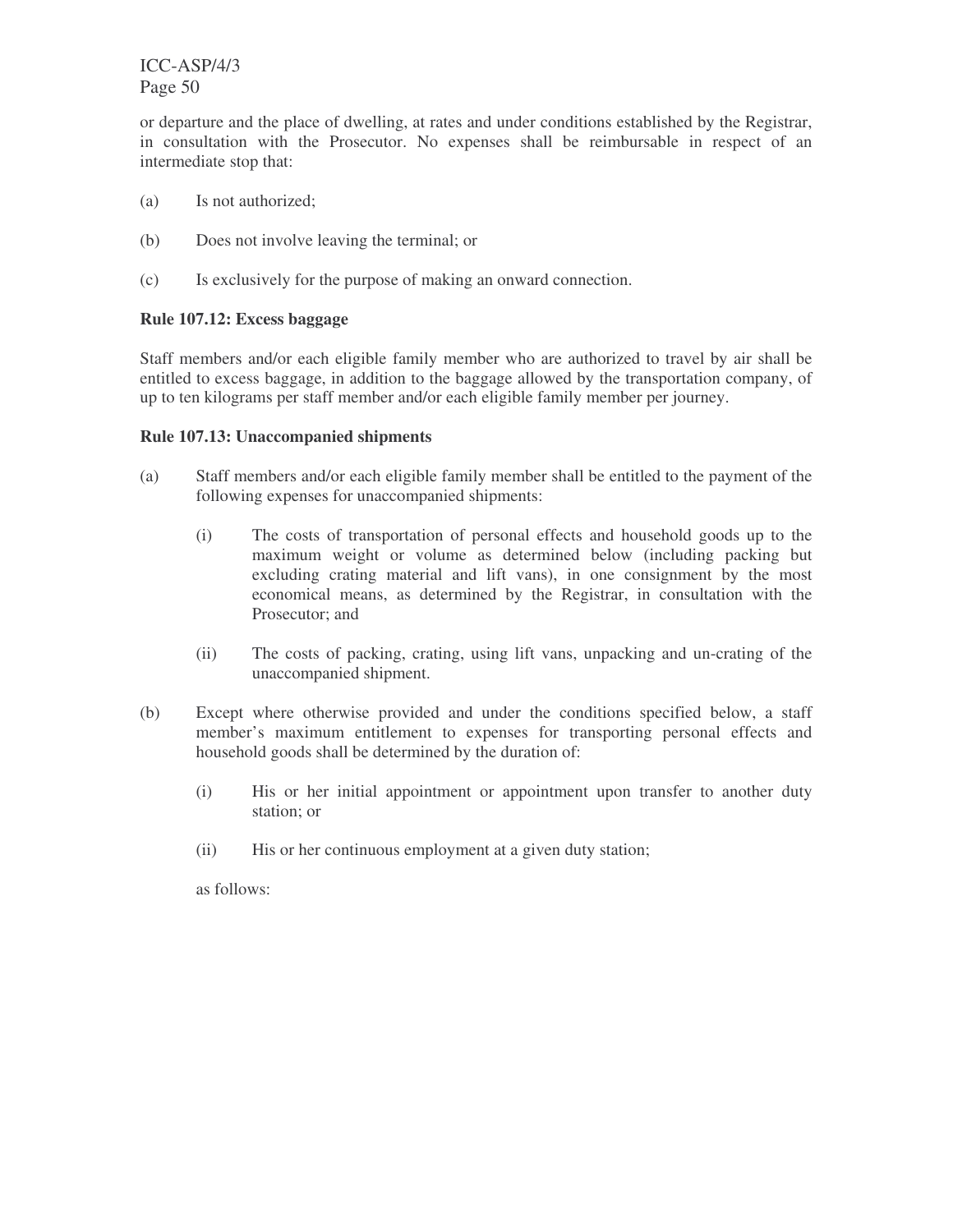or departure and the place of dwelling, at rates and under conditions established by the Registrar, in consultation with the Prosecutor. No expenses shall be reimbursable in respect of an intermediate stop that:

(a) Is not authorized;

(b) Does not involve leaving the terminal; or

(c) Is exclusively for the purpose of making an onward connection.

**Rule 107.12: Excess baggage**

Staff members and/or each eligible family member who are authorized to travel by air shall be entitled to excess baggage, in addition to the baggage allowed by the transportation company, of up to ten kilograms per staff member and/or each eligible family member per journey.

**Rule 107.13: Unaccompanied shipments**

(a) Staff members and/or each eligible family member shall be entitled to the payment of the following expenses for unaccompanied shipments:

 (i) The costs of transportation of personal effects and household goods up to the maximum weight or volume as determined below (including packing but excluding crating material and lift vans), in one consignment by the most economical means, as determined by the Registrar, in consultation with the Prosecutor; and

 (ii) The costs of packing, crating, using lift vans, unpacking and un-crating of the unaccompanied shipment.

(b) Except where otherwise provided and under the conditions specified below, a staff member's maximum entitlement to expenses for transporting personal effects and household goods shall be determined by the duration of:

 (i) His or her initial appointment or appointment upon transfer to another duty station; or

 (ii) His or her continuous employment at a given duty station;

 as follows: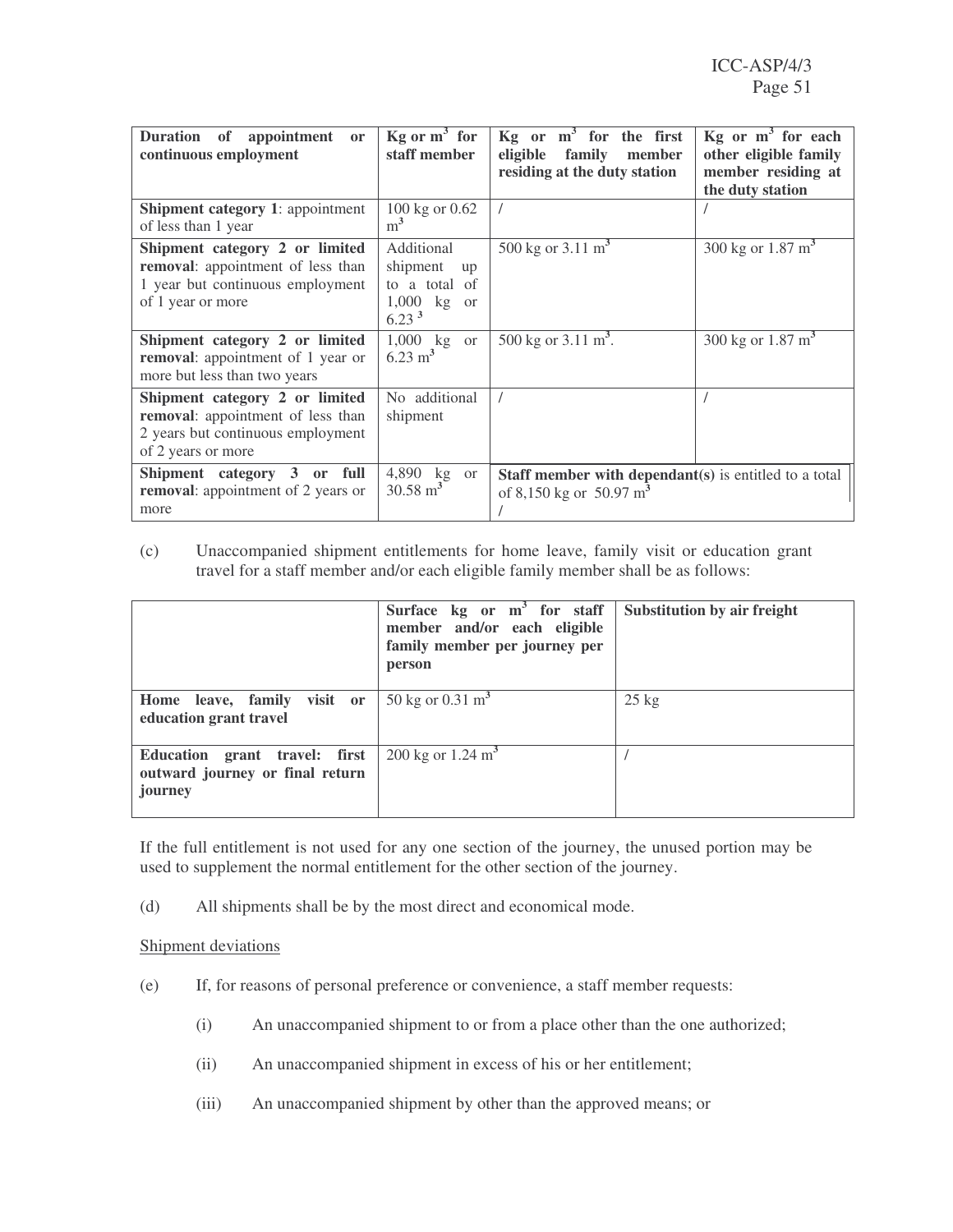| **Duration of appointment or continuous employment** | **Kg or $m^3$ for staff member** | **Kg or $m^3$ for the first eligible family member residing at the duty station** | **Kg or $m^3$ for each other eligible family member residing at the duty station** |
|---|---|---|---|
| **Shipment category 1**: appointment of less than 1 year | 100 kg or 0.62 $m^3$ | / | / |
| **Shipment category 2 or limited removal**: appointment of less than 1 year but continuous employment of 1 year or more | Additional shipment up to a total of 1,000 kg or 6.23 $^3$ | 500 kg or 3.11 $m^3$ | 300 kg or 1.87 $m^3$ |
| **Shipment category 2 or limited removal**: appointment of 1 year or more but less than two years | 1,000 kg or 6.23 $m^3$ | 500 kg or 3.11 $m^3$. | 300 kg or 1.87 $m^3$ |
| **Shipment category 2 or limited removal**: appointment of less than 2 years but continuous employment of 2 years or more | No additional shipment | / | / |
| **Shipment category 3 or full removal**: appointment of 2 years or more | 4,890 kg or 30.58 $m^3$ | **Staff member with dependant(s)** is entitled to a total of 8,150 kg or 50.97 $m^3$ / | |

(c) Unaccompanied shipment entitlements for home leave, family visit or education grant travel for a staff member and/or each eligible family member shall be as follows:

| | **Surface kg or $m^3$ for staff member and/or each eligible family member per journey per person** | **Substitution by air freight** |
|---|---|---|
| **Home leave, family visit or education grant travel** | 50 kg or 0.31 $m^3$ | 25 kg |
| **Education grant travel: first outward journey or final return journey** | 200 kg or 1.24 $m^3$ | / |

If the full entitlement is not used for any one section of the journey, the unused portion may be used to supplement the normal entitlement for the other section of the journey.

(d) All shipments shall be by the most direct and economical mode.

Shipment deviations

(e) If, for reasons of personal preference or convenience, a staff member requests:

(i) An unaccompanied shipment to or from a place other than the one authorized;

(ii) An unaccompanied shipment in excess of his or her entitlement;

(iii) An unaccompanied shipment by other than the approved means; or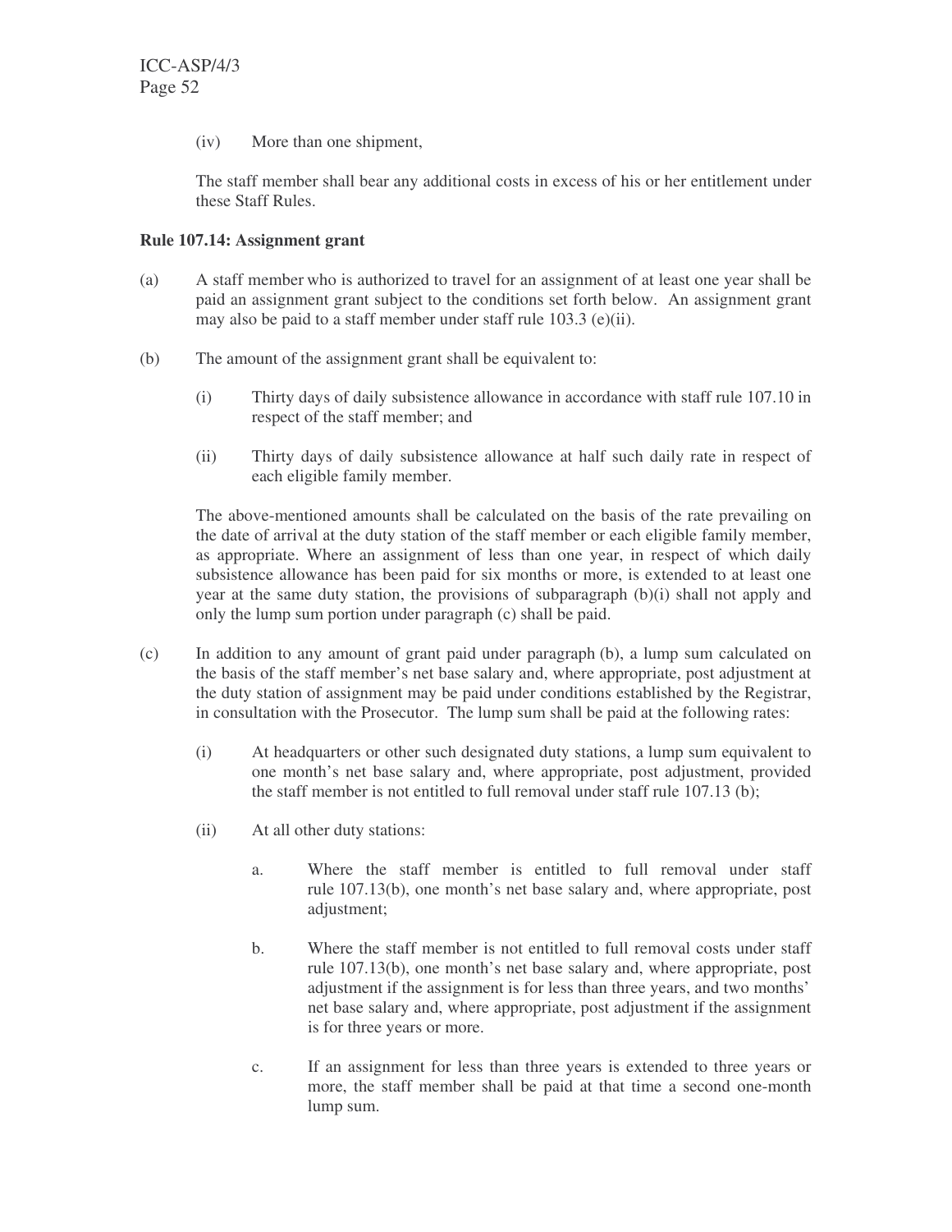(iv) More than one shipment,

The staff member shall bear any additional costs in excess of his or her entitlement under these Staff Rules.

**Rule 107.14: Assignment grant**

(a) A staff member who is authorized to travel for an assignment of at least one year shall be paid an assignment grant subject to the conditions set forth below. An assignment grant may also be paid to a staff member under staff rule 103.3 (e)(ii).

(b) The amount of the assignment grant shall be equivalent to:

(i) Thirty days of daily subsistence allowance in accordance with staff rule 107.10 in respect of the staff member; and

(ii) Thirty days of daily subsistence allowance at half such daily rate in respect of each eligible family member.

The above-mentioned amounts shall be calculated on the basis of the rate prevailing on the date of arrival at the duty station of the staff member or each eligible family member, as appropriate. Where an assignment of less than one year, in respect of which daily subsistence allowance has been paid for six months or more, is extended to at least one year at the same duty station, the provisions of subparagraph (b)(i) shall not apply and only the lump sum portion under paragraph (c) shall be paid.

(c) In addition to any amount of grant paid under paragraph (b), a lump sum calculated on the basis of the staff member's net base salary and, where appropriate, post adjustment at the duty station of assignment may be paid under conditions established by the Registrar, in consultation with the Prosecutor. The lump sum shall be paid at the following rates:

(i) At headquarters or other such designated duty stations, a lump sum equivalent to one month's net base salary and, where appropriate, post adjustment, provided the staff member is not entitled to full removal under staff rule 107.13 (b);

(ii) At all other duty stations:

a. Where the staff member is entitled to full removal under staff rule 107.13(b), one month's net base salary and, where appropriate, post adjustment;

b. Where the staff member is not entitled to full removal costs under staff rule 107.13(b), one month's net base salary and, where appropriate, post adjustment if the assignment is for less than three years, and two months' net base salary and, where appropriate, post adjustment if the assignment is for three years or more.

c. If an assignment for less than three years is extended to three years or more, the staff member shall be paid at that time a second one-month lump sum.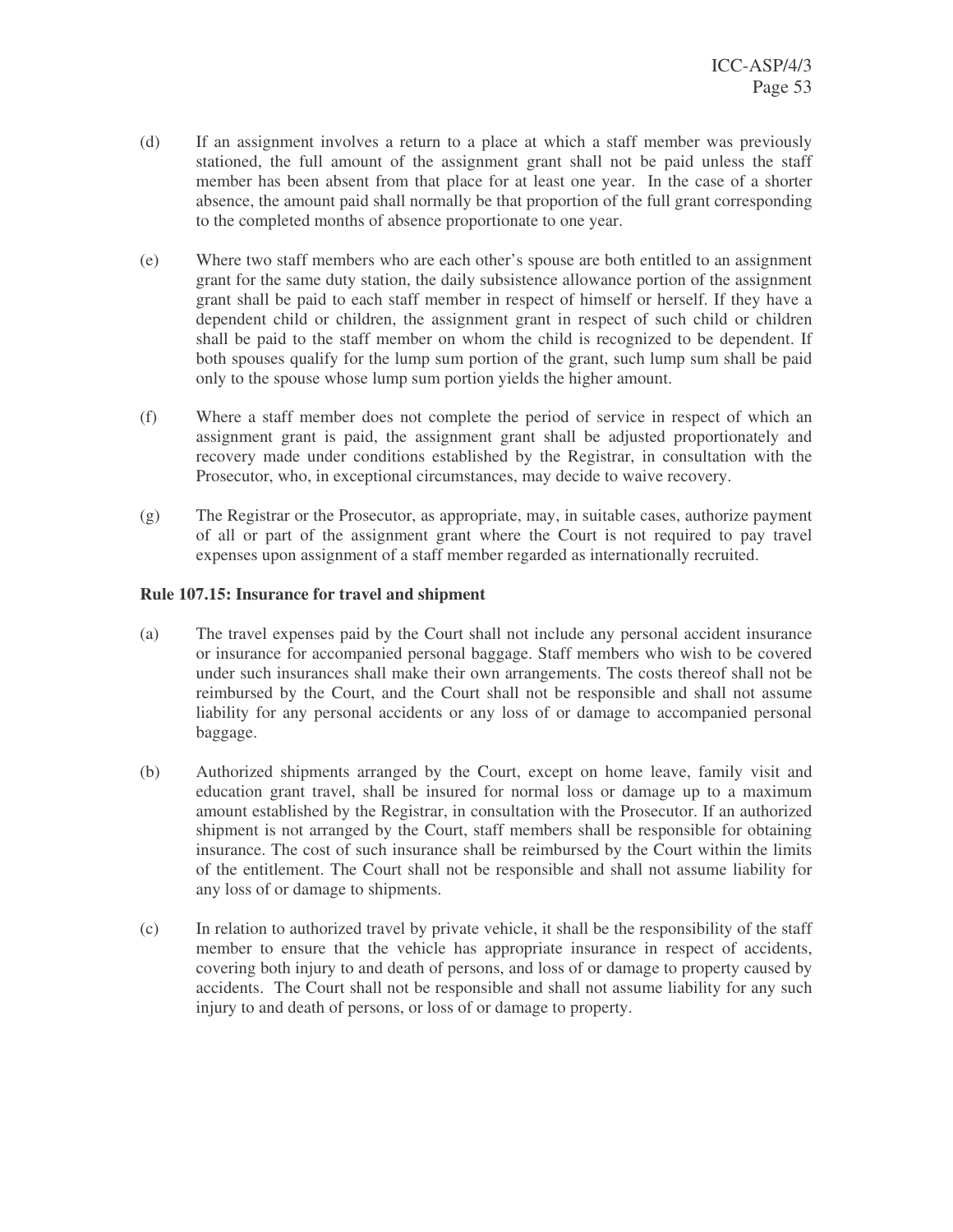(d) If an assignment involves a return to a place at which a staff member was previously stationed, the full amount of the assignment grant shall not be paid unless the staff member has been absent from that place for at least one year. In the case of a shorter absence, the amount paid shall normally be that proportion of the full grant corresponding to the completed months of absence proportionate to one year.

(e) Where two staff members who are each other's spouse are both entitled to an assignment grant for the same duty station, the daily subsistence allowance portion of the assignment grant shall be paid to each staff member in respect of himself or herself. If they have a dependent child or children, the assignment grant in respect of such child or children shall be paid to the staff member on whom the child is recognized to be dependent. If both spouses qualify for the lump sum portion of the grant, such lump sum shall be paid only to the spouse whose lump sum portion yields the higher amount.

(f) Where a staff member does not complete the period of service in respect of which an assignment grant is paid, the assignment grant shall be adjusted proportionately and recovery made under conditions established by the Registrar, in consultation with the Prosecutor, who, in exceptional circumstances, may decide to waive recovery.

(g) The Registrar or the Prosecutor, as appropriate, may, in suitable cases, authorize payment of all or part of the assignment grant where the Court is not required to pay travel expenses upon assignment of a staff member regarded as internationally recruited.

**Rule 107.15: Insurance for travel and shipment**

(a) The travel expenses paid by the Court shall not include any personal accident insurance or insurance for accompanied personal baggage. Staff members who wish to be covered under such insurances shall make their own arrangements. The costs thereof shall not be reimbursed by the Court, and the Court shall not be responsible and shall not assume liability for any personal accidents or any loss of or damage to accompanied personal baggage.

(b) Authorized shipments arranged by the Court, except on home leave, family visit and education grant travel, shall be insured for normal loss or damage up to a maximum amount established by the Registrar, in consultation with the Prosecutor. If an authorized shipment is not arranged by the Court, staff members shall be responsible for obtaining insurance. The cost of such insurance shall be reimbursed by the Court within the limits of the entitlement. The Court shall not be responsible and shall not assume liability for any loss of or damage to shipments.

(c) In relation to authorized travel by private vehicle, it shall be the responsibility of the staff member to ensure that the vehicle has appropriate insurance in respect of accidents, covering both injury to and death of persons, and loss of or damage to property caused by accidents. The Court shall not be responsible and shall not assume liability for any such injury to and death of persons, or loss of or damage to property.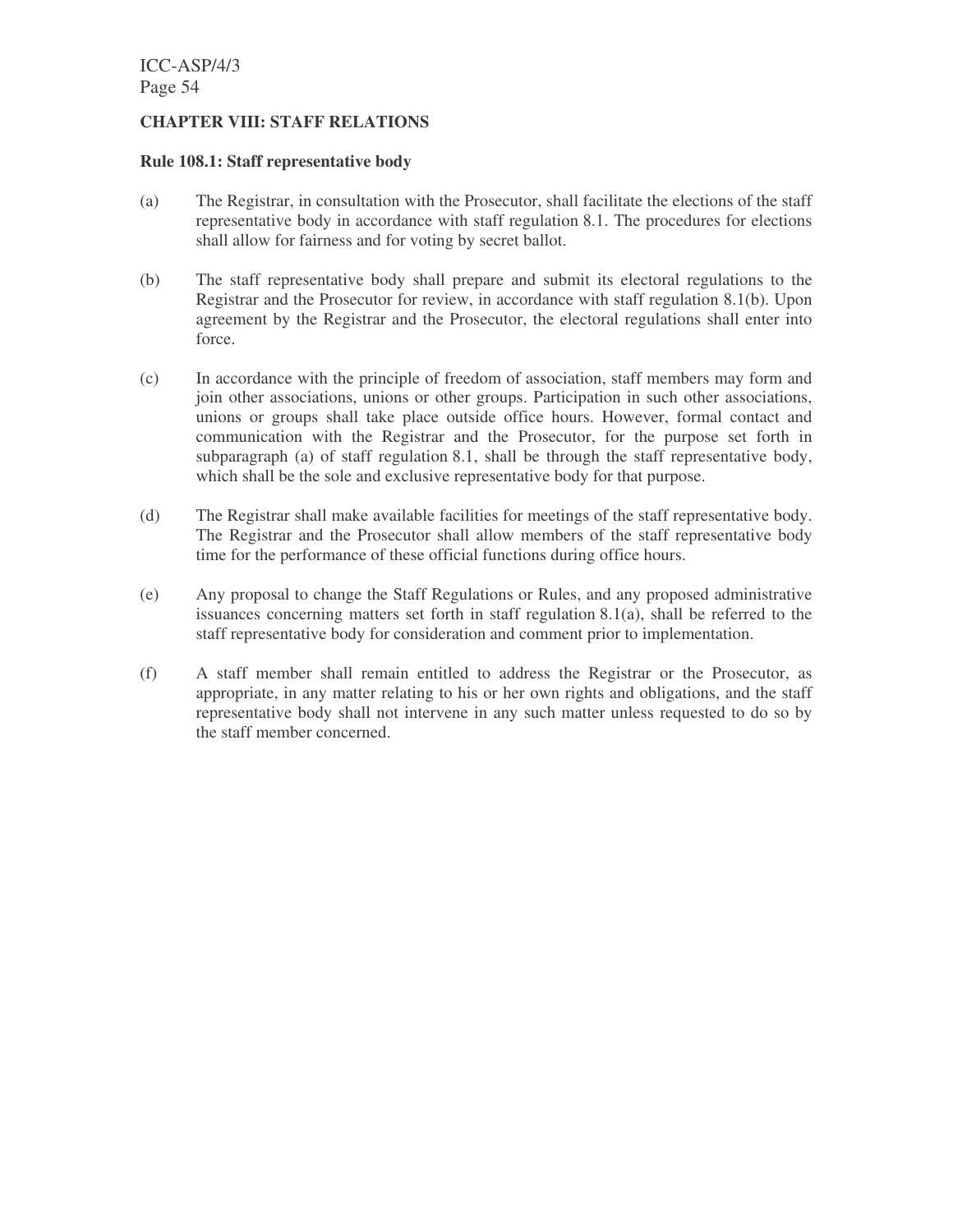## CHAPTER VIII: STAFF RELATIONS

### Rule 108.1: Staff representative body

(a) The Registrar, in consultation with the Prosecutor, shall facilitate the elections of the staff representative body in accordance with staff regulation 8.1. The procedures for elections shall allow for fairness and for voting by secret ballot.

(b) The staff representative body shall prepare and submit its electoral regulations to the Registrar and the Prosecutor for review, in accordance with staff regulation 8.1(b). Upon agreement by the Registrar and the Prosecutor, the electoral regulations shall enter into force.

(c) In accordance with the principle of freedom of association, staff members may form and join other associations, unions or other groups. Participation in such other associations, unions or groups shall take place outside office hours. However, formal contact and communication with the Registrar and the Prosecutor, for the purpose set forth in subparagraph (a) of staff regulation 8.1, shall be through the staff representative body, which shall be the sole and exclusive representative body for that purpose.

(d) The Registrar shall make available facilities for meetings of the staff representative body. The Registrar and the Prosecutor shall allow members of the staff representative body time for the performance of these official functions during office hours.

(e) Any proposal to change the Staff Regulations or Rules, and any proposed administrative issuances concerning matters set forth in staff regulation 8.1(a), shall be referred to the staff representative body for consideration and comment prior to implementation.

(f) A staff member shall remain entitled to address the Registrar or the Prosecutor, as appropriate, in any matter relating to his or her own rights and obligations, and the staff representative body shall not intervene in any such matter unless requested to do so by the staff member concerned.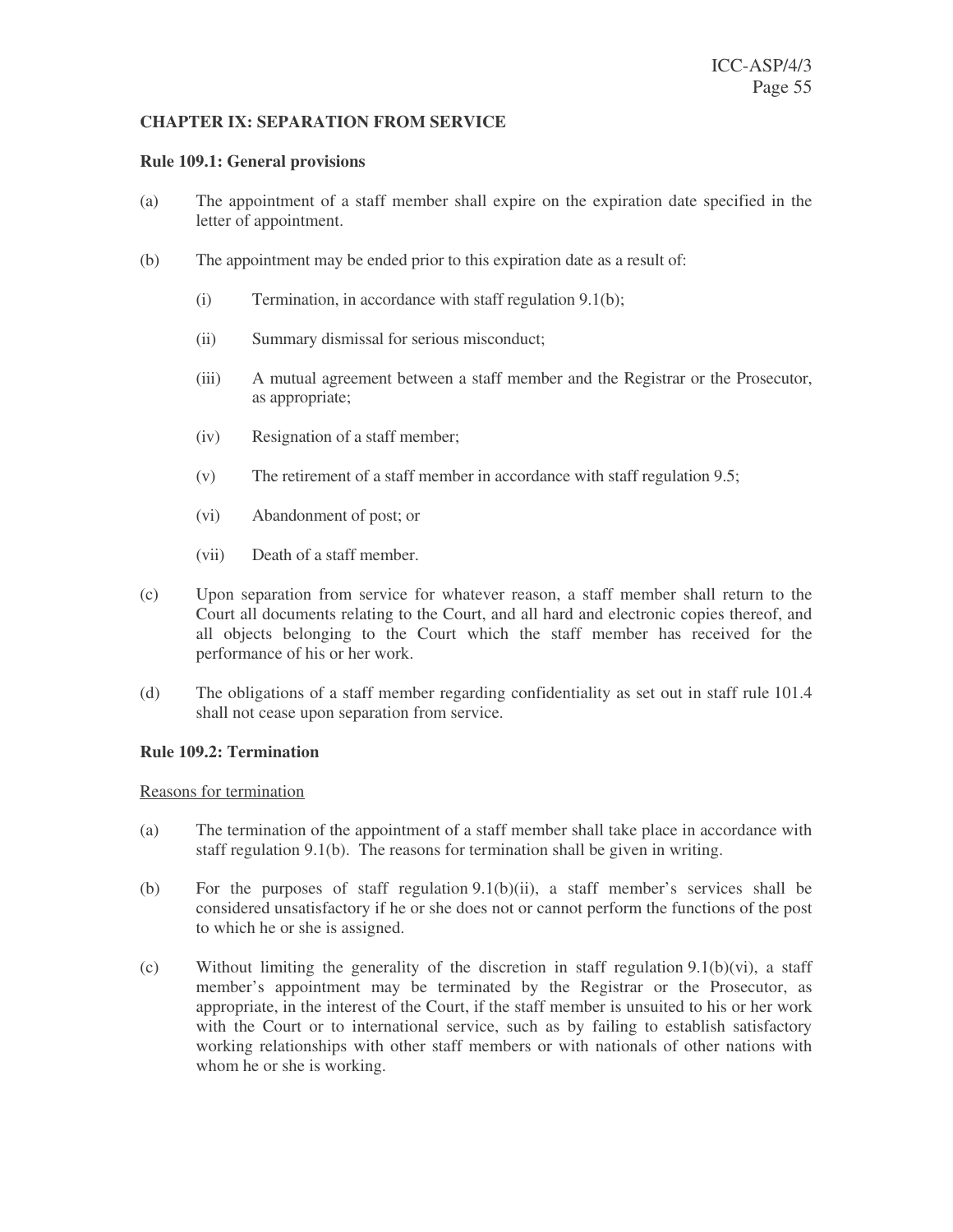### CHAPTER IX: SEPARATION FROM SERVICE

**Rule 109.1: General provisions**

(a) The appointment of a staff member shall expire on the expiration date specified in the letter of appointment.

(b) The appointment may be ended prior to this expiration date as a result of:

(i) Termination, in accordance with staff regulation 9.1(b);

(ii) Summary dismissal for serious misconduct;

(iii) A mutual agreement between a staff member and the Registrar or the Prosecutor, as appropriate;

(iv) Resignation of a staff member;

(v) The retirement of a staff member in accordance with staff regulation 9.5;

(vi) Abandonment of post; or

(vii) Death of a staff member.

(c) Upon separation from service for whatever reason, a staff member shall return to the Court all documents relating to the Court, and all hard and electronic copies thereof, and all objects belonging to the Court which the staff member has received for the performance of his or her work.

(d) The obligations of a staff member regarding confidentiality as set out in staff rule 101.4 shall not cease upon separation from service.

**Rule 109.2: Termination**

Reasons for termination

(a) The termination of the appointment of a staff member shall take place in accordance with staff regulation 9.1(b). The reasons for termination shall be given in writing.

(b) For the purposes of staff regulation 9.1(b)(ii), a staff member's services shall be considered unsatisfactory if he or she does not or cannot perform the functions of the post to which he or she is assigned.

(c) Without limiting the generality of the discretion in staff regulation 9.1(b)(vi), a staff member's appointment may be terminated by the Registrar or the Prosecutor, as appropriate, in the interest of the Court, if the staff member is unsuited to his or her work with the Court or to international service, such as by failing to establish satisfactory working relationships with other staff members or with nationals of other nations with whom he or she is working.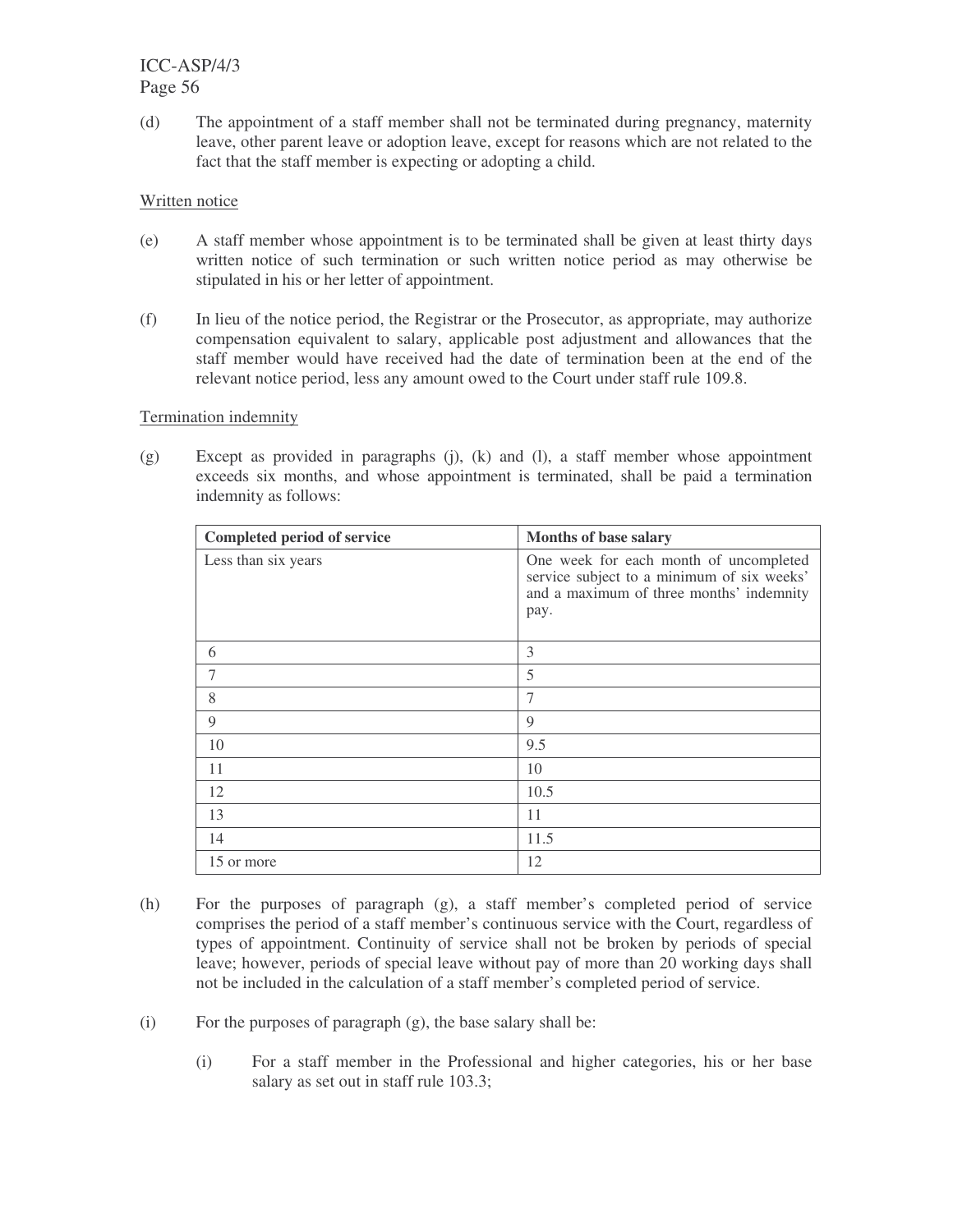(d) The appointment of a staff member shall not be terminated during pregnancy, maternity leave, other parent leave or adoption leave, except for reasons which are not related to the fact that the staff member is expecting or adopting a child.

Written notice

(e) A staff member whose appointment is to be terminated shall be given at least thirty days written notice of such termination or such written notice period as may otherwise be stipulated in his or her letter of appointment.

(f) In lieu of the notice period, the Registrar or the Prosecutor, as appropriate, may authorize compensation equivalent to salary, applicable post adjustment and allowances that the staff member would have received had the date of termination been at the end of the relevant notice period, less any amount owed to the Court under staff rule 109.8.

Termination indemnity

(g) Except as provided in paragraphs (j), (k) and (l), a staff member whose appointment exceeds six months, and whose appointment is terminated, shall be paid a termination indemnity as follows:

| Completed period of service | Months of base salary |
|---|---|
| Less than six years | One week for each month of uncompleted service subject to a minimum of six weeks' and a maximum of three months' indemnity pay. |
| 6 | 3 |
| 7 | 5 |
| 8 | 7 |
| 9 | 9 |
| 10 | 9.5 |
| 11 | 10 |
| 12 | 10.5 |
| 13 | 11 |
| 14 | 11.5 |
| 15 or more | 12 |

(h) For the purposes of paragraph (g), a staff member's completed period of service comprises the period of a staff member's continuous service with the Court, regardless of types of appointment. Continuity of service shall not be broken by periods of special leave; however, periods of special leave without pay of more than 20 working days shall not be included in the calculation of a staff member's completed period of service.

(i) For the purposes of paragraph (g), the base salary shall be:

(i) For a staff member in the Professional and higher categories, his or her base salary as set out in staff rule 103.3;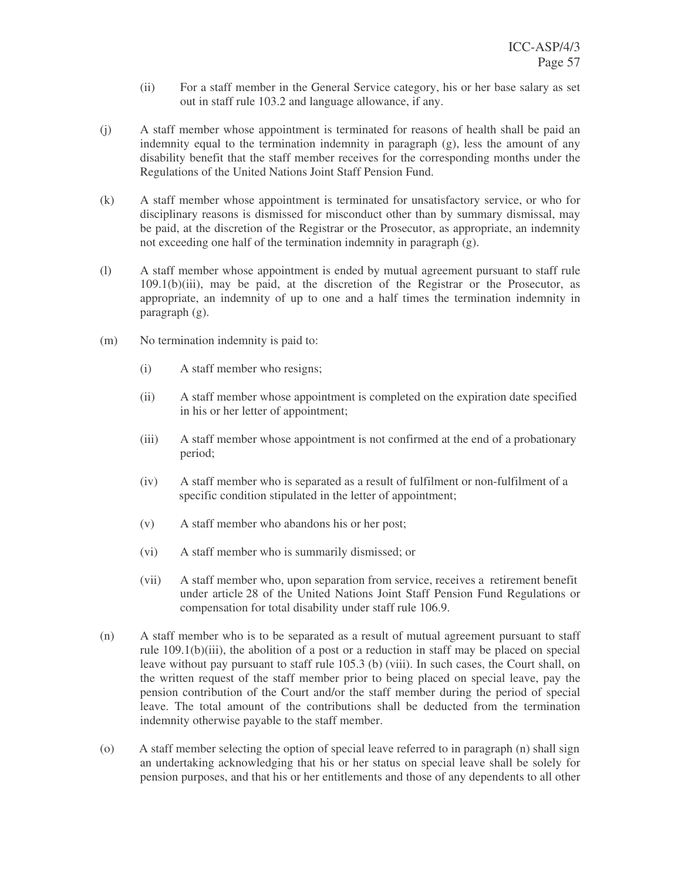(ii) For a staff member in the General Service category, his or her base salary as set out in staff rule 103.2 and language allowance, if any.

(j) A staff member whose appointment is terminated for reasons of health shall be paid an indemnity equal to the termination indemnity in paragraph (g), less the amount of any disability benefit that the staff member receives for the corresponding months under the Regulations of the United Nations Joint Staff Pension Fund.

(k) A staff member whose appointment is terminated for unsatisfactory service, or who for disciplinary reasons is dismissed for misconduct other than by summary dismissal, may be paid, at the discretion of the Registrar or the Prosecutor, as appropriate, an indemnity not exceeding one half of the termination indemnity in paragraph (g).

(l) A staff member whose appointment is ended by mutual agreement pursuant to staff rule 109.1(b)(iii), may be paid, at the discretion of the Registrar or the Prosecutor, as appropriate, an indemnity of up to one and a half times the termination indemnity in paragraph (g).

(m) No termination indemnity is paid to:

(i) A staff member who resigns;

(ii) A staff member whose appointment is completed on the expiration date specified in his or her letter of appointment;

(iii) A staff member whose appointment is not confirmed at the end of a probationary period;

(iv) A staff member who is separated as a result of fulfilment or non-fulfilment of a specific condition stipulated in the letter of appointment;

(v) A staff member who abandons his or her post;

(vi) A staff member who is summarily dismissed; or

(vii) A staff member who, upon separation from service, receives a retirement benefit under article 28 of the United Nations Joint Staff Pension Fund Regulations or compensation for total disability under staff rule 106.9.

(n) A staff member who is to be separated as a result of mutual agreement pursuant to staff rule 109.1(b)(iii), the abolition of a post or a reduction in staff may be placed on special leave without pay pursuant to staff rule 105.3 (b) (viii). In such cases, the Court shall, on the written request of the staff member prior to being placed on special leave, pay the pension contribution of the Court and/or the staff member during the period of special leave. The total amount of the contributions shall be deducted from the termination indemnity otherwise payable to the staff member.

(o) A staff member selecting the option of special leave referred to in paragraph (n) shall sign an undertaking acknowledging that his or her status on special leave shall be solely for pension purposes, and that his or her entitlements and those of any dependents to all other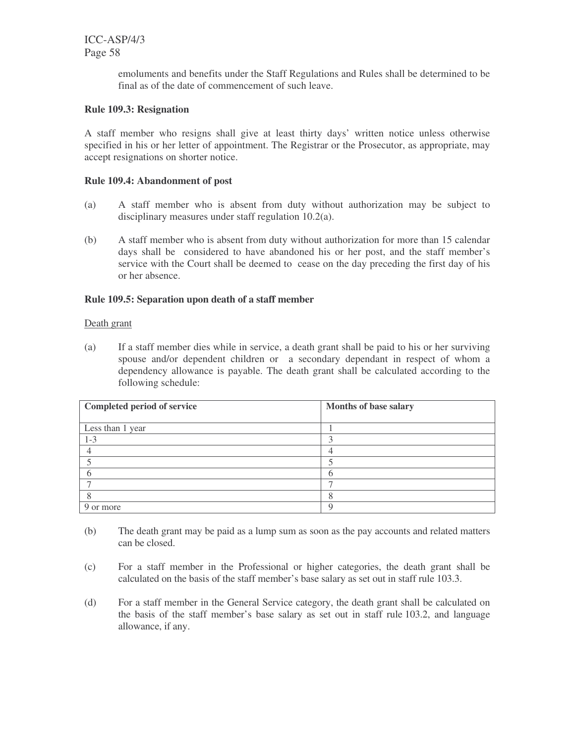emoluments and benefits under the Staff Regulations and Rules shall be determined to be final as of the date of commencement of such leave.

**Rule 109.3: Resignation**

A staff member who resigns shall give at least thirty days' written notice unless otherwise specified in his or her letter of appointment. The Registrar or the Prosecutor, as appropriate, may accept resignations on shorter notice.

**Rule 109.4: Abandonment of post**

(a) A staff member who is absent from duty without authorization may be subject to disciplinary measures under staff regulation 10.2(a).

(b) A staff member who is absent from duty without authorization for more than 15 calendar days shall be considered to have abandoned his or her post, and the staff member's service with the Court shall be deemed to cease on the day preceding the first day of his or her absence.

**Rule 109.5: Separation upon death of a staff member**

Death grant

(a) If a staff member dies while in service, a death grant shall be paid to his or her surviving spouse and/or dependent children or a secondary dependant in respect of whom a dependency allowance is payable. The death grant shall be calculated according to the following schedule:

| Completed period of service | Months of base salary |
|---|---|
| Less than 1 year | 1 |
| 1-3 | 3 |
| 4 | 4 |
| 5 | 5 |
| 6 | 6 |
| 7 | 7 |
| 8 | 8 |
| 9 or more | 9 |

(b) The death grant may be paid as a lump sum as soon as the pay accounts and related matters can be closed.

(c) For a staff member in the Professional or higher categories, the death grant shall be calculated on the basis of the staff member's base salary as set out in staff rule 103.3.

(d) For a staff member in the General Service category, the death grant shall be calculated on the basis of the staff member's base salary as set out in staff rule 103.2, and language allowance, if any.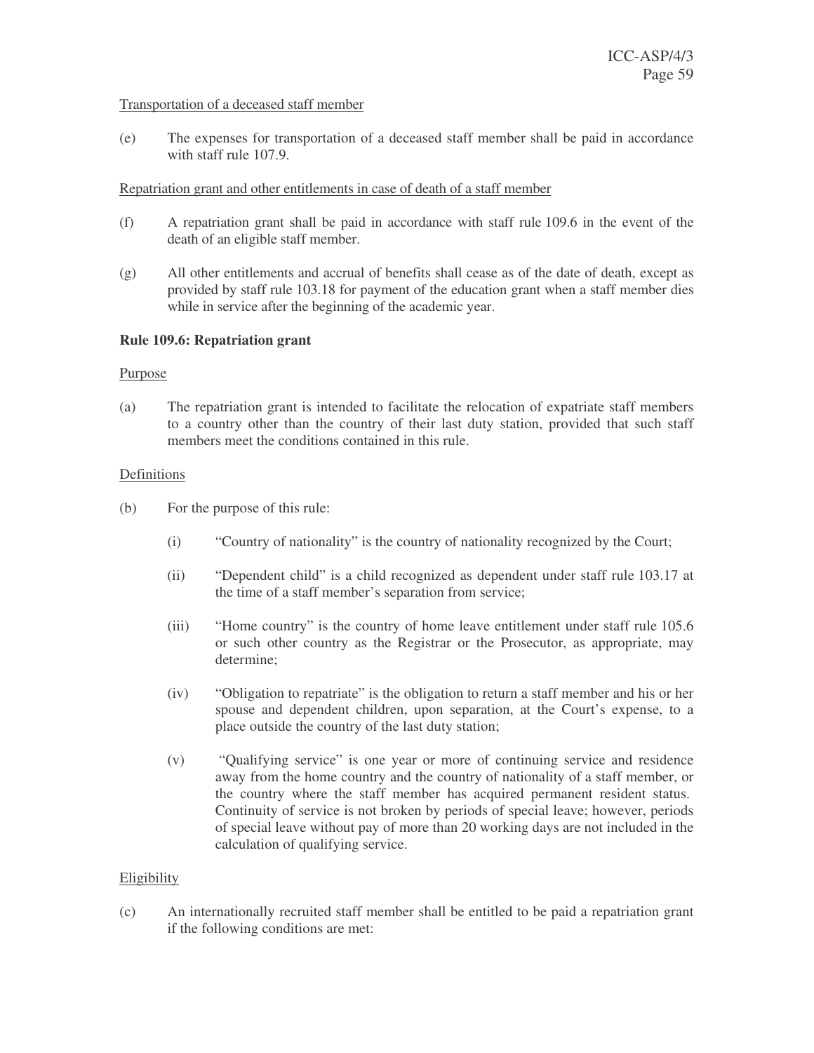Transportation of a deceased staff member

(e) The expenses for transportation of a deceased staff member shall be paid in accordance with staff rule 107.9.

Repatriation grant and other entitlements in case of death of a staff member

(f) A repatriation grant shall be paid in accordance with staff rule 109.6 in the event of the death of an eligible staff member.

(g) All other entitlements and accrual of benefits shall cease as of the date of death, except as provided by staff rule 103.18 for payment of the education grant when a staff member dies while in service after the beginning of the academic year.

**Rule 109.6: Repatriation grant**

Purpose

(a) The repatriation grant is intended to facilitate the relocation of expatriate staff members to a country other than the country of their last duty station, provided that such staff members meet the conditions contained in this rule.

Definitions

(b) For the purpose of this rule:

(i) "Country of nationality" is the country of nationality recognized by the Court;

(ii) "Dependent child" is a child recognized as dependent under staff rule 103.17 at the time of a staff member's separation from service;

(iii) "Home country" is the country of home leave entitlement under staff rule 105.6 or such other country as the Registrar or the Prosecutor, as appropriate, may determine;

(iv) "Obligation to repatriate" is the obligation to return a staff member and his or her spouse and dependent children, upon separation, at the Court's expense, to a place outside the country of the last duty station;

(v) "Qualifying service" is one year or more of continuing service and residence away from the home country and the country of nationality of a staff member, or the country where the staff member has acquired permanent resident status. Continuity of service is not broken by periods of special leave; however, periods of special leave without pay of more than 20 working days are not included in the calculation of qualifying service.

Eligibility

(c) An internationally recruited staff member shall be entitled to be paid a repatriation grant if the following conditions are met: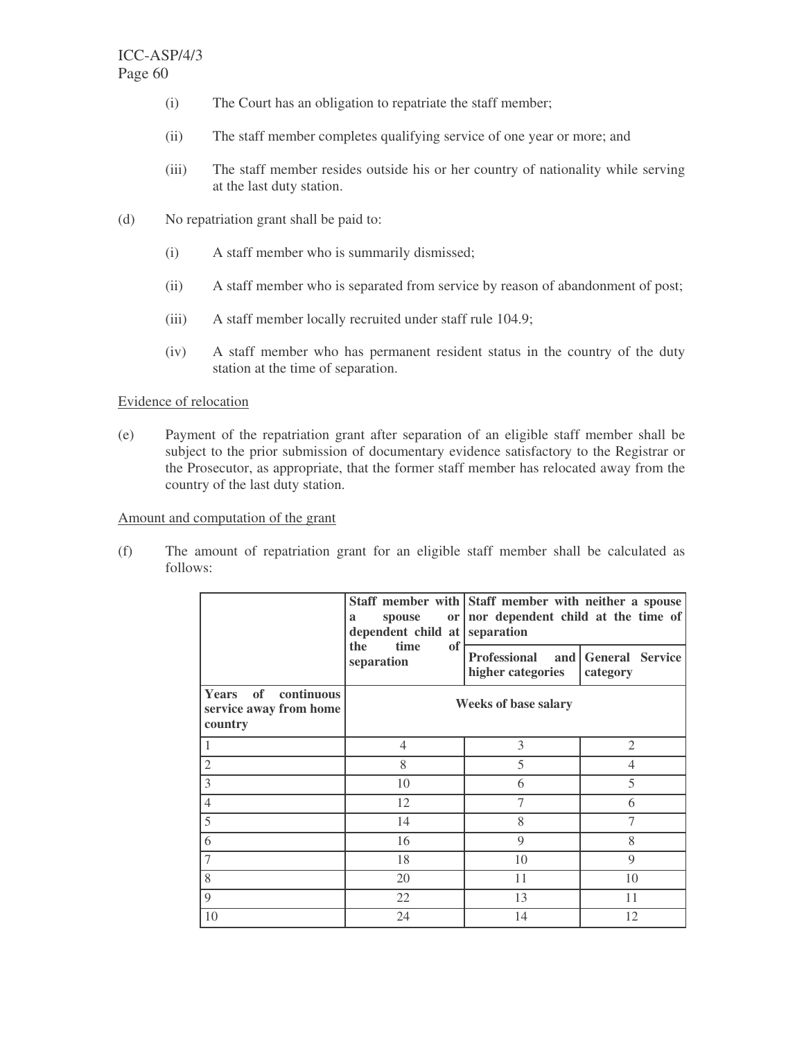(i) The Court has an obligation to repatriate the staff member;

(ii) The staff member completes qualifying service of one year or more; and

(iii) The staff member resides outside his or her country of nationality while serving at the last duty station.

(d) No repatriation grant shall be paid to:

(i) A staff member who is summarily dismissed;

(ii) A staff member who is separated from service by reason of abandonment of post;

(iii) A staff member locally recruited under staff rule 104.9;

(iv) A staff member who has permanent resident status in the country of the duty station at the time of separation.

Evidence of relocation

(e) Payment of the repatriation grant after separation of an eligible staff member shall be subject to the prior submission of documentary evidence satisfactory to the Registrar or the Prosecutor, as appropriate, that the former staff member has relocated away from the country of the last duty station.

Amount and computation of the grant

(f) The amount of repatriation grant for an eligible staff member shall be calculated as follows:

| | **Staff member with a spouse or dependent child at the time of separation** | **Staff member with neither a spouse nor dependent child at the time of separation** | |
|---|---|---|---|
| | | **Professional and higher categories** | **General Service category** |
| **Years of continuous service away from home country** | **Weeks of base salary** | | |
| 1 | 4 | 3 | 2 |
| 2 | 8 | 5 | 4 |
| 3 | 10 | 6 | 5 |
| 4 | 12 | 7 | 6 |
| 5 | 14 | 8 | 7 |
| 6 | 16 | 9 | 8 |
| 7 | 18 | 10 | 9 |
| 8 | 20 | 11 | 10 |
| 9 | 22 | 13 | 11 |
| 10 | 24 | 14 | 12 |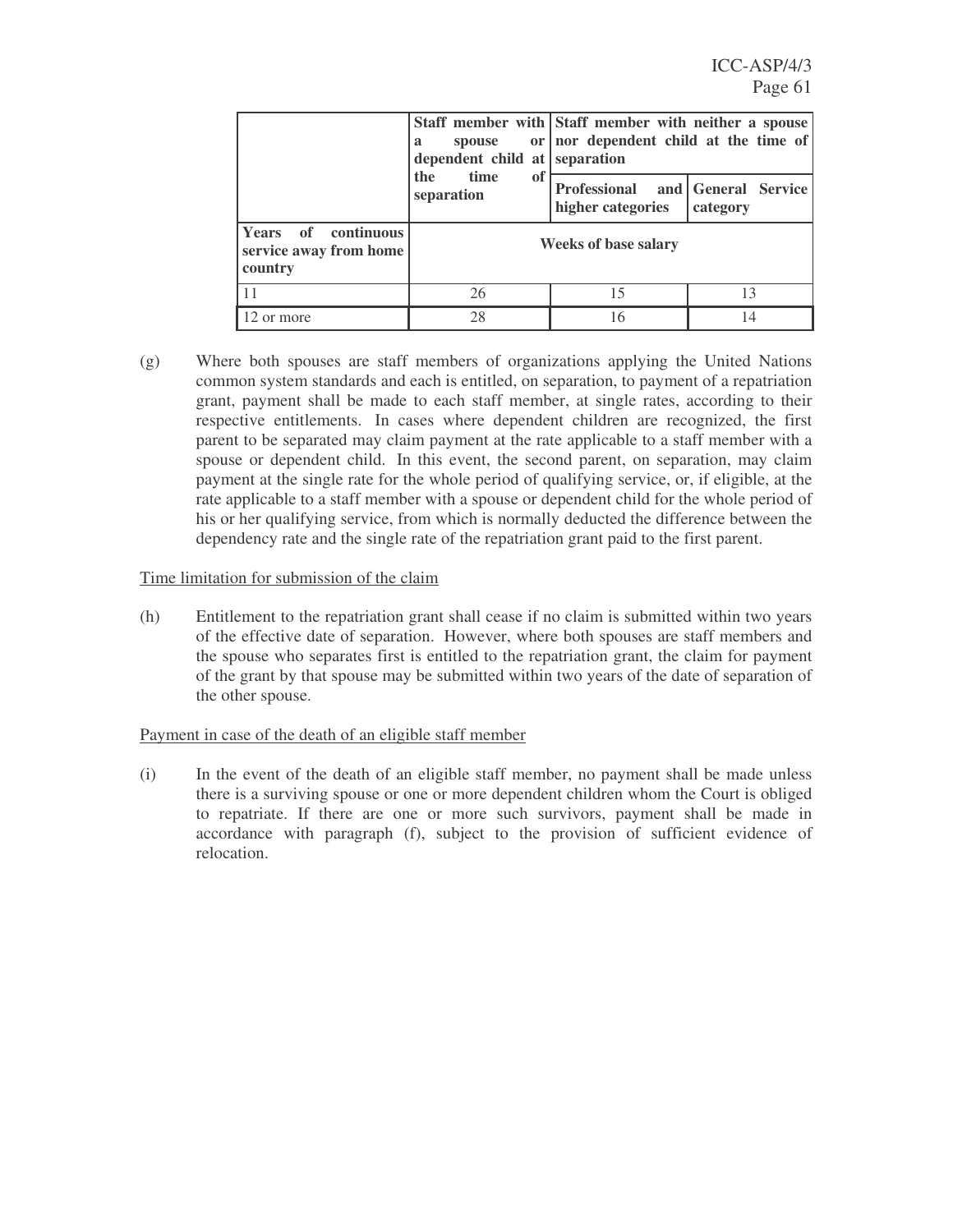| | Staff member with a spouse or dependent child at the time of separation | Staff member with neither a spouse nor dependent child at the time of separation | |
|---|---|---|---|
| | | Professional and higher categories | General Service category |
| **Years of continuous service away from home country** | **Weeks of base salary** | | |
| 11 | 26 | 15 | 13 |
| 12 or more | 28 | 16 | 14 |

(g) Where both spouses are staff members of organizations applying the United Nations common system standards and each is entitled, on separation, to payment of a repatriation grant, payment shall be made to each staff member, at single rates, according to their respective entitlements. In cases where dependent children are recognized, the first parent to be separated may claim payment at the rate applicable to a staff member with a spouse or dependent child. In this event, the second parent, on separation, may claim payment at the single rate for the whole period of qualifying service, or, if eligible, at the rate applicable to a staff member with a spouse or dependent child for the whole period of his or her qualifying service, from which is normally deducted the difference between the dependency rate and the single rate of the repatriation grant paid to the first parent.

Time limitation for submission of the claim

(h) Entitlement to the repatriation grant shall cease if no claim is submitted within two years of the effective date of separation. However, where both spouses are staff members and the spouse who separates first is entitled to the repatriation grant, the claim for payment of the grant by that spouse may be submitted within two years of the date of separation of the other spouse.

Payment in case of the death of an eligible staff member

(i) In the event of the death of an eligible staff member, no payment shall be made unless there is a surviving spouse or one or more dependent children whom the Court is obliged to repatriate. If there are one or more such survivors, payment shall be made in accordance with paragraph (f), subject to the provision of sufficient evidence of relocation.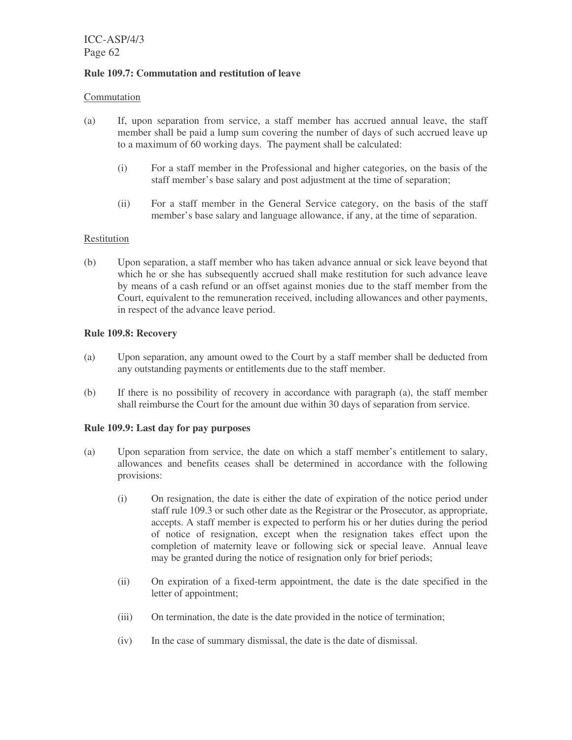**Rule 109.7: Commutation and restitution of leave**

Commutation

(a) If, upon separation from service, a staff member has accrued annual leave, the staff member shall be paid a lump sum covering the number of days of such accrued leave up to a maximum of 60 working days. The payment shall be calculated:

(i) For a staff member in the Professional and higher categories, on the basis of the staff member's base salary and post adjustment at the time of separation;

(ii) For a staff member in the General Service category, on the basis of the staff member's base salary and language allowance, if any, at the time of separation.

Restitution

(b) Upon separation, a staff member who has taken advance annual or sick leave beyond that which he or she has subsequently accrued shall make restitution for such advance leave by means of a cash refund or an offset against monies due to the staff member from the Court, equivalent to the remuneration received, including allowances and other payments, in respect of the advance leave period.

**Rule 109.8: Recovery**

(a) Upon separation, any amount owed to the Court by a staff member shall be deducted from any outstanding payments or entitlements due to the staff member.

(b) If there is no possibility of recovery in accordance with paragraph (a), the staff member shall reimburse the Court for the amount due within 30 days of separation from service.

**Rule 109.9: Last day for pay purposes**

(a) Upon separation from service, the date on which a staff member's entitlement to salary, allowances and benefits ceases shall be determined in accordance with the following provisions:

(i) On resignation, the date is either the date of expiration of the notice period under staff rule 109.3 or such other date as the Registrar or the Prosecutor, as appropriate, accepts. A staff member is expected to perform his or her duties during the period of notice of resignation, except when the resignation takes effect upon the completion of maternity leave or following sick or special leave. Annual leave may be granted during the notice of resignation only for brief periods;

(ii) On expiration of a fixed-term appointment, the date is the date specified in the letter of appointment;

(iii) On termination, the date is the date provided in the notice of termination;

(iv) In the case of summary dismissal, the date is the date of dismissal.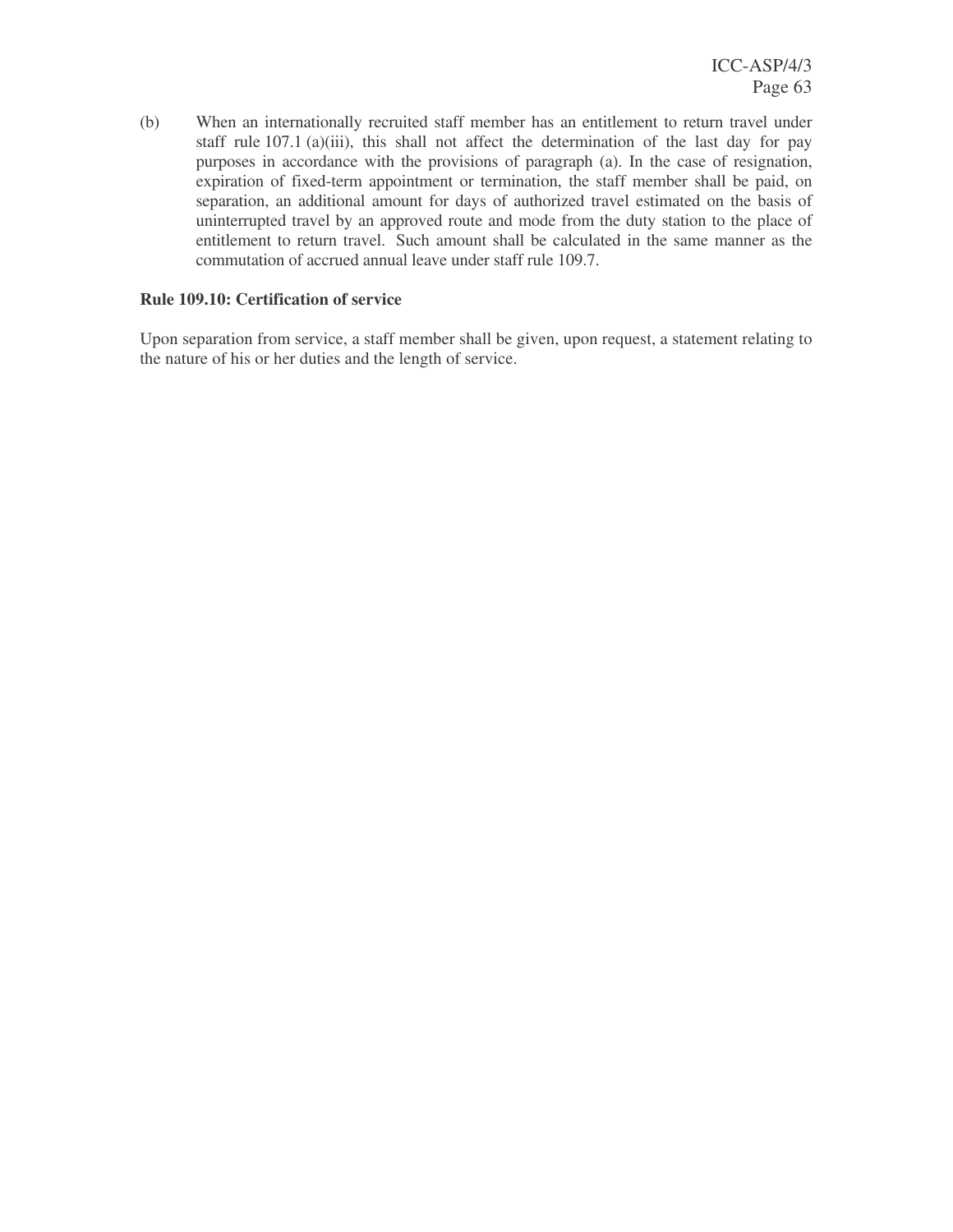(b) When an internationally recruited staff member has an entitlement to return travel under staff rule 107.1 (a)(iii), this shall not affect the determination of the last day for pay purposes in accordance with the provisions of paragraph (a). In the case of resignation, expiration of fixed-term appointment or termination, the staff member shall be paid, on separation, an additional amount for days of authorized travel estimated on the basis of uninterrupted travel by an approved route and mode from the duty station to the place of entitlement to return travel. Such amount shall be calculated in the same manner as the commutation of accrued annual leave under staff rule 109.7.

**Rule 109.10: Certification of service**

Upon separation from service, a staff member shall be given, upon request, a statement relating to the nature of his or her duties and the length of service.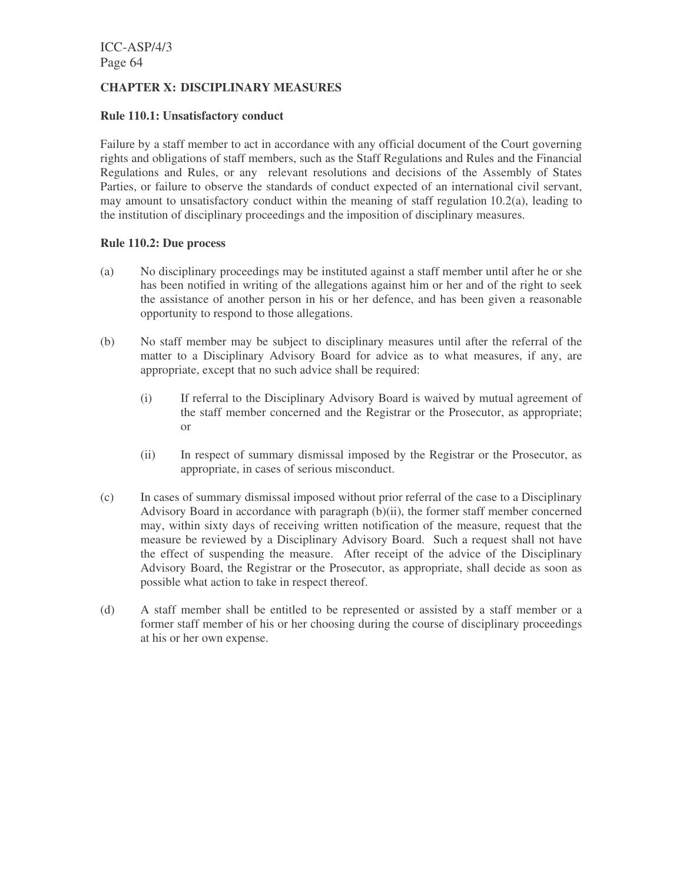## CHAPTER X: DISCIPLINARY MEASURES

### Rule 110.1: Unsatisfactory conduct

Failure by a staff member to act in accordance with any official document of the Court governing rights and obligations of staff members, such as the Staff Regulations and Rules and the Financial Regulations and Rules, or any relevant resolutions and decisions of the Assembly of States Parties, or failure to observe the standards of conduct expected of an international civil servant, may amount to unsatisfactory conduct within the meaning of staff regulation 10.2(a), leading to the institution of disciplinary proceedings and the imposition of disciplinary measures.

### Rule 110.2: Due process

(a) No disciplinary proceedings may be instituted against a staff member until after he or she has been notified in writing of the allegations against him or her and of the right to seek the assistance of another person in his or her defence, and has been given a reasonable opportunity to respond to those allegations.

(b) No staff member may be subject to disciplinary measures until after the referral of the matter to a Disciplinary Advisory Board for advice as to what measures, if any, are appropriate, except that no such advice shall be required:

- (i) If referral to the Disciplinary Advisory Board is waived by mutual agreement of the staff member concerned and the Registrar or the Prosecutor, as appropriate; or

- (ii) In respect of summary dismissal imposed by the Registrar or the Prosecutor, as appropriate, in cases of serious misconduct.

(c) In cases of summary dismissal imposed without prior referral of the case to a Disciplinary Advisory Board in accordance with paragraph (b)(ii), the former staff member concerned may, within sixty days of receiving written notification of the measure, request that the measure be reviewed by a Disciplinary Advisory Board. Such a request shall not have the effect of suspending the measure. After receipt of the advice of the Disciplinary Advisory Board, the Registrar or the Prosecutor, as appropriate, shall decide as soon as possible what action to take in respect thereof.

(d) A staff member shall be entitled to be represented or assisted by a staff member or a former staff member of his or her choosing during the course of disciplinary proceedings at his or her own expense.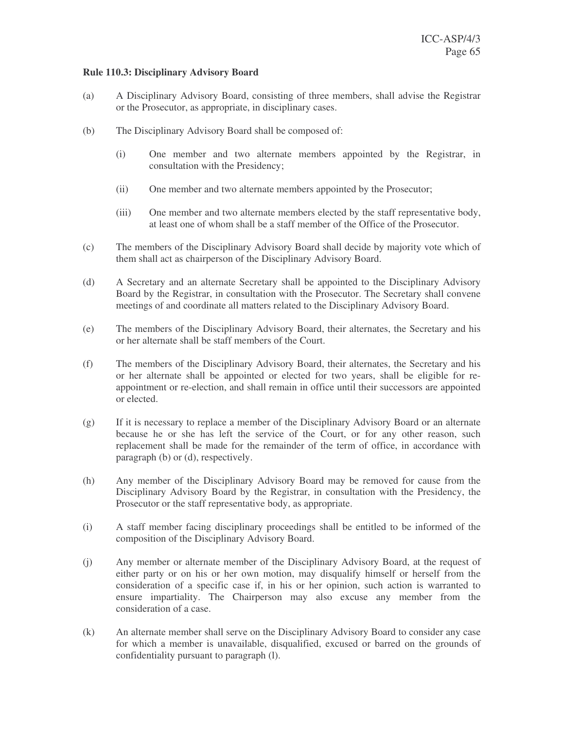**Rule 110.3: Disciplinary Advisory Board**

(a) A Disciplinary Advisory Board, consisting of three members, shall advise the Registrar or the Prosecutor, as appropriate, in disciplinary cases.

(b) The Disciplinary Advisory Board shall be composed of:

(i) One member and two alternate members appointed by the Registrar, in consultation with the Presidency;

(ii) One member and two alternate members appointed by the Prosecutor;

(iii) One member and two alternate members elected by the staff representative body, at least one of whom shall be a staff member of the Office of the Prosecutor.

(c) The members of the Disciplinary Advisory Board shall decide by majority vote which of them shall act as chairperson of the Disciplinary Advisory Board.

(d) A Secretary and an alternate Secretary shall be appointed to the Disciplinary Advisory Board by the Registrar, in consultation with the Prosecutor. The Secretary shall convene meetings of and coordinate all matters related to the Disciplinary Advisory Board.

(e) The members of the Disciplinary Advisory Board, their alternates, the Secretary and his or her alternate shall be staff members of the Court.

(f) The members of the Disciplinary Advisory Board, their alternates, the Secretary and his or her alternate shall be appointed or elected for two years, shall be eligible for re-appointment or re-election, and shall remain in office until their successors are appointed or elected.

(g) If it is necessary to replace a member of the Disciplinary Advisory Board or an alternate because he or she has left the service of the Court, or for any other reason, such replacement shall be made for the remainder of the term of office, in accordance with paragraph (b) or (d), respectively.

(h) Any member of the Disciplinary Advisory Board may be removed for cause from the Disciplinary Advisory Board by the Registrar, in consultation with the Presidency, the Prosecutor or the staff representative body, as appropriate.

(i) A staff member facing disciplinary proceedings shall be entitled to be informed of the composition of the Disciplinary Advisory Board.

(j) Any member or alternate member of the Disciplinary Advisory Board, at the request of either party or on his or her own motion, may disqualify himself or herself from the consideration of a specific case if, in his or her opinion, such action is warranted to ensure impartiality. The Chairperson may also excuse any member from the consideration of a case.

(k) An alternate member shall serve on the Disciplinary Advisory Board to consider any case for which a member is unavailable, disqualified, excused or barred on the grounds of confidentiality pursuant to paragraph (l).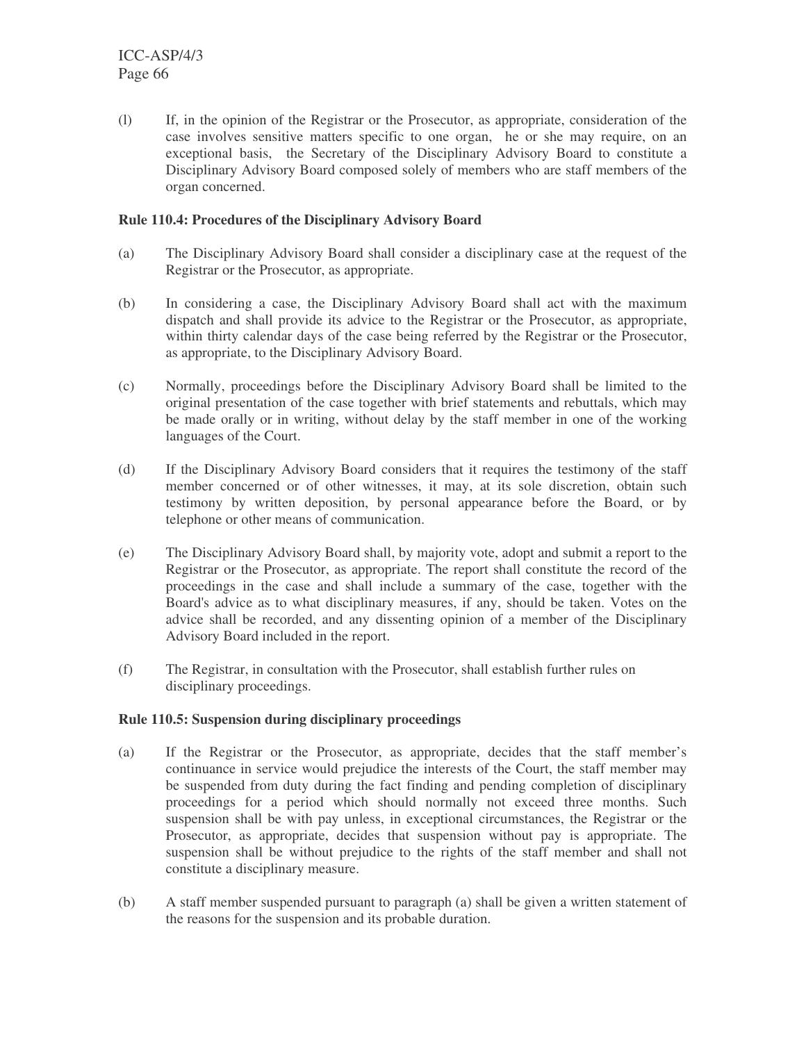(l) If, in the opinion of the Registrar or the Prosecutor, as appropriate, consideration of the case involves sensitive matters specific to one organ, he or she may require, on an exceptional basis, the Secretary of the Disciplinary Advisory Board to constitute a Disciplinary Advisory Board composed solely of members who are staff members of the organ concerned.

**Rule 110.4: Procedures of the Disciplinary Advisory Board**

(a) The Disciplinary Advisory Board shall consider a disciplinary case at the request of the Registrar or the Prosecutor, as appropriate.

(b) In considering a case, the Disciplinary Advisory Board shall act with the maximum dispatch and shall provide its advice to the Registrar or the Prosecutor, as appropriate, within thirty calendar days of the case being referred by the Registrar or the Prosecutor, as appropriate, to the Disciplinary Advisory Board.

(c) Normally, proceedings before the Disciplinary Advisory Board shall be limited to the original presentation of the case together with brief statements and rebuttals, which may be made orally or in writing, without delay by the staff member in one of the working languages of the Court.

(d) If the Disciplinary Advisory Board considers that it requires the testimony of the staff member concerned or of other witnesses, it may, at its sole discretion, obtain such testimony by written deposition, by personal appearance before the Board, or by telephone or other means of communication.

(e) The Disciplinary Advisory Board shall, by majority vote, adopt and submit a report to the Registrar or the Prosecutor, as appropriate. The report shall constitute the record of the proceedings in the case and shall include a summary of the case, together with the Board's advice as to what disciplinary measures, if any, should be taken. Votes on the advice shall be recorded, and any dissenting opinion of a member of the Disciplinary Advisory Board included in the report.

(f) The Registrar, in consultation with the Prosecutor, shall establish further rules on disciplinary proceedings.

**Rule 110.5: Suspension during disciplinary proceedings**

(a) If the Registrar or the Prosecutor, as appropriate, decides that the staff member's continuance in service would prejudice the interests of the Court, the staff member may be suspended from duty during the fact finding and pending completion of disciplinary proceedings for a period which should normally not exceed three months. Such suspension shall be with pay unless, in exceptional circumstances, the Registrar or the Prosecutor, as appropriate, decides that suspension without pay is appropriate. The suspension shall be without prejudice to the rights of the staff member and shall not constitute a disciplinary measure.

(b) A staff member suspended pursuant to paragraph (a) shall be given a written statement of the reasons for the suspension and its probable duration.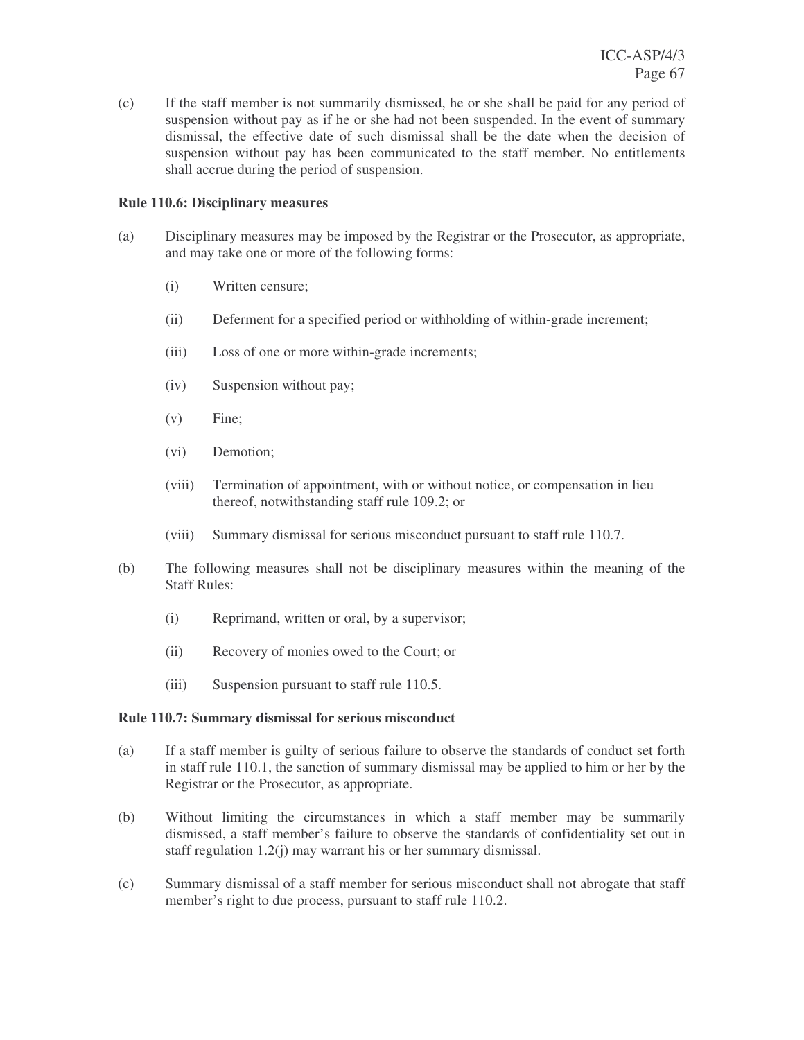(c) If the staff member is not summarily dismissed, he or she shall be paid for any period of suspension without pay as if he or she had not been suspended. In the event of summary dismissal, the effective date of such dismissal shall be the date when the decision of suspension without pay has been communicated to the staff member. No entitlements shall accrue during the period of suspension.

**Rule 110.6: Disciplinary measures**

(a) Disciplinary measures may be imposed by the Registrar or the Prosecutor, as appropriate, and may take one or more of the following forms:

(i) Written censure;

(ii) Deferment for a specified period or withholding of within-grade increment;

(iii) Loss of one or more within-grade increments;

(iv) Suspension without pay;

(v) Fine;

(vi) Demotion;

(viii) Termination of appointment, with or without notice, or compensation in lieu thereof, notwithstanding staff rule 109.2; or

(viii) Summary dismissal for serious misconduct pursuant to staff rule 110.7.

(b) The following measures shall not be disciplinary measures within the meaning of the Staff Rules:

(i) Reprimand, written or oral, by a supervisor;

(ii) Recovery of monies owed to the Court; or

(iii) Suspension pursuant to staff rule 110.5.

**Rule 110.7: Summary dismissal for serious misconduct**

(a) If a staff member is guilty of serious failure to observe the standards of conduct set forth in staff rule 110.1, the sanction of summary dismissal may be applied to him or her by the Registrar or the Prosecutor, as appropriate.

(b) Without limiting the circumstances in which a staff member may be summarily dismissed, a staff member's failure to observe the standards of confidentiality set out in staff regulation 1.2(j) may warrant his or her summary dismissal.

(c) Summary dismissal of a staff member for serious misconduct shall not abrogate that staff member's right to due process, pursuant to staff rule 110.2.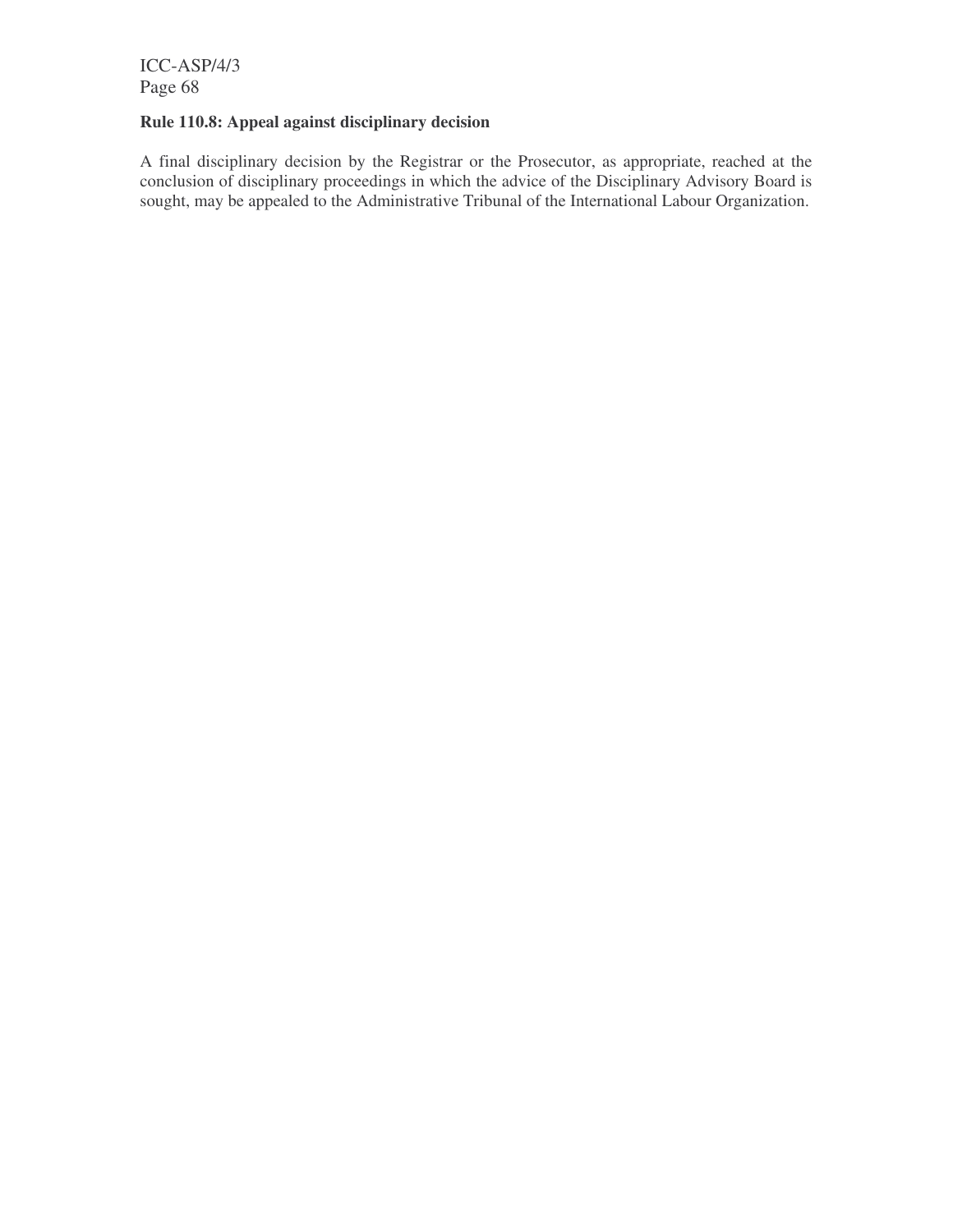**Rule 110.8: Appeal against disciplinary decision**

A final disciplinary decision by the Registrar or the Prosecutor, as appropriate, reached at the conclusion of disciplinary proceedings in which the advice of the Disciplinary Advisory Board is sought, may be appealed to the Administrative Tribunal of the International Labour Organization.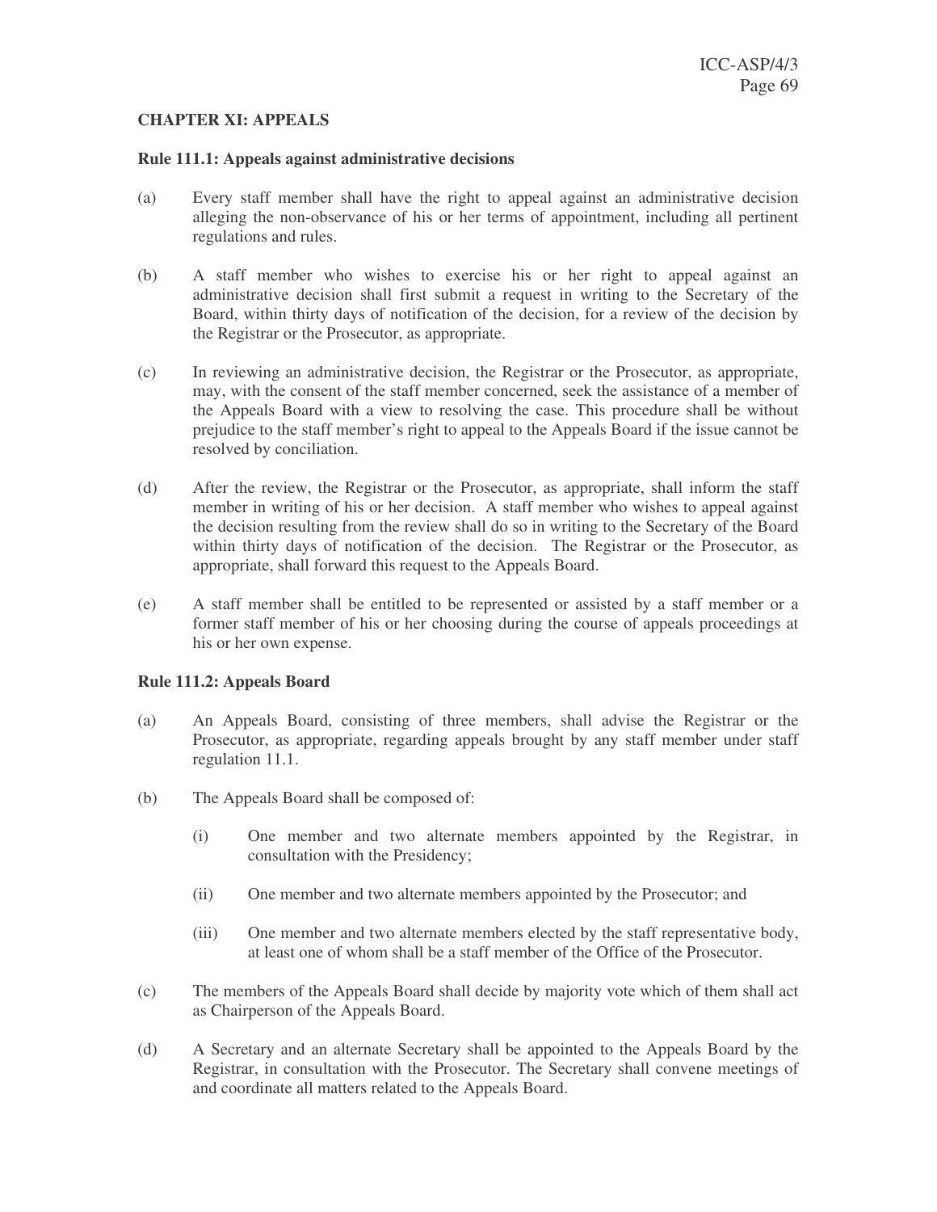## CHAPTER XI: APPEALS

### Rule 111.1: Appeals against administrative decisions

(a) Every staff member shall have the right to appeal against an administrative decision alleging the non-observance of his or her terms of appointment, including all pertinent regulations and rules.

(b) A staff member who wishes to exercise his or her right to appeal against an administrative decision shall first submit a request in writing to the Secretary of the Board, within thirty days of notification of the decision, for a review of the decision by the Registrar or the Prosecutor, as appropriate.

(c) In reviewing an administrative decision, the Registrar or the Prosecutor, as appropriate, may, with the consent of the staff member concerned, seek the assistance of a member of the Appeals Board with a view to resolving the case. This procedure shall be without prejudice to the staff member's right to appeal to the Appeals Board if the issue cannot be resolved by conciliation.

(d) After the review, the Registrar or the Prosecutor, as appropriate, shall inform the staff member in writing of his or her decision. A staff member who wishes to appeal against the decision resulting from the review shall do so in writing to the Secretary of the Board within thirty days of notification of the decision. The Registrar or the Prosecutor, as appropriate, shall forward this request to the Appeals Board.

(e) A staff member shall be entitled to be represented or assisted by a staff member or a former staff member of his or her choosing during the course of appeals proceedings at his or her own expense.

### Rule 111.2: Appeals Board

(a) An Appeals Board, consisting of three members, shall advise the Registrar or the Prosecutor, as appropriate, regarding appeals brought by any staff member under staff regulation 11.1.

(b) The Appeals Board shall be composed of:

(i) One member and two alternate members appointed by the Registrar, in consultation with the Presidency;

(ii) One member and two alternate members appointed by the Prosecutor; and

(iii) One member and two alternate members elected by the staff representative body, at least one of whom shall be a staff member of the Office of the Prosecutor.

(c) The members of the Appeals Board shall decide by majority vote which of them shall act as Chairperson of the Appeals Board.

(d) A Secretary and an alternate Secretary shall be appointed to the Appeals Board by the Registrar, in consultation with the Prosecutor. The Secretary shall convene meetings of and coordinate all matters related to the Appeals Board.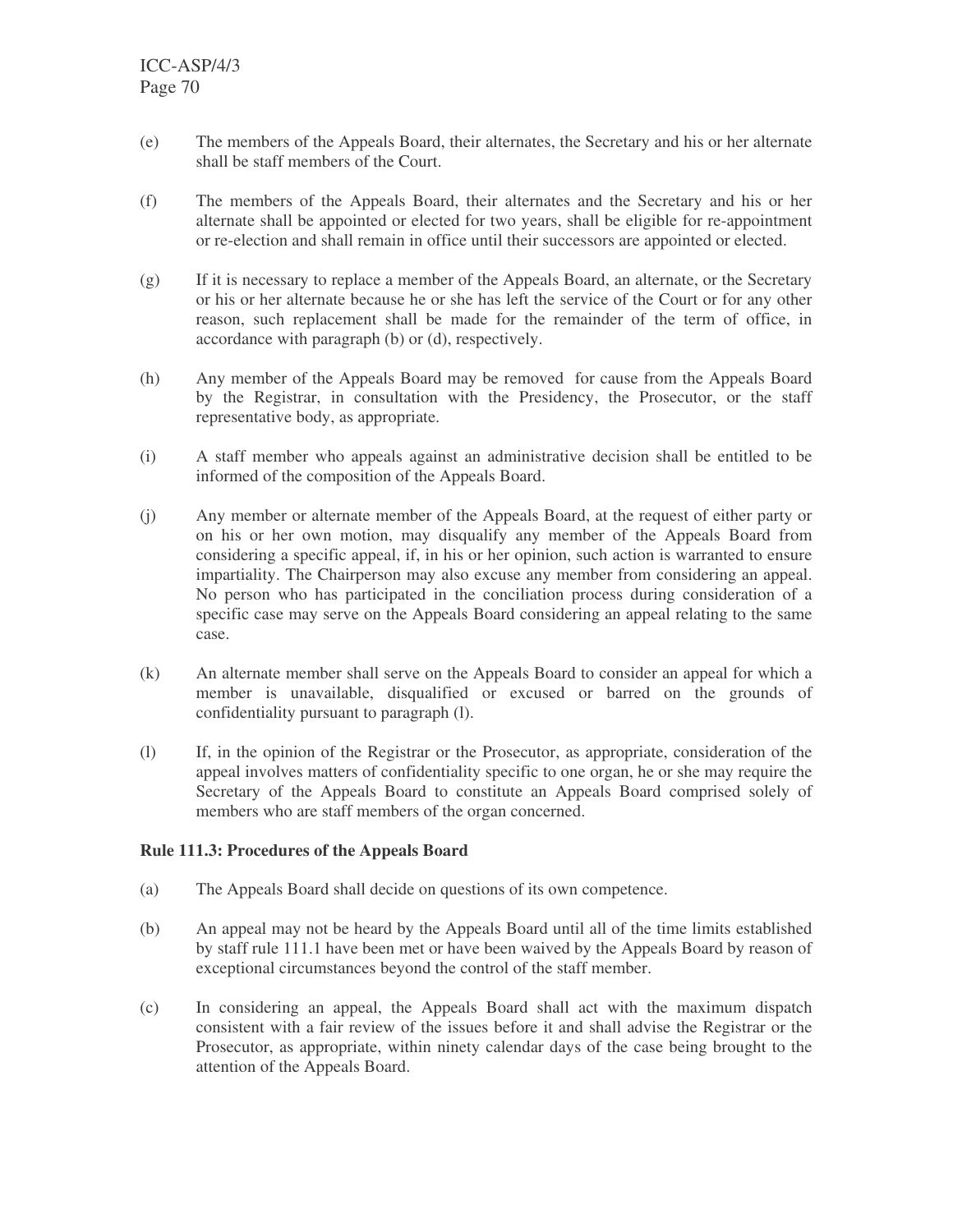(e) The members of the Appeals Board, their alternates, the Secretary and his or her alternate shall be staff members of the Court.

(f) The members of the Appeals Board, their alternates and the Secretary and his or her alternate shall be appointed or elected for two years, shall be eligible for re-appointment or re-election and shall remain in office until their successors are appointed or elected.

(g) If it is necessary to replace a member of the Appeals Board, an alternate, or the Secretary or his or her alternate because he or she has left the service of the Court or for any other reason, such replacement shall be made for the remainder of the term of office, in accordance with paragraph (b) or (d), respectively.

(h) Any member of the Appeals Board may be removed for cause from the Appeals Board by the Registrar, in consultation with the Presidency, the Prosecutor, or the staff representative body, as appropriate.

(i) A staff member who appeals against an administrative decision shall be entitled to be informed of the composition of the Appeals Board.

(j) Any member or alternate member of the Appeals Board, at the request of either party or on his or her own motion, may disqualify any member of the Appeals Board from considering a specific appeal, if, in his or her opinion, such action is warranted to ensure impartiality. The Chairperson may also excuse any member from considering an appeal. No person who has participated in the conciliation process during consideration of a specific case may serve on the Appeals Board considering an appeal relating to the same case.

(k) An alternate member shall serve on the Appeals Board to consider an appeal for which a member is unavailable, disqualified or excused or barred on the grounds of confidentiality pursuant to paragraph (l).

(l) If, in the opinion of the Registrar or the Prosecutor, as appropriate, consideration of the appeal involves matters of confidentiality specific to one organ, he or she may require the Secretary of the Appeals Board to constitute an Appeals Board comprised solely of members who are staff members of the organ concerned.

**Rule 111.3: Procedures of the Appeals Board**

(a) The Appeals Board shall decide on questions of its own competence.

(b) An appeal may not be heard by the Appeals Board until all of the time limits established by staff rule 111.1 have been met or have been waived by the Appeals Board by reason of exceptional circumstances beyond the control of the staff member.

(c) In considering an appeal, the Appeals Board shall act with the maximum dispatch consistent with a fair review of the issues before it and shall advise the Registrar or the Prosecutor, as appropriate, within ninety calendar days of the case being brought to the attention of the Appeals Board.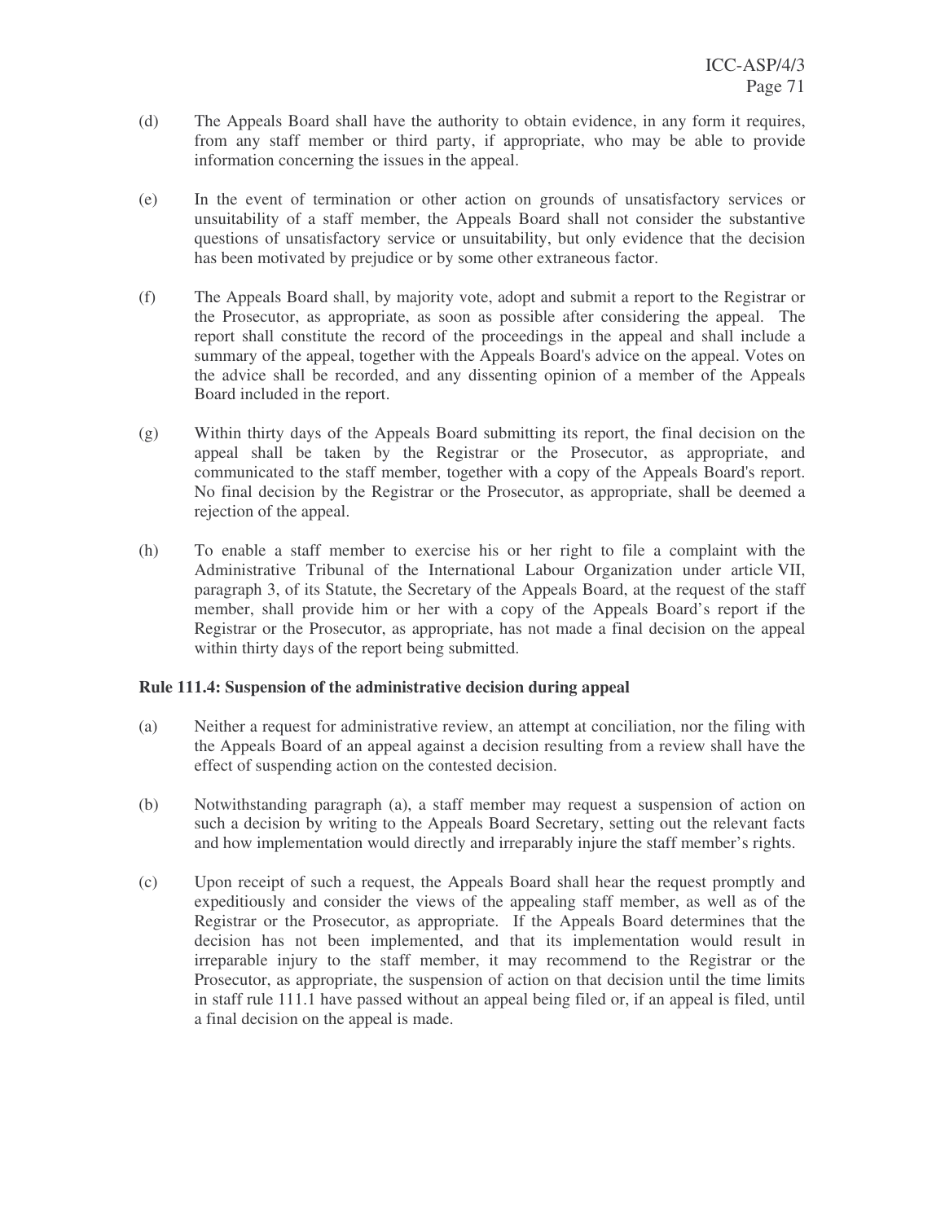(d) The Appeals Board shall have the authority to obtain evidence, in any form it requires, from any staff member or third party, if appropriate, who may be able to provide information concerning the issues in the appeal.

(e) In the event of termination or other action on grounds of unsatisfactory services or unsuitability of a staff member, the Appeals Board shall not consider the substantive questions of unsatisfactory service or unsuitability, but only evidence that the decision has been motivated by prejudice or by some other extraneous factor.

(f) The Appeals Board shall, by majority vote, adopt and submit a report to the Registrar or the Prosecutor, as appropriate, as soon as possible after considering the appeal. The report shall constitute the record of the proceedings in the appeal and shall include a summary of the appeal, together with the Appeals Board's advice on the appeal. Votes on the advice shall be recorded, and any dissenting opinion of a member of the Appeals Board included in the report.

(g) Within thirty days of the Appeals Board submitting its report, the final decision on the appeal shall be taken by the Registrar or the Prosecutor, as appropriate, and communicated to the staff member, together with a copy of the Appeals Board's report. No final decision by the Registrar or the Prosecutor, as appropriate, shall be deemed a rejection of the appeal.

(h) To enable a staff member to exercise his or her right to file a complaint with the Administrative Tribunal of the International Labour Organization under article VII, paragraph 3, of its Statute, the Secretary of the Appeals Board, at the request of the staff member, shall provide him or her with a copy of the Appeals Board's report if the Registrar or the Prosecutor, as appropriate, has not made a final decision on the appeal within thirty days of the report being submitted.

**Rule 111.4: Suspension of the administrative decision during appeal**

(a) Neither a request for administrative review, an attempt at conciliation, nor the filing with the Appeals Board of an appeal against a decision resulting from a review shall have the effect of suspending action on the contested decision.

(b) Notwithstanding paragraph (a), a staff member may request a suspension of action on such a decision by writing to the Appeals Board Secretary, setting out the relevant facts and how implementation would directly and irreparably injure the staff member's rights.

(c) Upon receipt of such a request, the Appeals Board shall hear the request promptly and expeditiously and consider the views of the appealing staff member, as well as of the Registrar or the Prosecutor, as appropriate. If the Appeals Board determines that the decision has not been implemented, and that its implementation would result in irreparable injury to the staff member, it may recommend to the Registrar or the Prosecutor, as appropriate, the suspension of action on that decision until the time limits in staff rule 111.1 have passed without an appeal being filed or, if an appeal is filed, until a final decision on the appeal is made.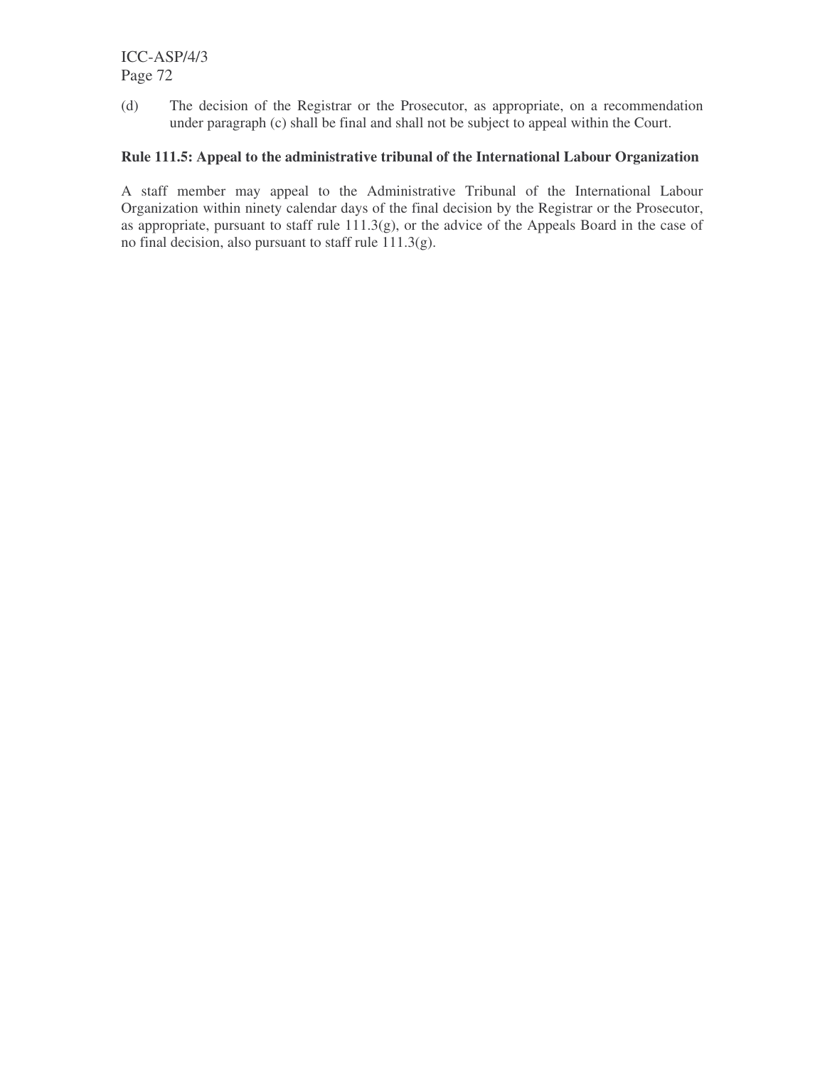(d) The decision of the Registrar or the Prosecutor, as appropriate, on a recommendation under paragraph (c) shall be final and shall not be subject to appeal within the Court.

**Rule 111.5: Appeal to the administrative tribunal of the International Labour Organization**

A staff member may appeal to the Administrative Tribunal of the International Labour Organization within ninety calendar days of the final decision by the Registrar or the Prosecutor, as appropriate, pursuant to staff rule 111.3(g), or the advice of the Appeals Board in the case of no final decision, also pursuant to staff rule 111.3(g).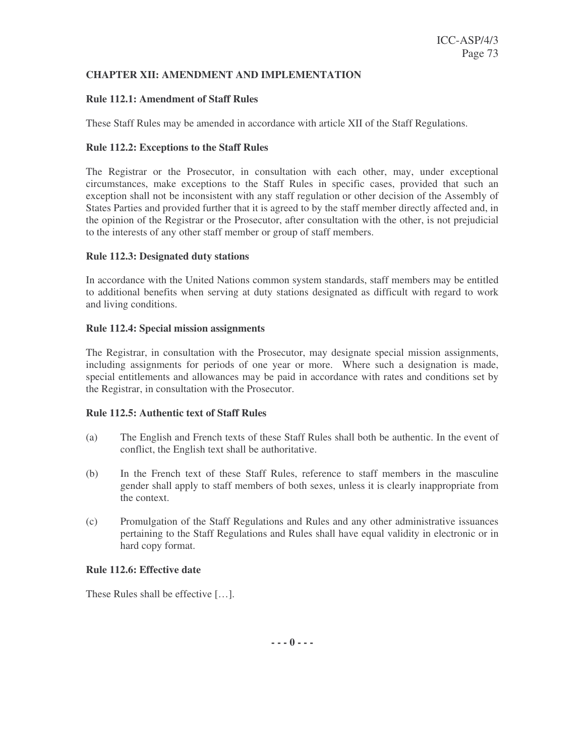## CHAPTER XII: AMENDMENT AND IMPLEMENTATION

### Rule 112.1: Amendment of Staff Rules

These Staff Rules may be amended in accordance with article XII of the Staff Regulations.

### Rule 112.2: Exceptions to the Staff Rules

The Registrar or the Prosecutor, in consultation with each other, may, under exceptional circumstances, make exceptions to the Staff Rules in specific cases, provided that such an exception shall not be inconsistent with any staff regulation or other decision of the Assembly of States Parties and provided further that it is agreed to by the staff member directly affected and, in the opinion of the Registrar or the Prosecutor, after consultation with the other, is not prejudicial to the interests of any other staff member or group of staff members.

### Rule 112.3: Designated duty stations

In accordance with the United Nations common system standards, staff members may be entitled to additional benefits when serving at duty stations designated as difficult with regard to work and living conditions.

### Rule 112.4: Special mission assignments

The Registrar, in consultation with the Prosecutor, may designate special mission assignments, including assignments for periods of one year or more. Where such a designation is made, special entitlements and allowances may be paid in accordance with rates and conditions set by the Registrar, in consultation with the Prosecutor.

### Rule 112.5: Authentic text of Staff Rules

(a) The English and French texts of these Staff Rules shall both be authentic. In the event of conflict, the English text shall be authoritative.

(b) In the French text of these Staff Rules, reference to staff members in the masculine gender shall apply to staff members of both sexes, unless it is clearly inappropriate from the context.

(c) Promulgation of the Staff Regulations and Rules and any other administrative issuances pertaining to the Staff Regulations and Rules shall have equal validity in electronic or in hard copy format.

### Rule 112.6: Effective date

These Rules shall be effective […].

**- - - 0 - - -**